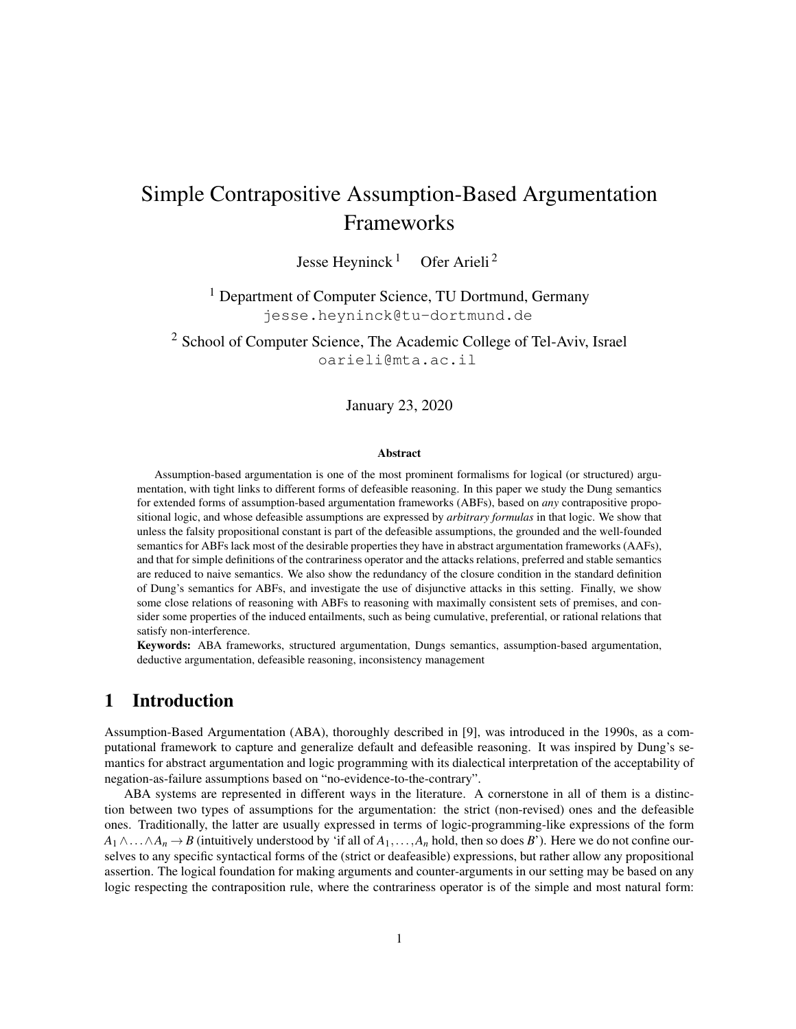# Simple Contrapositive Assumption-Based Argumentation Frameworks

Jesse Heyninck [1] Ofer Arieli [2]

[1] Department of Computer Science, TU Dortmund, Germany
jesse.heyninck@tu-dortmund.de

[2] School of Computer Science, The Academic College of Tel-Aviv, Israel
oarieli@mta.ac.il

January 23, 2020

### Abstract

Assumption-based argumentation is one of the most prominent formalisms for logical (or structured) argumentation, with tight links to different forms of defeasible reasoning. In this paper we study the Dung semantics for extended forms of assumption-based argumentation frameworks (ABFs), based on *any* contrapositive propositional logic, and whose defeasible assumptions are expressed by *arbitrary formulas* in that logic. We show that unless the falsity propositional constant is part of the defeasible assumptions, the grounded and the well-founded semantics for ABFs lack most of the desirable properties they have in abstract argumentation frameworks (AAFs), and that for simple definitions of the contrariness operator and the attacks relations, preferred and stable semantics are reduced to naive semantics. We also show the redundancy of the closure condition in the standard definition of Dung's semantics for ABFs, and investigate the use of disjunctive attacks in this setting. Finally, we show some close relations of reasoning with ABFs to reasoning with maximally consistent sets of premises, and consider some properties of the induced entailments, such as being cumulative, preferential, or rational relations that satisfy non-interference.

**Keywords:** ABA frameworks, structured argumentation, Dungs semantics, assumption-based argumentation, deductive argumentation, defeasible reasoning, inconsistency management

## 1 Introduction

Assumption-Based Argumentation (ABA), thoroughly described in [9], was introduced in the 1990s, as a computational framework to capture and generalize default and defeasible reasoning. It was inspired by Dung's semantics for abstract argumentation and logic programming with its dialectical interpretation of the acceptability of negation-as-failure assumptions based on "no-evidence-to-the-contrary".

ABA systems are represented in different ways in the literature. A cornerstone in all of them is a distinction between two types of assumptions for the argumentation: the strict (non-revised) ones and the defeasible ones. Traditionally, the latter are usually expressed in terms of logic-programming-like expressions of the form $A_1 \wedge \ldots \wedge A_n \rightarrow B$ (intuitively understood by 'if all of $A_1, \ldots, A_n$ hold, then so does $B$'). Here we do not confine ourselves to any specific syntactical forms of the (strict or deafeasible) expressions, but rather allow any propositional assertion. The logical foundation for making arguments and counter-arguments in our setting may be based on any logic respecting the contraposition rule, where the contrariness operator is of the simple and most natural form: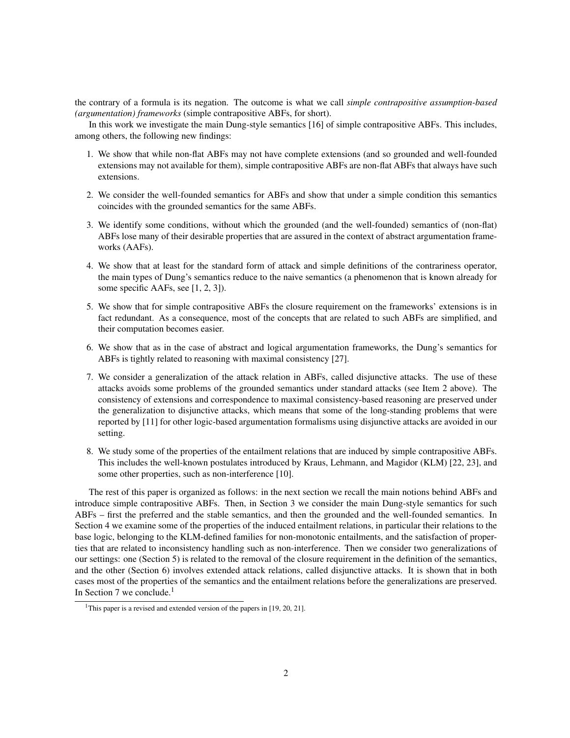the contrary of a formula is its negation. The outcome is what we call *simple contrapositive assumption-based (argumentation) frameworks* (simple contrapositive ABFs, for short).

In this work we investigate the main Dung-style semantics [16] of simple contrapositive ABFs. This includes, among others, the following new findings:

1. We show that while non-flat ABFs may not have complete extensions (and so grounded and well-founded extensions may not available for them), simple contrapositive ABFs are non-flat ABFs that always have such extensions.
2. We consider the well-founded semantics for ABFs and show that under a simple condition this semantics coincides with the grounded semantics for the same ABFs.
3. We identify some conditions, without which the grounded (and the well-founded) semantics of (non-flat) ABFs lose many of their desirable properties that are assured in the context of abstract argumentation frameworks (AAFs).
4. We show that at least for the standard form of attack and simple definitions of the contrariness operator, the main types of Dung's semantics reduce to the naive semantics (a phenomenon that is known already for some specific AAFs, see [1, 2, 3]).
5. We show that for simple contrapositive ABFs the closure requirement on the frameworks' extensions is in fact redundant. As a consequence, most of the concepts that are related to such ABFs are simplified, and their computation becomes easier.
6. We show that as in the case of abstract and logical argumentation frameworks, the Dung's semantics for ABFs is tightly related to reasoning with maximal consistency [27].
7. We consider a generalization of the attack relation in ABFs, called disjunctive attacks. The use of these attacks avoids some problems of the grounded semantics under standard attacks (see Item 2 above). The consistency of extensions and correspondence to maximal consistency-based reasoning are preserved under the generalization to disjunctive attacks, which means that some of the long-standing problems that were reported by [11] for other logic-based argumentation formalisms using disjunctive attacks are avoided in our setting.
8. We study some of the properties of the entailment relations that are induced by simple contrapositive ABFs. This includes the well-known postulates introduced by Kraus, Lehmann, and Magidor (KLM) [22, 23], and some other properties, such as non-interference [10].

The rest of this paper is organized as follows: in the next section we recall the main notions behind ABFs and introduce simple contrapositive ABFs. Then, in Section 3 we consider the main Dung-style semantics for such ABFs – first the preferred and the stable semantics, and then the grounded and the well-founded semantics. In Section 4 we examine some of the properties of the induced entailment relations, in particular their relations to the base logic, belonging to the KLM-defined families for non-monotonic entailments, and the satisfaction of properties that are related to inconsistency handling such as non-interference. Then we consider two generalizations of our settings: one (Section 5) is related to the removal of the closure requirement in the definition of the semantics, and the other (Section 6) involves extended attack relations, called disjunctive attacks. It is shown that in both cases most of the properties of the semantics and the entailment relations before the generalizations are preserved. In Section 7 we conclude.[1]

[1]This paper is a revised and extended version of the papers in [19, 20, 21].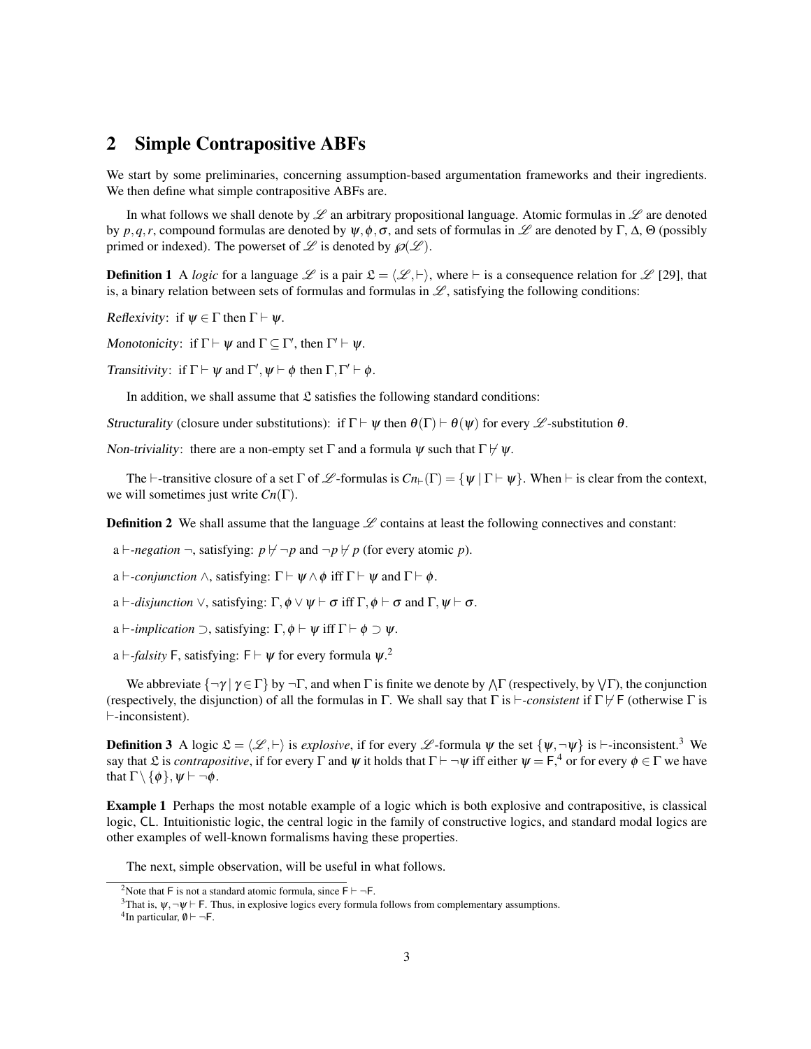## 2 Simple Contrapositive ABFs

We start by some preliminaries, concerning assumption-based argumentation frameworks and their ingredients. We then define what simple contrapositive ABFs are.

In what follows we shall denote by $\mathscr{L}$ an arbitrary propositional language. Atomic formulas in $\mathscr{L}$ are denoted by $p,q,r$, compound formulas are denoted by $\psi,\phi,\sigma$, and sets of formulas in $\mathscr{L}$ are denoted by $\Gamma$, $\Delta$, $\Theta$ (possibly primed or indexed). The powerset of $\mathscr{L}$ is denoted by $\wp(\mathscr{L})$.

**Definition 1** A *logic* for a language $\mathscr{L}$ is a pair $\mathfrak{L} = \langle \mathscr{L}, \vdash \rangle$, where $\vdash$ is a consequence relation for $\mathscr{L}$ [29], that is, a binary relation between sets of formulas and formulas in $\mathscr{L}$, satisfying the following conditions:

*Reflexivity*: if $\psi \in \Gamma$ then $\Gamma \vdash \psi$.

*Monotonicity*: if $\Gamma \vdash \psi$ and $\Gamma \subseteq \Gamma'$, then $\Gamma' \vdash \psi$.

*Transitivity*: if $\Gamma \vdash \psi$ and $\Gamma', \psi \vdash \phi$ then $\Gamma, \Gamma' \vdash \phi$.

In addition, we shall assume that $\mathfrak{L}$ satisfies the following standard conditions:

*Structurality* (closure under substitutions): if $\Gamma \vdash \psi$ then $\theta(\Gamma) \vdash \theta(\psi)$ for every $\mathscr{L}$-substitution $\theta$.

*Non-triviality*: there are a non-empty set $\Gamma$ and a formula $\psi$ such that $\Gamma \not\vdash \psi$.

The $\vdash$-transitive closure of a set $\Gamma$ of $\mathscr{L}$-formulas is $Cn_{\vdash}(\Gamma) = \{\psi \mid \Gamma \vdash \psi\}$. When $\vdash$ is clear from the context, we will sometimes just write $Cn(\Gamma)$.

**Definition 2** We shall assume that the language $\mathscr{L}$ contains at least the following connectives and constant:

a $\vdash$-*negation* $\neg$, satisfying: $p \not\vdash \neg p$ and $\neg p \not\vdash p$ (for every atomic $p$).

a $\vdash$-*conjunction* $\wedge$, satisfying: $\Gamma \vdash \psi \wedge \phi$ iff $\Gamma \vdash \psi$ and $\Gamma \vdash \phi$.

a $\vdash$-*disjunction* $\vee$, satisfying: $\Gamma, \phi \vee \psi \vdash \sigma$ iff $\Gamma, \phi \vdash \sigma$ and $\Gamma, \psi \vdash \sigma$.

a $\vdash$-*implication* $\supset$, satisfying: $\Gamma, \phi \vdash \psi$ iff $\Gamma \vdash \phi \supset \psi$.

a $\vdash$-*falsity* $\mathsf{F}$, satisfying: $\mathsf{F} \vdash \psi$ for every formula $\psi$.[2]

We abbreviate $\{\neg\gamma \mid \gamma \in \Gamma\}$ by $\neg\Gamma$, and when $\Gamma$ is finite we denote by $\bigwedge\Gamma$ (respectively, by $\bigvee\Gamma$), the conjunction (respectively, the disjunction) of all the formulas in $\Gamma$. We shall say that $\Gamma$ is $\vdash$-*consistent* if $\Gamma \not\vdash \mathsf{F}$ (otherwise $\Gamma$ is $\vdash$-inconsistent).

**Definition 3** A logic $\mathfrak{L} = \langle \mathscr{L}, \vdash \rangle$ is *explosive*, if for every $\mathscr{L}$-formula $\psi$ the set $\{\psi, \neg\psi\}$ is $\vdash$-inconsistent.[3] We say that $\mathfrak{L}$ is *contrapositive*, if for every $\Gamma$ and $\psi$ it holds that $\Gamma \vdash \neg\psi$ iff either $\psi = \mathsf{F}$,[4] or for every $\phi \in \Gamma$ we have that $\Gamma \setminus \{\phi\}, \psi \vdash \neg\phi$.

**Example 1** Perhaps the most notable example of a logic which is both explosive and contrapositive, is classical logic, $\mathsf{CL}$. Intuitionistic logic, the central logic in the family of constructive logics, and standard modal logics are other examples of well-known formalisms having these properties.

The next, simple observation, will be useful in what follows.

---

[2] Note that $\mathsf{F}$ is not a standard atomic formula, since $\mathsf{F} \vdash \neg\mathsf{F}$.

[3] That is, $\psi, \neg\psi \vdash \mathsf{F}$. Thus, in explosive logics every formula follows from complementary assumptions.

[4] In particular, $\emptyset \vdash \neg\mathsf{F}$.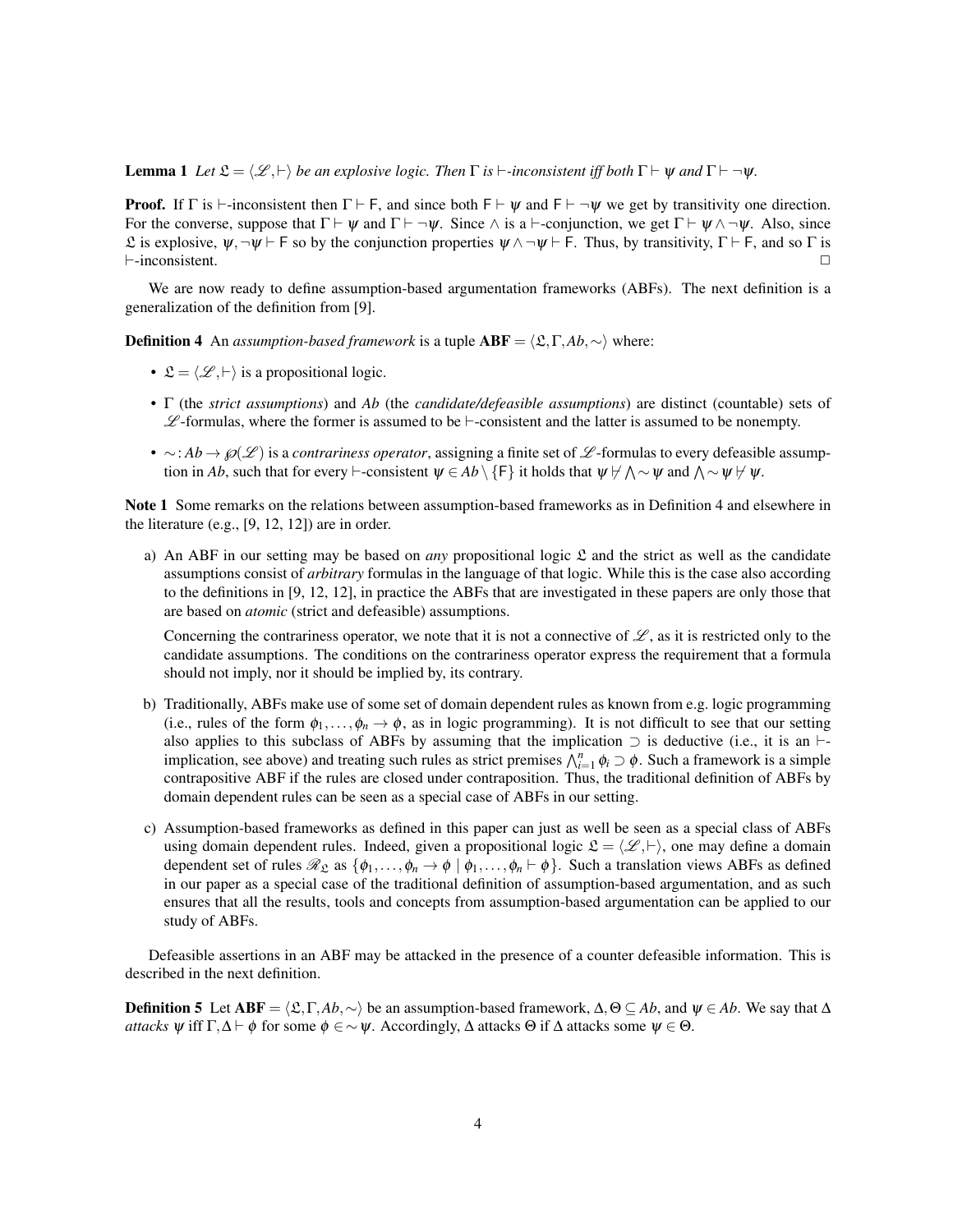**Lemma 1** *Let $\mathfrak{L} = \langle \mathscr{L}, \vdash \rangle$ be an explosive logic. Then $\Gamma$ is $\vdash$-inconsistent iff both $\Gamma \vdash \psi$ and $\Gamma \vdash \neg\psi$.*

**Proof.** If $\Gamma$ is $\vdash$-inconsistent then $\Gamma \vdash \mathsf{F}$, and since both $\mathsf{F} \vdash \psi$ and $\mathsf{F} \vdash \neg\psi$ we get by transitivity one direction. For the converse, suppose that $\Gamma \vdash \psi$ and $\Gamma \vdash \neg\psi$. Since $\wedge$ is a $\vdash$-conjunction, we get $\Gamma \vdash \psi \wedge \neg\psi$. Also, since $\mathfrak{L}$ is explosive, $\psi, \neg\psi \vdash \mathsf{F}$ so by the conjunction properties $\psi \wedge \neg\psi \vdash \mathsf{F}$. Thus, by transitivity, $\Gamma \vdash \mathsf{F}$, and so $\Gamma$ is $\vdash$-inconsistent. $\square$

We are now ready to define assumption-based argumentation frameworks (ABFs). The next definition is a generalization of the definition from [9].

**Definition 4** An *assumption-based framework* is a tuple $\mathbf{ABF} = \langle \mathfrak{L}, \Gamma, Ab, \sim \rangle$ where:

- $\mathfrak{L} = \langle \mathscr{L}, \vdash \rangle$ is a propositional logic.
- $\Gamma$ (the *strict assumptions*) and $Ab$ (the *candidate/defeasible assumptions*) are distinct (countable) sets of $\mathscr{L}$-formulas, where the former is assumed to be $\vdash$-consistent and the latter is assumed to be nonempty.
- $\sim : Ab \to \wp(\mathscr{L})$ is a *contrariness operator*, assigning a finite set of $\mathscr{L}$-formulas to every defeasible assumption in $Ab$, such that for every $\vdash$-consistent $\psi \in Ab \setminus \{\mathsf{F}\}$ it holds that $\psi \not\vdash \bigwedge \sim \psi$ and $\bigwedge \sim \psi \not\vdash \psi$.

**Note 1** Some remarks on the relations between assumption-based frameworks as in Definition 4 and elsewhere in the literature (e.g., [9, 12, 12]) are in order.

a) An ABF in our setting may be based on *any* propositional logic $\mathfrak{L}$ and the strict as well as the candidate assumptions consist of *arbitrary* formulas in the language of that logic. While this is the case also according to the definitions in [9, 12, 12], in practice the ABFs that are investigated in these papers are only those that are based on *atomic* (strict and defeasible) assumptions.

   Concerning the contrariness operator, we note that it is not a connective of $\mathscr{L}$, as it is restricted only to the candidate assumptions. The conditions on the contrariness operator express the requirement that a formula should not imply, nor it should be implied by, its contrary.

b) Traditionally, ABFs make use of some set of domain dependent rules as known from e.g. logic programming (i.e., rules of the form $\phi_1, \ldots, \phi_n \to \phi$, as in logic programming). It is not difficult to see that our setting also applies to this subclass of ABFs by assuming that the implication $\supset$ is deductive (i.e., it is an $\vdash$-implication, see above) and treating such rules as strict premises $\bigwedge_{i=1}^{n} \phi_i \supset \phi$. Such a framework is a simple contrapositive ABF if the rules are closed under contraposition. Thus, the traditional definition of ABFs by domain dependent rules can be seen as a special case of ABFs in our setting.

c) Assumption-based frameworks as defined in this paper can just as well be seen as a special class of ABFs using domain dependent rules. Indeed, given a propositional logic $\mathfrak{L} = \langle \mathscr{L}, \vdash \rangle$, one may define a domain dependent set of rules $\mathscr{R}_{\mathfrak{L}}$ as $\{\phi_1, \ldots, \phi_n \to \phi \mid \phi_1, \ldots, \phi_n \vdash \phi\}$. Such a translation views ABFs as defined in our paper as a special case of the traditional definition of assumption-based argumentation, and as such ensures that all the results, tools and concepts from assumption-based argumentation can be applied to our study of ABFs.

Defeasible assertions in an ABF may be attacked in the presence of a counter defeasible information. This is described in the next definition.

**Definition 5** Let $\mathbf{ABF} = \langle \mathfrak{L}, \Gamma, Ab, \sim \rangle$ be an assumption-based framework, $\Delta, \Theta \subseteq Ab$, and $\psi \in Ab$. We say that $\Delta$ *attacks* $\psi$ iff $\Gamma, \Delta \vdash \phi$ for some $\phi \in \sim\psi$. Accordingly, $\Delta$ attacks $\Theta$ if $\Delta$ attacks some $\psi \in \Theta$.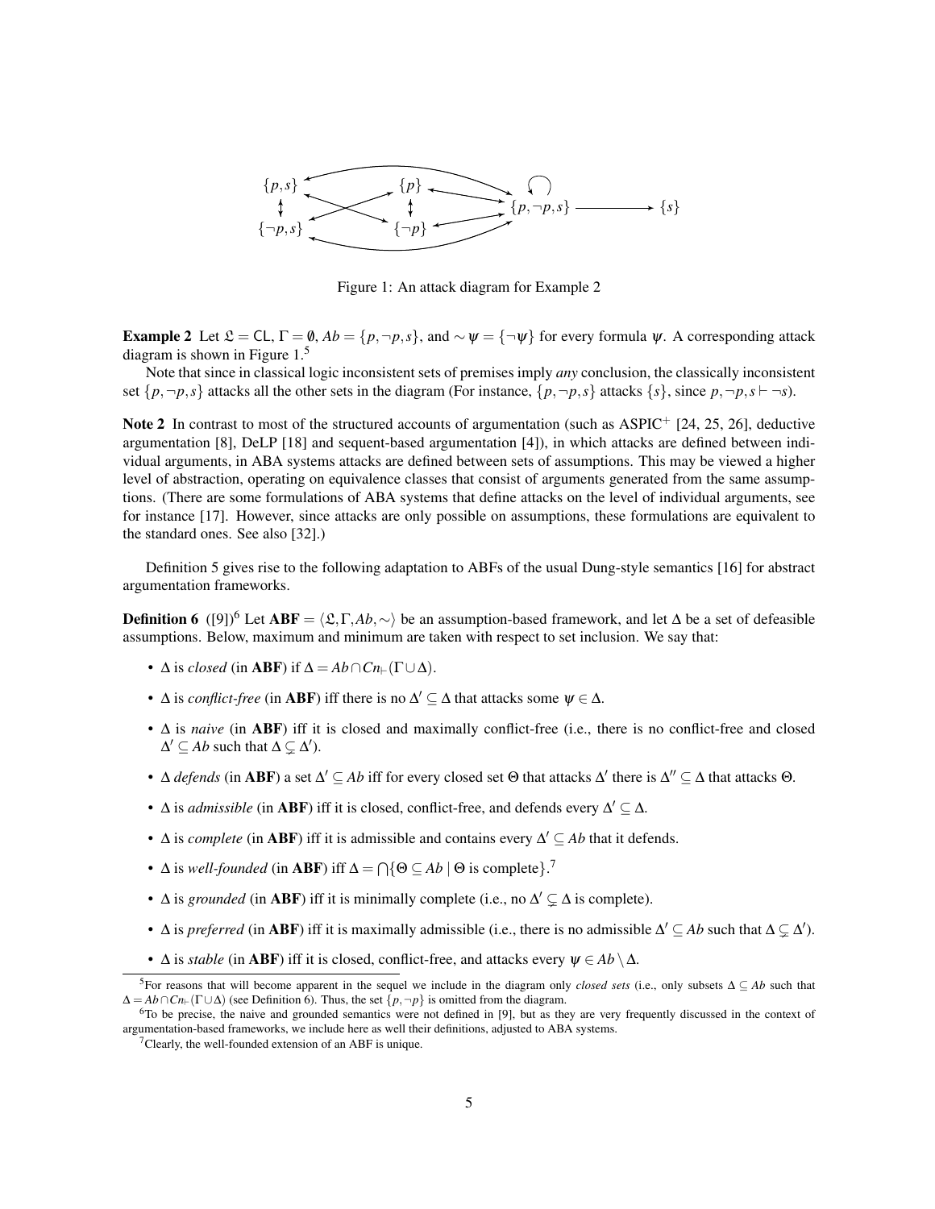Figure 1: An attack diagram for Example 2

**Example 2** Let $\mathfrak{L} = \mathsf{CL}$, $\Gamma = \emptyset$, $Ab = \{p, \neg p, s\}$, and $\sim\psi = \{\neg\psi\}$ for every formula $\psi$. A corresponding attack diagram is shown in Figure 1.[5]

Note that since in classical logic inconsistent sets of premises imply *any* conclusion, the classically inconsistent set $\{p, \neg p, s\}$ attacks all the other sets in the diagram (For instance, $\{p, \neg p, s\}$ attacks $\{s\}$, since $p, \neg p, s \vdash \neg s$).

**Note 2** In contrast to most of the structured accounts of argumentation (such as ASPIC$^+$ [24, 25, 26], deductive argumentation [8], DeLP [18] and sequent-based argumentation [4]), in which attacks are defined between individual arguments, in ABA systems attacks are defined between sets of assumptions. This may be viewed a higher level of abstraction, operating on equivalence classes that consist of arguments generated from the same assumptions. (There are some formulations of ABA systems that define attacks on the level of individual arguments, see for instance [17]. However, since attacks are only possible on assumptions, these formulations are equivalent to the standard ones. See also [32].)

Definition 5 gives rise to the following adaptation to ABFs of the usual Dung-style semantics [16] for abstract argumentation frameworks.

**Definition 6** ([9])[6] Let $\mathbf{ABF} = \langle \mathfrak{L}, \Gamma, Ab, \sim \rangle$ be an assumption-based framework, and let $\Delta$ be a set of defeasible assumptions. Below, maximum and minimum are taken with respect to set inclusion. We say that:

- $\Delta$ is *closed* (in $\mathbf{ABF}$) if $\Delta = Ab \cap Cn_{\vdash}(\Gamma \cup \Delta)$.
- $\Delta$ is *conflict-free* (in $\mathbf{ABF}$) iff there is no $\Delta' \subseteq \Delta$ that attacks some $\psi \in \Delta$.
- $\Delta$ is *naive* (in $\mathbf{ABF}$) iff it is closed and maximally conflict-free (i.e., there is no conflict-free and closed $\Delta' \subseteq Ab$ such that $\Delta \subsetneq \Delta'$).
- $\Delta$ *defends* (in $\mathbf{ABF}$) a set $\Delta' \subseteq Ab$ iff for every closed set $\Theta$ that attacks $\Delta'$ there is $\Delta'' \subseteq \Delta$ that attacks $\Theta$.
- $\Delta$ is *admissible* (in $\mathbf{ABF}$) iff it is closed, conflict-free, and defends every $\Delta' \subseteq \Delta$.
- $\Delta$ is *complete* (in $\mathbf{ABF}$) iff it is admissible and contains every $\Delta' \subseteq Ab$ that it defends.
- $\Delta$ is *well-founded* (in $\mathbf{ABF}$) iff $\Delta = \bigcap\{\Theta \subseteq Ab \mid \Theta \text{ is complete}\}$.[7]
- $\Delta$ is *grounded* (in $\mathbf{ABF}$) iff it is minimally complete (i.e., no $\Delta' \subsetneq \Delta$ is complete).
- $\Delta$ is *preferred* (in $\mathbf{ABF}$) iff it is maximally admissible (i.e., there is no admissible $\Delta' \subseteq Ab$ such that $\Delta \subsetneq \Delta'$).
- $\Delta$ is *stable* (in $\mathbf{ABF}$) iff it is closed, conflict-free, and attacks every $\psi \in Ab \setminus \Delta$.

[5] For reasons that will become apparent in the sequel we include in the diagram only *closed sets* (i.e., only subsets $\Delta \subseteq Ab$ such that $\Delta = Ab \cap Cn_{\vdash}(\Gamma \cup \Delta)$ (see Definition 6). Thus, the set $\{p, \neg p\}$ is omitted from the diagram.

[6] To be precise, the naive and grounded semantics were not defined in [9], but as they are very frequently discussed in the context of argumentation-based frameworks, we include here as well their definitions, adjusted to ABA systems.

[7] Clearly, the well-founded extension of an ABF is unique.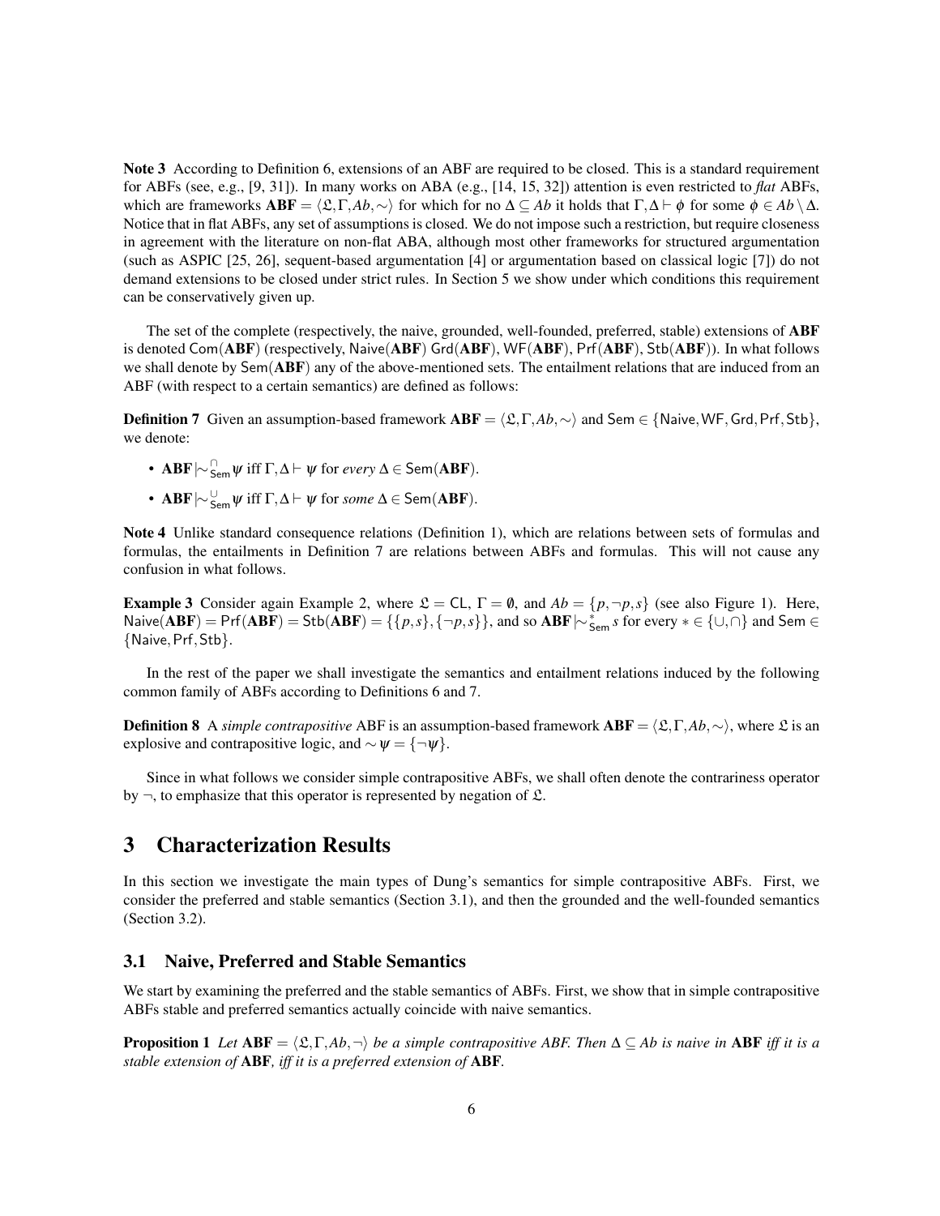**Note 3** According to Definition 6, extensions of an ABF are required to be closed. This is a standard requirement for ABFs (see, e.g., [9, 31]). In many works on ABA (e.g., [14, 15, 32]) attention is even restricted to *flat* ABFs, which are frameworks $\mathbf{ABF} = \langle \mathfrak{L}, \Gamma, Ab, \sim \rangle$ for which for no $\Delta \subseteq Ab$ it holds that $\Gamma, \Delta \vdash \phi$ for some $\phi \in Ab \setminus \Delta$. Notice that in flat ABFs, any set of assumptions is closed. We do not impose such a restriction, but require closeness in agreement with the literature on non-flat ABA, although most other frameworks for structured argumentation (such as ASPIC [25, 26], sequent-based argumentation [4] or argumentation based on classical logic [7]) do not demand extensions to be closed under strict rules. In Section 5 we show under which conditions this requirement can be conservatively given up.

The set of the complete (respectively, the naive, grounded, well-founded, preferred, stable) extensions of $\mathbf{ABF}$ is denoted $\mathsf{Com}(\mathbf{ABF})$ (respectively, $\mathsf{Naive}(\mathbf{ABF})$ $\mathsf{Grd}(\mathbf{ABF})$, $\mathsf{WF}(\mathbf{ABF})$, $\mathsf{Prf}(\mathbf{ABF})$, $\mathsf{Stb}(\mathbf{ABF})$). In what follows we shall denote by $\mathsf{Sem}(\mathbf{ABF})$ any of the above-mentioned sets. The entailment relations that are induced from an ABF (with respect to a certain semantics) are defined as follows:

**Definition 7** Given an assumption-based framework $\mathbf{ABF} = \langle \mathfrak{L}, \Gamma, Ab, \sim \rangle$ and $\mathsf{Sem} \in \{\mathsf{Naive}, \mathsf{WF}, \mathsf{Grd}, \mathsf{Prf}, \mathsf{Stb}\}$, we denote:

- $\mathbf{ABF} \mid\!\sim^{\cap}_{\mathsf{Sem}} \psi$ iff $\Gamma, \Delta \vdash \psi$ for *every* $\Delta \in \mathsf{Sem}(\mathbf{ABF})$.
- $\mathbf{ABF} \mid\!\sim^{\cup}_{\mathsf{Sem}} \psi$ iff $\Gamma, \Delta \vdash \psi$ for *some* $\Delta \in \mathsf{Sem}(\mathbf{ABF})$.

**Note 4** Unlike standard consequence relations (Definition 1), which are relations between sets of formulas and formulas, the entailments in Definition 7 are relations between ABFs and formulas. This will not cause any confusion in what follows.

**Example 3** Consider again Example 2, where $\mathfrak{L} = \mathsf{CL}$, $\Gamma = \emptyset$, and $Ab = \{p, \neg p, s\}$ (see also Figure 1). Here, $\mathsf{Naive}(\mathbf{ABF}) = \mathsf{Prf}(\mathbf{ABF}) = \mathsf{Stb}(\mathbf{ABF}) = \{\{p, s\}, \{\neg p, s\}\}$, and so $\mathbf{ABF} \mid\!\sim^{*}_{\mathsf{Sem}} s$ for every $* \in \{\cup, \cap\}$ and $\mathsf{Sem} \in \{\mathsf{Naive}, \mathsf{Prf}, \mathsf{Stb}\}$.

In the rest of the paper we shall investigate the semantics and entailment relations induced by the following common family of ABFs according to Definitions 6 and 7.

**Definition 8** A *simple contrapositive* ABF is an assumption-based framework $\mathbf{ABF} = \langle \mathfrak{L}, \Gamma, Ab, \sim \rangle$, where $\mathfrak{L}$ is an explosive and contrapositive logic, and $\sim \psi = \{\neg \psi\}$.

Since in what follows we consider simple contrapositive ABFs, we shall often denote the contrariness operator by $\neg$, to emphasize that this operator is represented by negation of $\mathfrak{L}$.

# 3 Characterization Results

In this section we investigate the main types of Dung's semantics for simple contrapositive ABFs. First, we consider the preferred and stable semantics (Section 3.1), and then the grounded and the well-founded semantics (Section 3.2).

## 3.1 Naive, Preferred and Stable Semantics

We start by examining the preferred and the stable semantics of ABFs. First, we show that in simple contrapositive ABFs stable and preferred semantics actually coincide with naive semantics.

**Proposition 1** *Let $\mathbf{ABF} = \langle \mathfrak{L}, \Gamma, Ab, \neg \rangle$ be a simple contrapositive ABF. Then $\Delta \subseteq Ab$ is naive in $\mathbf{ABF}$ iff it is a stable extension of $\mathbf{ABF}$, iff it is a preferred extension of $\mathbf{ABF}$.*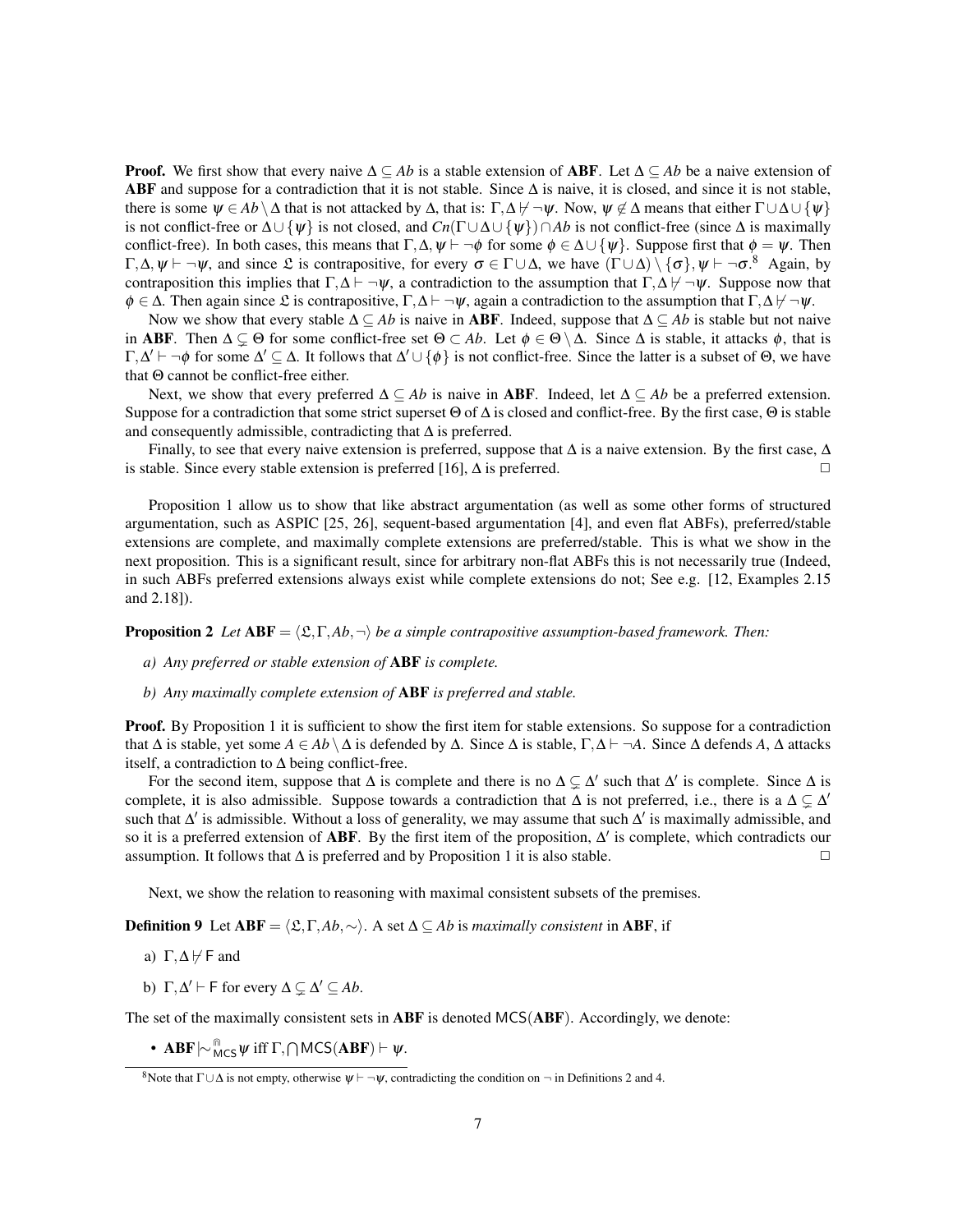**Proof.** We first show that every naive $\Delta \subseteq Ab$ is a stable extension of **ABF**. Let $\Delta \subseteq Ab$ be a naive extension of **ABF** and suppose for a contradiction that it is not stable. Since $\Delta$ is naive, it is closed, and since it is not stable, there is some $\psi \in Ab \setminus \Delta$ that is not attacked by $\Delta$, that is: $\Gamma, \Delta \not\vdash \neg\psi$. Now, $\psi \notin \Delta$ means that either $\Gamma \cup \Delta \cup \{\psi\}$ is not conflict-free or $\Delta \cup \{\psi\}$ is not closed, and $Cn(\Gamma \cup \Delta \cup \{\psi\}) \cap Ab$ is not conflict-free (since $\Delta$ is maximally conflict-free). In both cases, this means that $\Gamma, \Delta, \psi \vdash \neg\phi$ for some $\phi \in \Delta \cup \{\psi\}$. Suppose first that $\phi = \psi$. Then $\Gamma, \Delta, \psi \vdash \neg\psi$, and since $\mathfrak{L}$ is contrapositive, for every $\sigma \in \Gamma \cup \Delta$, we have $(\Gamma \cup \Delta) \setminus \{\sigma\}, \psi \vdash \neg\sigma$.[8] Again, by contraposition this implies that $\Gamma, \Delta \vdash \neg\psi$, a contradiction to the assumption that $\Gamma, \Delta \not\vdash \neg\psi$. Suppose now that $\phi \in \Delta$. Then again since $\mathfrak{L}$ is contrapositive, $\Gamma, \Delta \vdash \neg\psi$, again a contradiction to the assumption that $\Gamma, \Delta \not\vdash \neg\psi$.

Now we show that every stable $\Delta \subseteq Ab$ is naive in **ABF**. Indeed, suppose that $\Delta \subseteq Ab$ is stable but not naive in **ABF**. Then $\Delta \subsetneq \Theta$ for some conflict-free set $\Theta \subset Ab$. Let $\phi \in \Theta \setminus \Delta$. Since $\Delta$ is stable, it attacks $\phi$, that is $\Gamma, \Delta' \vdash \neg\phi$ for some $\Delta' \subseteq \Delta$. It follows that $\Delta' \cup \{\phi\}$ is not conflict-free. Since the latter is a subset of $\Theta$, we have that $\Theta$ cannot be conflict-free either.

Next, we show that every preferred $\Delta \subseteq Ab$ is naive in **ABF**. Indeed, let $\Delta \subseteq Ab$ be a preferred extension. Suppose for a contradiction that some strict superset $\Theta$ of $\Delta$ is closed and conflict-free. By the first case, $\Theta$ is stable and consequently admissible, contradicting that $\Delta$ is preferred.

Finally, to see that every naive extension is preferred, suppose that $\Delta$ is a naive extension. By the first case, $\Delta$ is stable. Since every stable extension is preferred [16], $\Delta$ is preferred. $\square$

Proposition 1 allow us to show that like abstract argumentation (as well as some other forms of structured argumentation, such as ASPIC [25, 26], sequent-based argumentation [4], and even flat ABFs), preferred/stable extensions are complete, and maximally complete extensions are preferred/stable. This is what we show in the next proposition. This is a significant result, since for arbitrary non-flat ABFs this is not necessarily true (Indeed, in such ABFs preferred extensions always exist while complete extensions do not; See e.g. [12, Examples 2.15 and 2.18]).

**Proposition 2** *Let* $\mathbf{ABF} = \langle \mathfrak{L}, \Gamma, Ab, \neg \rangle$ *be a simple contrapositive assumption-based framework. Then:*

- *a) Any preferred or stable extension of* **ABF** *is complete.*
- *b) Any maximally complete extension of* **ABF** *is preferred and stable.*

**Proof.** By Proposition 1 it is sufficient to show the first item for stable extensions. So suppose for a contradiction that $\Delta$ is stable, yet some $A \in Ab \setminus \Delta$ is defended by $\Delta$. Since $\Delta$ is stable, $\Gamma, \Delta \vdash \neg A$. Since $\Delta$ defends $A$, $\Delta$ attacks itself, a contradiction to $\Delta$ being conflict-free.

For the second item, suppose that $\Delta$ is complete and there is no $\Delta \subsetneq \Delta'$ such that $\Delta'$ is complete. Since $\Delta$ is complete, it is also admissible. Suppose towards a contradiction that $\Delta$ is not preferred, i.e., there is a $\Delta \subsetneq \Delta'$ such that $\Delta'$ is admissible. Without a loss of generality, we may assume that such $\Delta'$ is maximally admissible, and so it is a preferred extension of **ABF**. By the first item of the proposition, $\Delta'$ is complete, which contradicts our assumption. It follows that $\Delta$ is preferred and by Proposition 1 it is also stable. $\square$

Next, we show the relation to reasoning with maximal consistent subsets of the premises.

**Definition 9** Let $\mathbf{ABF} = \langle \mathfrak{L}, \Gamma, Ab, \sim \rangle$. A set $\Delta \subseteq Ab$ is *maximally consistent* in **ABF**, if

- a) $\Gamma, \Delta \not\vdash \mathsf{F}$ and
- b) $\Gamma, \Delta' \vdash \mathsf{F}$ for every $\Delta \subsetneq \Delta' \subseteq Ab$.

The set of the maximally consistent sets in **ABF** is denoted $\mathsf{MCS}(\mathbf{ABF})$. Accordingly, we denote:

- $\mathbf{ABF} \mid\!\sim^{\Cap}_{\mathsf{MCS}} \psi$ iff $\Gamma, \bigcap \mathsf{MCS}(\mathbf{ABF}) \vdash \psi$.

[8] Note that $\Gamma \cup \Delta$ is not empty, otherwise $\psi \vdash \neg\psi$, contradicting the condition on $\neg$ in Definitions 2 and 4.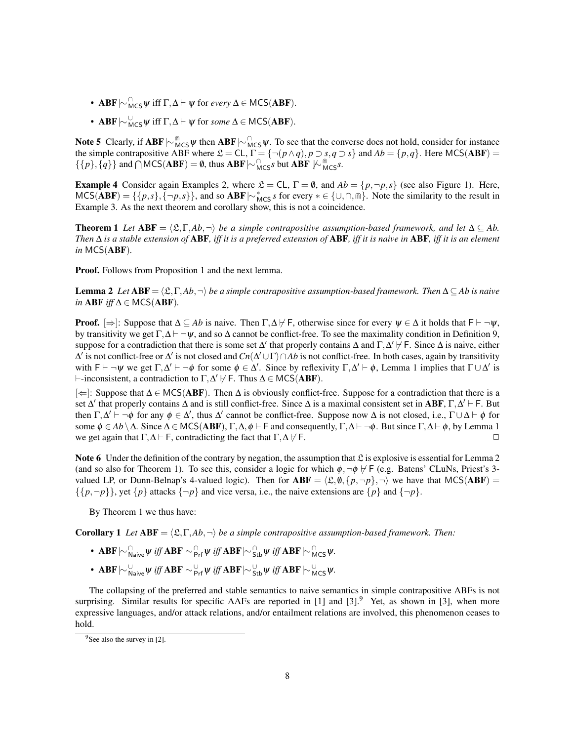- $\mathbf{ABF} \mid\!\sim^{\cap}_{\mathsf{MCS}} \psi$ iff $\Gamma, \Delta \vdash \psi$ for *every* $\Delta \in \mathsf{MCS}(\mathbf{ABF})$.
- $\mathbf{ABF} \mid\!\sim^{\cup}_{\mathsf{MCS}} \psi$ iff $\Gamma, \Delta \vdash \psi$ for *some* $\Delta \in \mathsf{MCS}(\mathbf{ABF})$.

**Note 5** Clearly, if $\mathbf{ABF} \mid\!\sim^{\Cap}_{\mathsf{MCS}} \psi$ then $\mathbf{ABF} \mid\!\sim^{\cap}_{\mathsf{MCS}} \psi$. To see that the converse does not hold, consider for instance the simple contrapositive ABF where $\mathfrak{L} = \mathsf{CL}$, $\Gamma = \{\neg(p \wedge q), p \supset s, q \supset s\}$ and $Ab = \{p, q\}$. Here $\mathsf{MCS}(\mathbf{ABF}) = \{\{p\}, \{q\}\}$ and $\bigcap \mathsf{MCS}(\mathbf{ABF}) = \emptyset$, thus $\mathbf{ABF} \mid\!\sim^{\cap}_{\mathsf{MCS}} s$ but $\mathbf{ABF} \not\mid\!\sim^{\Cap}_{\mathsf{MCS}} s$.

**Example 4** Consider again Examples 2, where $\mathfrak{L} = \mathsf{CL}$, $\Gamma = \emptyset$, and $Ab = \{p, \neg p, s\}$ (see also Figure 1). Here, $\mathsf{MCS}(\mathbf{ABF}) = \{\{p, s\}, \{\neg p, s\}\}$, and so $\mathbf{ABF} \mid\!\sim^{*}_{\mathsf{MCS}} s$ for every $* \in \{\cup, \cap, \Cap\}$. Note the similarity to the result in Example 3. As the next theorem and corollary show, this is not a coincidence.

**Theorem 1** *Let $\mathbf{ABF} = \langle \mathfrak{L}, \Gamma, Ab, \neg \rangle$ be a simple contrapositive assumption-based framework, and let $\Delta \subseteq Ab$. Then $\Delta$ is a stable extension of $\mathbf{ABF}$, iff it is a preferred extension of $\mathbf{ABF}$, iff it is naive in $\mathbf{ABF}$, iff it is an element in $\mathsf{MCS}(\mathbf{ABF})$.*

**Proof.** Follows from Proposition 1 and the next lemma.

**Lemma 2** *Let $\mathbf{ABF} = \langle \mathfrak{L}, \Gamma, Ab, \neg \rangle$ be a simple contrapositive assumption-based framework. Then $\Delta \subseteq Ab$ is naive in $\mathbf{ABF}$ iff $\Delta \in \mathsf{MCS}(\mathbf{ABF})$.*

**Proof.** $[\Rightarrow]$: Suppose that $\Delta \subseteq Ab$ is naive. Then $\Gamma, \Delta \not\vdash \mathsf{F}$, otherwise since for every $\psi \in \Delta$ it holds that $\mathsf{F} \vdash \neg\psi$, by transitivity we get $\Gamma, \Delta \vdash \neg\psi$, and so $\Delta$ cannot be conflict-free. To see the maximality condition in Definition 9, suppose for a contradiction that there is some set $\Delta'$ that properly contains $\Delta$ and $\Gamma, \Delta' \not\vdash \mathsf{F}$. Since $\Delta$ is naive, either $\Delta'$ is not conflict-free or $\Delta'$ is not closed and $Cn(\Delta' \cup \Gamma) \cap Ab$ is not conflict-free. In both cases, again by transitivity with $\mathsf{F} \vdash \neg\psi$ we get $\Gamma, \Delta' \vdash \neg\phi$ for some $\phi \in \Delta'$. Since by reflexivity $\Gamma, \Delta' \vdash \phi$, Lemma 1 implies that $\Gamma \cup \Delta'$ is $\vdash$-inconsistent, a contradiction to $\Gamma, \Delta' \not\vdash \mathsf{F}$. Thus $\Delta \in \mathsf{MCS}(\mathbf{ABF})$.

$[\Leftarrow]$: Suppose that $\Delta \in \mathsf{MCS}(\mathbf{ABF})$. Then $\Delta$ is obviously conflict-free. Suppose for a contradiction that there is a set $\Delta'$ that properly contains $\Delta$ and is still conflict-free. Since $\Delta$ is a maximal consistent set in $\mathbf{ABF}$, $\Gamma, \Delta' \vdash \mathsf{F}$. But then $\Gamma, \Delta' \vdash \neg\phi$ for any $\phi \in \Delta'$, thus $\Delta'$ cannot be conflict-free. Suppose now $\Delta$ is not closed, i.e., $\Gamma \cup \Delta \vdash \phi$ for some $\phi \in Ab \setminus \Delta$. Since $\Delta \in \mathsf{MCS}(\mathbf{ABF})$, $\Gamma, \Delta, \phi \vdash \mathsf{F}$ and consequently, $\Gamma, \Delta \vdash \neg\phi$. But since $\Gamma, \Delta \vdash \phi$, by Lemma 1 we get again that $\Gamma, \Delta \vdash \mathsf{F}$, contradicting the fact that $\Gamma, \Delta \not\vdash \mathsf{F}$. □

**Note 6** Under the definition of the contrary by negation, the assumption that $\mathfrak{L}$ is explosive is essential for Lemma 2 (and so also for Theorem 1). To see this, consider a logic for which $\phi, \neg\phi \not\vdash \mathsf{F}$ (e.g. Batens' CLuNs, Priest's 3-valued LP, or Dunn-Belnap's 4-valued logic). Then for $\mathbf{ABF} = \langle \mathfrak{L}, \emptyset, \{p, \neg p\}, \neg \rangle$ we have that $\mathsf{MCS}(\mathbf{ABF}) = \{\{p, \neg p\}\}$, yet $\{p\}$ attacks $\{\neg p\}$ and vice versa, i.e., the naive extensions are $\{p\}$ and $\{\neg p\}$.

By Theorem 1 we thus have:

**Corollary 1** *Let $\mathbf{ABF} = \langle \mathfrak{L}, \Gamma, Ab, \neg \rangle$ be a simple contrapositive assumption-based framework. Then:*

- $\mathbf{ABF} \mid\!\sim^{\cap}_{\mathsf{Naive}} \psi$ *iff* $\mathbf{ABF} \mid\!\sim^{\cap}_{\mathsf{Prf}} \psi$ *iff* $\mathbf{ABF} \mid\!\sim^{\cap}_{\mathsf{Stb}} \psi$ *iff* $\mathbf{ABF} \mid\!\sim^{\cap}_{\mathsf{MCS}} \psi$.
- $\mathbf{ABF} \mid\!\sim^{\cup}_{\mathsf{Naive}} \psi$ *iff* $\mathbf{ABF} \mid\!\sim^{\cup}_{\mathsf{Prf}} \psi$ *iff* $\mathbf{ABF} \mid\!\sim^{\cup}_{\mathsf{Stb}} \psi$ *iff* $\mathbf{ABF} \mid\!\sim^{\cup}_{\mathsf{MCS}} \psi$.

The collapsing of the preferred and stable semantics to naive semantics in simple contrapositive ABFs is not surprising. Similar results for specific AAFs are reported in [1] and [3].[9] Yet, as shown in [3], when more expressive languages, and/or attack relations, and/or entailment relations are involved, this phenomenon ceases to hold.

[9] See also the survey in [2].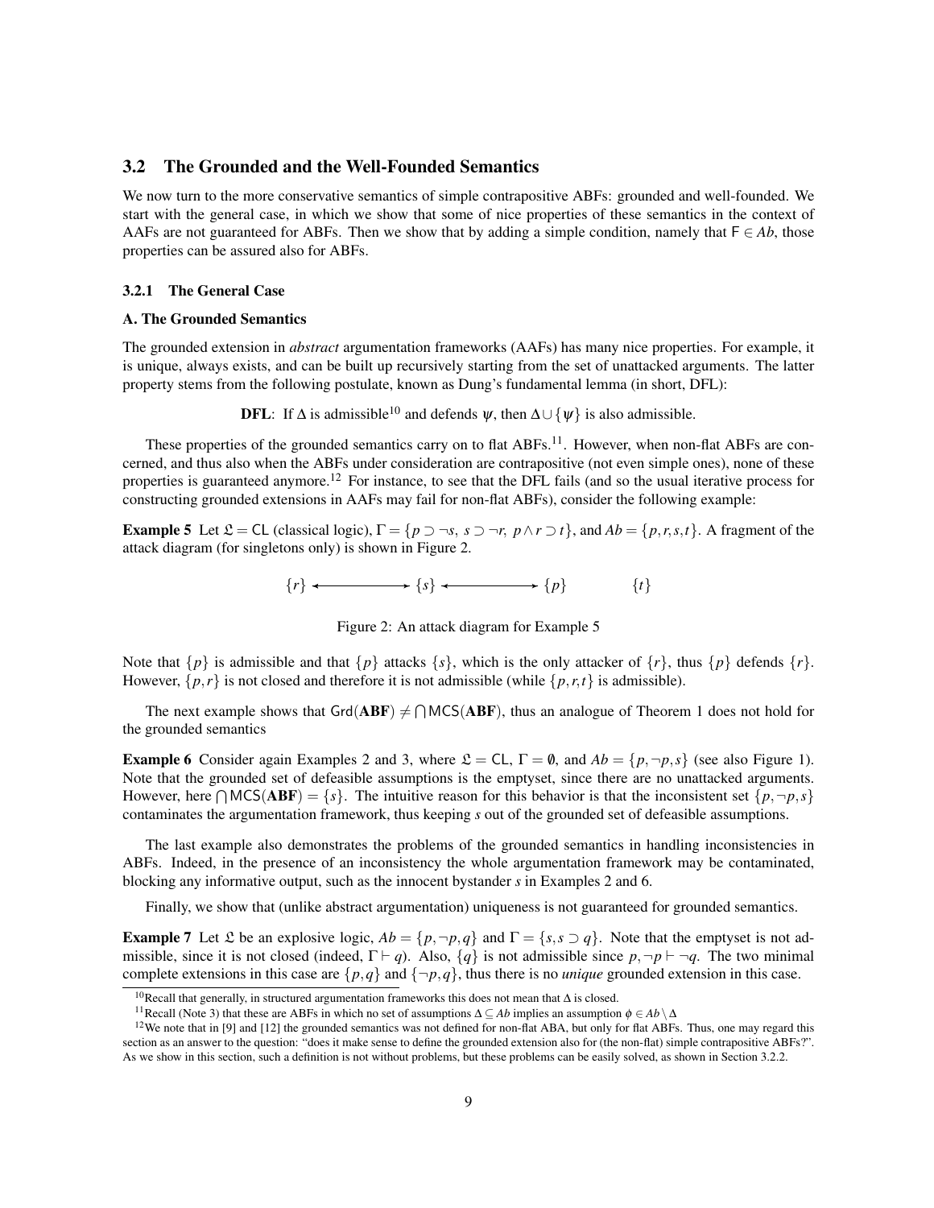## 3.2 The Grounded and the Well-Founded Semantics

We now turn to the more conservative semantics of simple contrapositive ABFs: grounded and well-founded. We start with the general case, in which we show that some of nice properties of these semantics in the context of AAFs are not guaranteed for ABFs. Then we show that by adding a simple condition, namely that $\mathsf{F} \in Ab$, those properties can be assured also for ABFs.

### 3.2.1 The General Case

**A. The Grounded Semantics**

The grounded extension in *abstract* argumentation frameworks (AAFs) has many nice properties. For example, it is unique, always exists, and can be built up recursively starting from the set of unattacked arguments. The latter property stems from the following postulate, known as Dung's fundamental lemma (in short, DFL):

**DFL**: If $\Delta$ is admissible[10] and defends $\psi$, then $\Delta \cup \{\psi\}$ is also admissible.

These properties of the grounded semantics carry on to flat ABFs.[11]. However, when non-flat ABFs are concerned, and thus also when the ABFs under consideration are contrapositive (not even simple ones), none of these properties is guaranteed anymore.[12] For instance, to see that the DFL fails (and so the usual iterative process for constructing grounded extensions in AAFs may fail for non-flat ABFs), consider the following example:

**Example 5** Let $\mathfrak{L} = \mathsf{CL}$ (classical logic), $\Gamma = \{p \supset \neg s,\ s \supset \neg r,\ p \wedge r \supset t\}$, and $Ab = \{p, r, s, t\}$. A fragment of the attack diagram (for singletons only) is shown in Figure 2.

$$\{r\} \longleftrightarrow \{s\} \longleftrightarrow \{p\} \qquad\qquad \{t\}$$

Figure 2: An attack diagram for Example 5

Note that $\{p\}$ is admissible and that $\{p\}$ attacks $\{s\}$, which is the only attacker of $\{r\}$, thus $\{p\}$ defends $\{r\}$. However, $\{p, r\}$ is not closed and therefore it is not admissible (while $\{p, r, t\}$ is admissible).

The next example shows that $\mathsf{Grd}(\mathbf{ABF}) \neq \bigcap \mathsf{MCS}(\mathbf{ABF})$, thus an analogue of Theorem 1 does not hold for the grounded semantics

**Example 6** Consider again Examples 2 and 3, where $\mathfrak{L} = \mathsf{CL}$, $\Gamma = \emptyset$, and $Ab = \{p, \neg p, s\}$ (see also Figure 1). Note that the grounded set of defeasible assumptions is the emptyset, since there are no unattacked arguments. However, here $\bigcap \mathsf{MCS}(\mathbf{ABF}) = \{s\}$. The intuitive reason for this behavior is that the inconsistent set $\{p, \neg p, s\}$ contaminates the argumentation framework, thus keeping $s$ out of the grounded set of defeasible assumptions.

The last example also demonstrates the problems of the grounded semantics in handling inconsistencies in ABFs. Indeed, in the presence of an inconsistency the whole argumentation framework may be contaminated, blocking any informative output, such as the innocent bystander $s$ in Examples 2 and 6.

Finally, we show that (unlike abstract argumentation) uniqueness is not guaranteed for grounded semantics.

**Example 7** Let $\mathfrak{L}$ be an explosive logic, $Ab = \{p, \neg p, q\}$ and $\Gamma = \{s, s \supset q\}$. Note that the emptyset is not admissible, since it is not closed (indeed, $\Gamma \vdash q$). Also, $\{q\}$ is not admissible since $p, \neg p \vdash \neg q$. The two minimal complete extensions in this case are $\{p, q\}$ and $\{\neg p, q\}$, thus there is no *unique* grounded extension in this case.

[10] Recall that generally, in structured argumentation frameworks this does not mean that $\Delta$ is closed.

[11] Recall (Note 3) that these are ABFs in which no set of assumptions $\Delta \subseteq Ab$ implies an assumption $\phi \in Ab \setminus \Delta$

[12] We note that in [9] and [12] the grounded semantics was not defined for non-flat ABA, but only for flat ABFs. Thus, one may regard this section as an answer to the question: "does it make sense to define the grounded extension also for (the non-flat) simple contrapositive ABFs?". As we show in this section, such a definition is not without problems, but these problems can be easily solved, as shown in Section 3.2.2.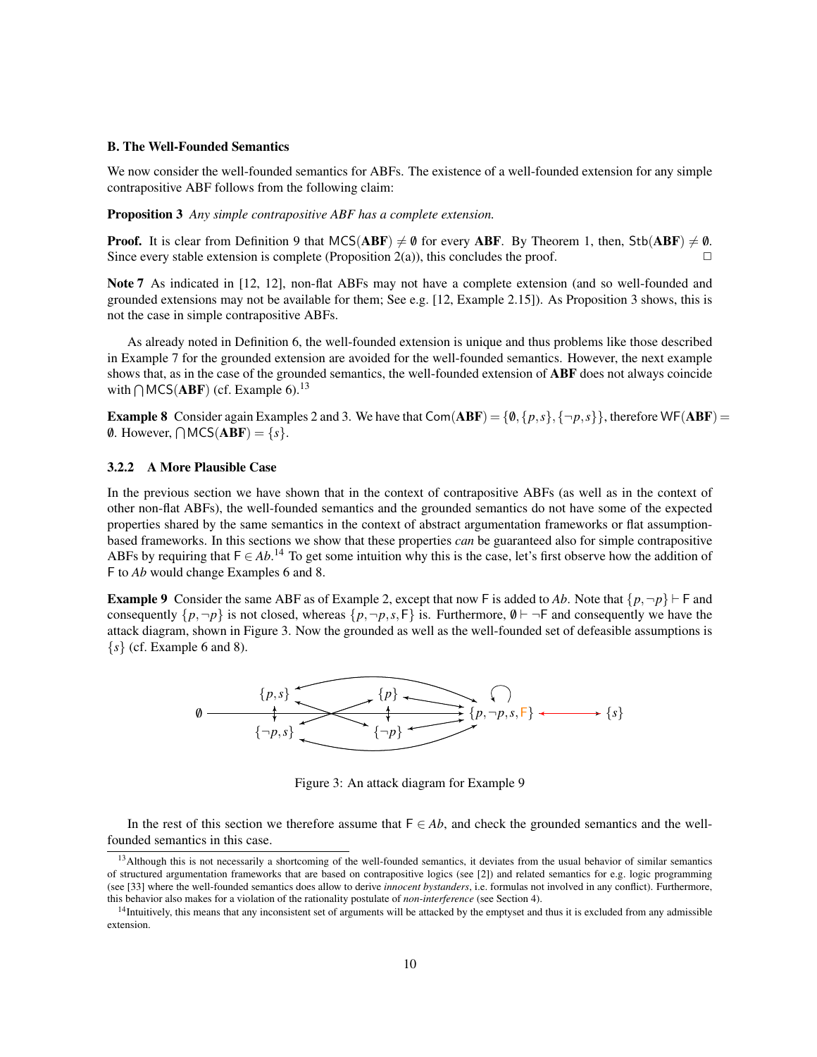**B. The Well-Founded Semantics**

We now consider the well-founded semantics for ABFs. The existence of a well-founded extension for any simple contrapositive ABF follows from the following claim:

**Proposition 3** *Any simple contrapositive ABF has a complete extension.*

**Proof.** It is clear from Definition 9 that $\mathsf{MCS}(\mathbf{ABF}) \neq \emptyset$ for every $\mathbf{ABF}$. By Theorem 1, then, $\mathsf{Stb}(\mathbf{ABF}) \neq \emptyset$. Since every stable extension is complete (Proposition 2(a)), this concludes the proof. $\square$

**Note 7** As indicated in [12, 12], non-flat ABFs may not have a complete extension (and so well-founded and grounded extensions may not be available for them; See e.g. [12, Example 2.15]). As Proposition 3 shows, this is not the case in simple contrapositive ABFs.

As already noted in Definition 6, the well-founded extension is unique and thus problems like those described in Example 7 for the grounded extension are avoided for the well-founded semantics. However, the next example shows that, as in the case of the grounded semantics, the well-founded extension of $\mathbf{ABF}$ does not always coincide with $\bigcap \mathsf{MCS}(\mathbf{ABF})$ (cf. Example 6).[13]

**Example 8** Consider again Examples 2 and 3. We have that $\mathsf{Com}(\mathbf{ABF}) = \{\emptyset, \{p,s\}, \{\neg p, s\}\}$, therefore $\mathsf{WF}(\mathbf{ABF}) = \emptyset$. However, $\bigcap \mathsf{MCS}(\mathbf{ABF}) = \{s\}$.

### 3.2.2 A More Plausible Case

In the previous section we have shown that in the context of contrapositive ABFs (as well as in the context of other non-flat ABFs), the well-founded semantics and the grounded semantics do not have some of the expected properties shared by the same semantics in the context of abstract argumentation frameworks or flat assumption-based frameworks. In this sections we show that these properties *can* be guaranteed also for simple contrapositive ABFs by requiring that $\mathsf{F} \in Ab$.[14] To get some intuition why this is the case, let's first observe how the addition of $\mathsf{F}$ to $Ab$ would change Examples 6 and 8.

**Example 9** Consider the same ABF as of Example 2, except that now $\mathsf{F}$ is added to $Ab$. Note that $\{p, \neg p\} \vdash \mathsf{F}$ and consequently $\{p, \neg p\}$ is not closed, whereas $\{p, \neg p, s, \mathsf{F}\}$ is. Furthermore, $\emptyset \vdash \neg \mathsf{F}$ and consequently we have the attack diagram, shown in Figure 3. Now the grounded as well as the well-founded set of defeasible assumptions is $\{s\}$ (cf. Example 6 and 8).

Figure 3: An attack diagram for Example 9

In the rest of this section we therefore assume that $\mathsf{F} \in Ab$, and check the grounded semantics and the well-founded semantics in this case.

[13] Although this is not necessarily a shortcoming of the well-founded semantics, it deviates from the usual behavior of similar semantics of structured argumentation frameworks that are based on contrapositive logics (see [2]) and related semantics for e.g. logic programming (see [33] where the well-founded semantics does allow to derive *innocent bystanders*, i.e. formulas not involved in any conflict). Furthermore, this behavior also makes for a violation of the rationality postulate of *non-interference* (see Section 4).

[14] Intuitively, this means that any inconsistent set of arguments will be attacked by the emptyset and thus it is excluded from any admissible extension.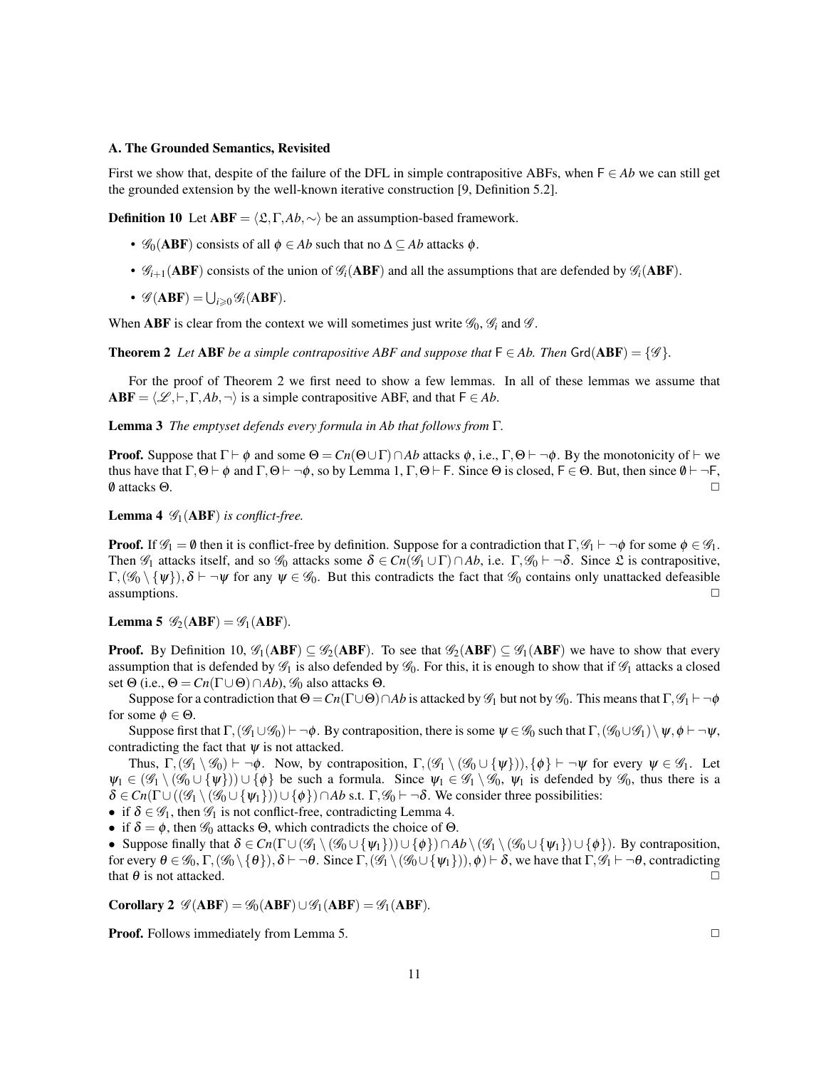### A. The Grounded Semantics, Revisited

First we show that, despite of the failure of the DFL in simple contrapositive ABFs, when $\mathsf{F} \in Ab$ we can still get the grounded extension by the well-known iterative construction [9, Definition 5.2].

**Definition 10** Let $\mathbf{ABF} = \langle \mathfrak{L}, \Gamma, Ab, \sim \rangle$ be an assumption-based framework.

- $\mathscr{G}_0(\mathbf{ABF})$ consists of all $\phi \in Ab$ such that no $\Delta \subseteq Ab$ attacks $\phi$.
- $\mathscr{G}_{i+1}(\mathbf{ABF})$ consists of the union of $\mathscr{G}_i(\mathbf{ABF})$ and all the assumptions that are defended by $\mathscr{G}_i(\mathbf{ABF})$.
- $\mathscr{G}(\mathbf{ABF}) = \bigcup_{i \geqslant 0} \mathscr{G}_i(\mathbf{ABF})$.

When $\mathbf{ABF}$ is clear from the context we will sometimes just write $\mathscr{G}_0$, $\mathscr{G}_i$ and $\mathscr{G}$.

**Theorem 2** *Let* $\mathbf{ABF}$ *be a simple contrapositive ABF and suppose that* $\mathsf{F} \in Ab$*. Then* $\mathsf{Grd}(\mathbf{ABF}) = \{\mathscr{G}\}$*.*

For the proof of Theorem 2 we first need to show a few lemmas. In all of these lemmas we assume that $\mathbf{ABF} = \langle \mathscr{L}, \vdash, \Gamma, Ab, \neg \rangle$ is a simple contrapositive ABF, and that $\mathsf{F} \in Ab$.

**Lemma 3** *The emptyset defends every formula in* $Ab$ *that follows from* $\Gamma$*.*

**Proof.** Suppose that $\Gamma \vdash \phi$ and some $\Theta = Cn(\Theta \cup \Gamma) \cap Ab$ attacks $\phi$, i.e., $\Gamma, \Theta \vdash \neg\phi$. By the monotonicity of $\vdash$ we thus have that $\Gamma, \Theta \vdash \phi$ and $\Gamma, \Theta \vdash \neg\phi$, so by Lemma 1, $\Gamma, \Theta \vdash \mathsf{F}$. Since $\Theta$ is closed, $\mathsf{F} \in \Theta$. But, then since $\emptyset \vdash \neg\mathsf{F}$, $\emptyset$ attacks $\Theta$. □

**Lemma 4** $\mathscr{G}_1(\mathbf{ABF})$ *is conflict-free.*

**Proof.** If $\mathscr{G}_1 = \emptyset$ then it is conflict-free by definition. Suppose for a contradiction that $\Gamma, \mathscr{G}_1 \vdash \neg\phi$ for some $\phi \in \mathscr{G}_1$. Then $\mathscr{G}_1$ attacks itself, and so $\mathscr{G}_0$ attacks some $\delta \in Cn(\mathscr{G}_1 \cup \Gamma) \cap Ab$, i.e. $\Gamma, \mathscr{G}_0 \vdash \neg\delta$. Since $\mathfrak{L}$ is contrapositive, $\Gamma, (\mathscr{G}_0 \setminus \{\psi\}), \delta \vdash \neg\psi$ for any $\psi \in \mathscr{G}_0$. But this contradicts the fact that $\mathscr{G}_0$ contains only unattacked defeasible assumptions. □

**Lemma 5** $\mathscr{G}_2(\mathbf{ABF}) = \mathscr{G}_1(\mathbf{ABF})$*.*

**Proof.** By Definition 10, $\mathscr{G}_1(\mathbf{ABF}) \subseteq \mathscr{G}_2(\mathbf{ABF})$. To see that $\mathscr{G}_2(\mathbf{ABF}) \subseteq \mathscr{G}_1(\mathbf{ABF})$ we have to show that every assumption that is defended by $\mathscr{G}_1$ is also defended by $\mathscr{G}_0$. For this, it is enough to show that if $\mathscr{G}_1$ attacks a closed set $\Theta$ (i.e., $\Theta = Cn(\Gamma \cup \Theta) \cap Ab$), $\mathscr{G}_0$ also attacks $\Theta$.

Suppose for a contradiction that $\Theta = Cn(\Gamma \cup \Theta) \cap Ab$ is attacked by $\mathscr{G}_1$ but not by $\mathscr{G}_0$. This means that $\Gamma, \mathscr{G}_1 \vdash \neg\phi$ for some $\phi \in \Theta$.

Suppose first that $\Gamma, (\mathscr{G}_1 \cup \mathscr{G}_0) \vdash \neg\phi$. By contraposition, there is some $\psi \in \mathscr{G}_0$ such that $\Gamma, (\mathscr{G}_0 \cup \mathscr{G}_1) \setminus \psi, \phi \vdash \neg\psi$, contradicting the fact that $\psi$ is not attacked.

Thus, $\Gamma, (\mathscr{G}_1 \setminus \mathscr{G}_0) \vdash \neg\phi$. Now, by contraposition, $\Gamma, (\mathscr{G}_1 \setminus (\mathscr{G}_0 \cup \{\psi\})), \{\phi\} \vdash \neg\psi$ for every $\psi \in \mathscr{G}_1$. Let $\psi_1 \in (\mathscr{G}_1 \setminus (\mathscr{G}_0 \cup \{\psi\})) \cup \{\phi\}$ be such a formula. Since $\psi_1 \in \mathscr{G}_1 \setminus \mathscr{G}_0$, $\psi_1$ is defended by $\mathscr{G}_0$, thus there is a $\delta \in Cn(\Gamma \cup ((\mathscr{G}_1 \setminus (\mathscr{G}_0 \cup \{\psi_1\})) \cup \{\phi\}) \cap Ab$ s.t. $\Gamma, \mathscr{G}_0 \vdash \neg\delta$. We consider three possibilities:

- if $\delta \in \mathscr{G}_1$, then $\mathscr{G}_1$ is not conflict-free, contradicting Lemma 4.
- if $\delta = \phi$, then $\mathscr{G}_0$ attacks $\Theta$, which contradicts the choice of $\Theta$.
- Suppose finally that $\delta \in Cn(\Gamma \cup (\mathscr{G}_1 \setminus (\mathscr{G}_0 \cup \{\psi_1\})) \cup \{\phi\}) \cap Ab \setminus (\mathscr{G}_1 \setminus (\mathscr{G}_0 \cup \{\psi_1\}) \cup \{\phi\})$. By contraposition, for every $\theta \in \mathscr{G}_0$, $\Gamma, (\mathscr{G}_0 \setminus \{\theta\}), \delta \vdash \neg\theta$. Since $\Gamma, (\mathscr{G}_1 \setminus (\mathscr{G}_0 \cup \{\psi_1\})), \phi) \vdash \delta$, we have that $\Gamma, \mathscr{G}_1 \vdash \neg\theta$, contradicting that $\theta$ is not attacked. □

**Corollary 2** $\mathscr{G}(\mathbf{ABF}) = \mathscr{G}_0(\mathbf{ABF}) \cup \mathscr{G}_1(\mathbf{ABF}) = \mathscr{G}_1(\mathbf{ABF})$*.*

**Proof.** Follows immediately from Lemma 5. □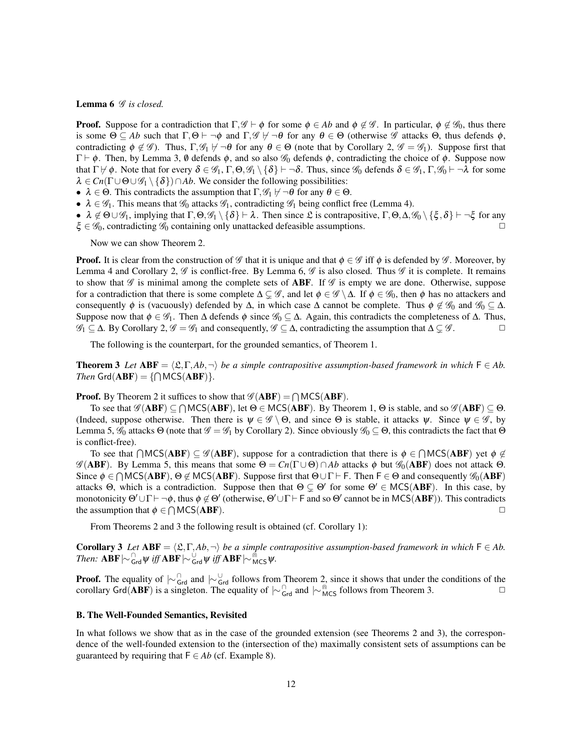**Lemma 6** *$\mathscr{G}$ is closed.*

**Proof.** Suppose for a contradiction that $\Gamma, \mathscr{G} \vdash \phi$ for some $\phi \in Ab$ and $\phi \notin \mathscr{G}$. In particular, $\phi \notin \mathscr{G}_0$, thus there is some $\Theta \subseteq Ab$ such that $\Gamma, \Theta \vdash \neg\phi$ and $\Gamma, \mathscr{G} \nvdash \neg\theta$ for any $\theta \in \Theta$ (otherwise $\mathscr{G}$ attacks $\Theta$, thus defends $\phi$, contradicting $\phi \notin \mathscr{G}$). Thus, $\Gamma, \mathscr{G}_1 \nvdash \neg\theta$ for any $\theta \in \Theta$ (note that by Corollary 2, $\mathscr{G} = \mathscr{G}_1$). Suppose first that $\Gamma \vdash \phi$. Then, by Lemma 3, $\emptyset$ defends $\phi$, and so also $\mathscr{G}_0$ defends $\phi$, contradicting the choice of $\phi$. Suppose now that $\Gamma \nvdash \phi$. Note that for every $\delta \in \mathscr{G}_1$, $\Gamma, \Theta, \mathscr{G}_1 \setminus \{\delta\} \vdash \neg\delta$. Thus, since $\mathscr{G}_0$ defends $\delta \in \mathscr{G}_1$, $\Gamma, \mathscr{G}_0 \vdash \neg\lambda$ for some $\lambda \in Cn(\Gamma \cup \Theta \cup \mathscr{G}_1 \setminus \{\delta\}) \cap Ab$. We consider the following possibilities:

- $\lambda \in \Theta$. This contradicts the assumption that $\Gamma, \mathscr{G}_1 \nvdash \neg\theta$ for any $\theta \in \Theta$.
- $\lambda \in \mathscr{G}_1$. This means that $\mathscr{G}_0$ attacks $\mathscr{G}_1$, contradicting $\mathscr{G}_1$ being conflict free (Lemma 4).
- $\lambda \notin \Theta \cup \mathscr{G}_1$, implying that $\Gamma, \Theta, \mathscr{G}_1 \setminus \{\delta\} \vdash \lambda$. Then since $\mathfrak{L}$ is contrapositive, $\Gamma, \Theta, \Delta, \mathscr{G}_0 \setminus \{\xi, \delta\} \vdash \neg\xi$ for any $\xi \in \mathscr{G}_0$, contradicting $\mathscr{G}_0$ containing only unattacked defeasible assumptions. $\square$

Now we can show Theorem 2.

**Proof.** It is clear from the construction of $\mathscr{G}$ that it is unique and that $\phi \in \mathscr{G}$ iff $\phi$ is defended by $\mathscr{G}$. Moreover, by Lemma 4 and Corollary 2, $\mathscr{G}$ is conflict-free. By Lemma 6, $\mathscr{G}$ is also closed. Thus $\mathscr{G}$ it is complete. It remains to show that $\mathscr{G}$ is minimal among the complete sets of $\mathbf{ABF}$. If $\mathscr{G}$ is empty we are done. Otherwise, suppose for a contradiction that there is some complete $\Delta \subsetneq \mathscr{G}$, and let $\phi \in \mathscr{G} \setminus \Delta$. If $\phi \in \mathscr{G}_0$, then $\phi$ has no attackers and consequently $\phi$ is (vacuously) defended by $\Delta$, in which case $\Delta$ cannot be complete. Thus $\phi \notin \mathscr{G}_0$ and $\mathscr{G}_0 \subseteq \Delta$. Suppose now that $\phi \in \mathscr{G}_1$. Then $\Delta$ defends $\phi$ since $\mathscr{G}_0 \subseteq \Delta$. Again, this contradicts the completeness of $\Delta$. Thus, $\mathscr{G}_1 \subseteq \Delta$. By Corollary 2, $\mathscr{G} = \mathscr{G}_1$ and consequently, $\mathscr{G} \subseteq \Delta$, contradicting the assumption that $\Delta \subsetneq \mathscr{G}$. $\square$

The following is the counterpart, for the grounded semantics, of Theorem 1.

**Theorem 3** *Let $\mathbf{ABF} = \langle \mathfrak{L}, \Gamma, Ab, \neg \rangle$ be a simple contrapositive assumption-based framework in which $\mathsf{F} \in Ab$. Then $\mathsf{Grd}(\mathbf{ABF}) = \{\bigcap \mathsf{MCS}(\mathbf{ABF})\}$.*

**Proof.** By Theorem 2 it suffices to show that $\mathscr{G}(\mathbf{ABF}) = \bigcap \mathsf{MCS}(\mathbf{ABF})$.

To see that $\mathscr{G}(\mathbf{ABF}) \subseteq \bigcap \mathsf{MCS}(\mathbf{ABF})$, let $\Theta \in \mathsf{MCS}(\mathbf{ABF})$. By Theorem 1, $\Theta$ is stable, and so $\mathscr{G}(\mathbf{ABF}) \subseteq \Theta$. (Indeed, suppose otherwise. Then there is $\psi \in \mathscr{G} \setminus \Theta$, and since $\Theta$ is stable, it attacks $\psi$. Since $\psi \in \mathscr{G}$, by Lemma 5, $\mathscr{G}_0$ attacks $\Theta$ (note that $\mathscr{G} = \mathscr{G}_1$ by Corollary 2). Since obviously $\mathscr{G}_0 \subseteq \Theta$, this contradicts the fact that $\Theta$ is conflict-free).

To see that $\bigcap \mathsf{MCS}(\mathbf{ABF}) \subseteq \mathscr{G}(\mathbf{ABF})$, suppose for a contradiction that there is $\phi \in \bigcap \mathsf{MCS}(\mathbf{ABF})$ yet $\phi \notin \mathscr{G}(\mathbf{ABF})$. By Lemma 5, this means that some $\Theta = Cn(\Gamma \cup \Theta) \cap Ab$ attacks $\phi$ but $\mathscr{G}_0(\mathbf{ABF})$ does not attack $\Theta$. Since $\phi \in \bigcap \mathsf{MCS}(\mathbf{ABF})$, $\Theta \notin \mathsf{MCS}(\mathbf{ABF})$. Suppose first that $\Theta \cup \Gamma \vdash \mathsf{F}$. Then $\mathsf{F} \in \Theta$ and consequently $\mathscr{G}_0(\mathbf{ABF})$ attacks $\Theta$, which is a contradiction. Suppose then that $\Theta \subsetneq \Theta'$ for some $\Theta' \in \mathsf{MCS}(\mathbf{ABF})$. In this case, by monotonicity $\Theta' \cup \Gamma \vdash \neg\phi$, thus $\phi \notin \Theta'$ (otherwise, $\Theta' \cup \Gamma \vdash \mathsf{F}$ and so $\Theta'$ cannot be in $\mathsf{MCS}(\mathbf{ABF})$). This contradicts the assumption that $\phi \in \bigcap \mathsf{MCS}(\mathbf{ABF})$. $\square$

From Theorems 2 and 3 the following result is obtained (cf. Corollary 1):

**Corollary 3** *Let $\mathbf{ABF} = \langle \mathfrak{L}, \Gamma, Ab, \neg \rangle$ be a simple contrapositive assumption-based framework in which $\mathsf{F} \in Ab$. Then: $\mathbf{ABF} \mid\!\sim^{\cap}_{\mathsf{Grd}} \psi$ iff $\mathbf{ABF} \mid\!\sim^{\cup}_{\mathsf{Grd}} \psi$ iff $\mathbf{ABF} \mid\!\sim^{\Cap}_{\mathsf{MCS}} \psi$.*

**Proof.** The equality of $\mid\!\sim^{\cap}_{\mathsf{Grd}}$ and $\mid\!\sim^{\cup}_{\mathsf{Grd}}$ follows from Theorem 2, since it shows that under the conditions of the corollary $\mathsf{Grd}(\mathbf{ABF})$ is a singleton. The equality of $\mid\!\sim^{\cap}_{\mathsf{Grd}}$ and $\mid\!\sim^{\Cap}_{\mathsf{MCS}}$ follows from Theorem 3. $\square$

### B. The Well-Founded Semantics, Revisited

In what follows we show that as in the case of the grounded extension (see Theorems 2 and 3), the correspondence of the well-founded extension to the (intersection of the) maximally consistent sets of assumptions can be guaranteed by requiring that $\mathsf{F} \in Ab$ (cf. Example 8).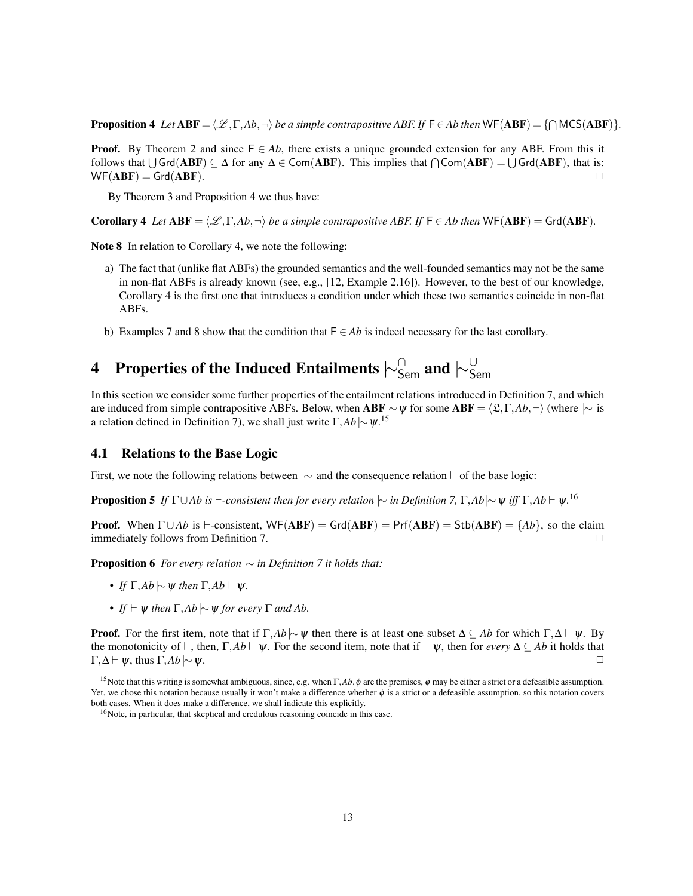**Proposition 4** *Let* $\mathbf{ABF} = \langle \mathscr{L}, \Gamma, Ab, \neg \rangle$ *be a simple contrapositive ABF. If* $\mathsf{F} \in Ab$ *then* $\mathsf{WF}(\mathbf{ABF}) = \{\bigcap \mathsf{MCS}(\mathbf{ABF})\}$.

**Proof.** By Theorem 2 and since $\mathsf{F} \in Ab$, there exists a unique grounded extension for any ABF. From this it follows that $\bigcup \mathsf{Grd}(\mathbf{ABF}) \subseteq \Delta$ for any $\Delta \in \mathsf{Com}(\mathbf{ABF})$. This implies that $\bigcap \mathsf{Com}(\mathbf{ABF}) = \bigcup \mathsf{Grd}(\mathbf{ABF})$, that is: $\mathsf{WF}(\mathbf{ABF}) = \mathsf{Grd}(\mathbf{ABF})$. □

By Theorem 3 and Proposition 4 we thus have:

**Corollary 4** *Let* $\mathbf{ABF} = \langle \mathscr{L}, \Gamma, Ab, \neg \rangle$ *be a simple contrapositive ABF. If* $\mathsf{F} \in Ab$ *then* $\mathsf{WF}(\mathbf{ABF}) = \mathsf{Grd}(\mathbf{ABF})$.

**Note 8** In relation to Corollary 4, we note the following:

a) The fact that (unlike flat ABFs) the grounded semantics and the well-founded semantics may not be the same in non-flat ABFs is already known (see, e.g., [12, Example 2.16]). However, to the best of our knowledge, Corollary 4 is the first one that introduces a condition under which these two semantics coincide in non-flat ABFs.

b) Examples 7 and 8 show that the condition that $\mathsf{F} \in Ab$ is indeed necessary for the last corollary.

# 4 Properties of the Induced Entailments $\mathrel{|\!\sim}^{\cap}_{\mathsf{Sem}}$ and $\mathrel{|\!\sim}^{\cup}_{\mathsf{Sem}}$

In this section we consider some further properties of the entailment relations introduced in Definition 7, and which are induced from simple contrapositive ABFs. Below, when $\mathbf{ABF} \mathrel{|\!\sim} \psi$ for some $\mathbf{ABF} = \langle \mathfrak{L}, \Gamma, Ab, \neg \rangle$ (where $\mathrel{|\!\sim}$ is a relation defined in Definition 7), we shall just write $\Gamma, Ab \mathrel{|\!\sim} \psi$.[15]

## 4.1 Relations to the Base Logic

First, we note the following relations between $\mathrel{|\!\sim}$ and the consequence relation $\vdash$ of the base logic:

**Proposition 5** *If* $\Gamma \cup Ab$ *is* $\vdash$*-consistent then for every relation* $\mathrel{|\!\sim}$ *in Definition 7,* $\Gamma, Ab \mathrel{|\!\sim} \psi$ *iff* $\Gamma, Ab \vdash \psi$.[16]

**Proof.** When $\Gamma \cup Ab$ is $\vdash$-consistent, $\mathsf{WF}(\mathbf{ABF}) = \mathsf{Grd}(\mathbf{ABF}) = \mathsf{Prf}(\mathbf{ABF}) = \mathsf{Stb}(\mathbf{ABF}) = \{Ab\}$, so the claim immediately follows from Definition 7. □

**Proposition 6** *For every relation* $\mathrel{|\!\sim}$ *in Definition 7 it holds that:*

- *If* $\Gamma, Ab \mathrel{|\!\sim} \psi$ *then* $\Gamma, Ab \vdash \psi$.
- *If* $\vdash \psi$ *then* $\Gamma, Ab \mathrel{|\!\sim} \psi$ *for every* $\Gamma$ *and* $Ab$.

**Proof.** For the first item, note that if $\Gamma, Ab \mathrel{|\!\sim} \psi$ then there is at least one subset $\Delta \subseteq Ab$ for which $\Gamma, \Delta \vdash \psi$. By the monotonicity of $\vdash$, then, $\Gamma, Ab \vdash \psi$. For the second item, note that if $\vdash \psi$, then for *every* $\Delta \subseteq Ab$ it holds that $\Gamma, \Delta \vdash \psi$, thus $\Gamma, Ab \mathrel{|\!\sim} \psi$. □

[15] Note that this writing is somewhat ambiguous, since, e.g. when $\Gamma, Ab, \phi$ are the premises, $\phi$ may be either a strict or a defeasible assumption. Yet, we chose this notation because usually it won't make a difference whether $\phi$ is a strict or a defeasible assumption, so this notation covers both cases. When it does make a difference, we shall indicate this explicitly.

[16] Note, in particular, that skeptical and credulous reasoning coincide in this case.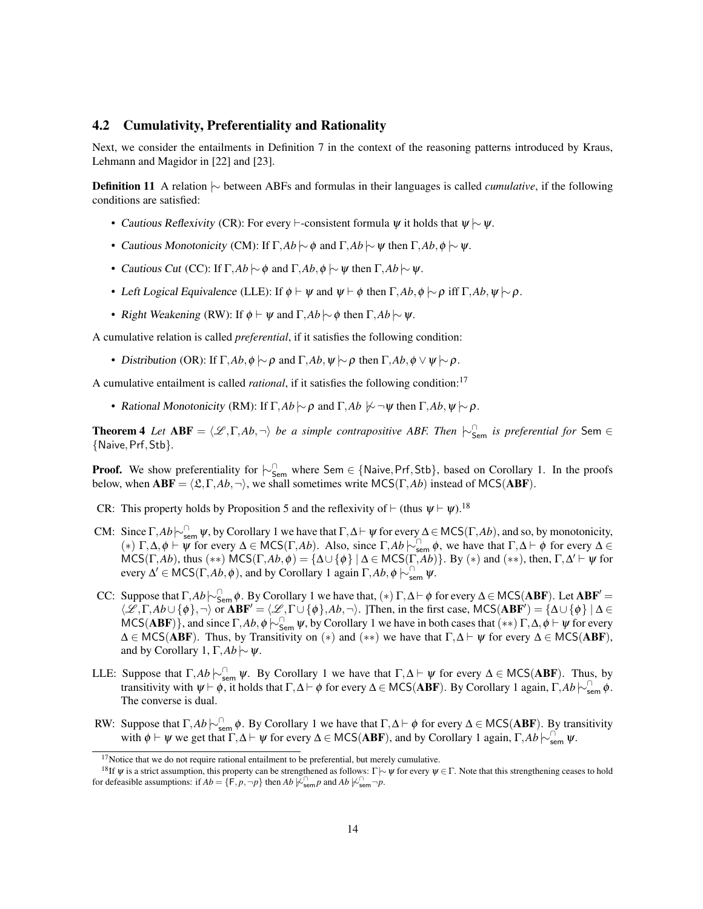## 4.2 Cumulativity, Preferentiality and Rationality

Next, we consider the entailments in Definition 7 in the context of the reasoning patterns introduced by Kraus, Lehmann and Magidor in [22] and [23].

**Definition 11** A relation $\mid\!\sim$ between ABFs and formulas in their languages is called *cumulative*, if the following conditions are satisfied:

- *Cautious Reflexivity* (CR): For every $\vdash$-consistent formula $\psi$ it holds that $\psi \mid\!\sim \psi$.
- *Cautious Monotonicity* (CM): If $\Gamma, Ab \mid\!\sim \phi$ and $\Gamma, Ab \mid\!\sim \psi$ then $\Gamma, Ab, \phi \mid\!\sim \psi$.
- *Cautious Cut* (CC): If $\Gamma, Ab \mid\!\sim \phi$ and $\Gamma, Ab, \phi \mid\!\sim \psi$ then $\Gamma, Ab \mid\!\sim \psi$.
- *Left Logical Equivalence* (LLE): If $\phi \vdash \psi$ and $\psi \vdash \phi$ then $\Gamma, Ab, \phi \mid\!\sim \rho$ iff $\Gamma, Ab, \psi \mid\!\sim \rho$.
- *Right Weakening* (RW): If $\phi \vdash \psi$ and $\Gamma, Ab \mid\!\sim \phi$ then $\Gamma, Ab \mid\!\sim \psi$.

A cumulative relation is called *preferential*, if it satisfies the following condition:

- *Distribution* (OR): If $\Gamma, Ab, \phi \mid\!\sim \rho$ and $\Gamma, Ab, \psi \mid\!\sim \rho$ then $\Gamma, Ab, \phi \vee \psi \mid\!\sim \rho$.

A cumulative entailment is called *rational*, if it satisfies the following condition:[17]

- *Rational Monotonicity* (RM): If $\Gamma, Ab \mid\!\sim \rho$ and $\Gamma, Ab \not\mid\!\sim \neg\psi$ then $\Gamma, Ab, \psi \mid\!\sim \rho$.

**Theorem 4** *Let* $\mathbf{ABF} = \langle \mathscr{L}, \Gamma, Ab, \neg \rangle$ *be a simple contrapositive ABF. Then* $\mid\!\sim^{\cap}_{\mathsf{Sem}}$ *is preferential for* $\mathsf{Sem} \in \{\mathsf{Naive}, \mathsf{Prf}, \mathsf{Stb}\}$.

**Proof.** We show preferentiality for $\mid\!\sim^{\cap}_{\mathsf{Sem}}$ where $\mathsf{Sem} \in \{\mathsf{Naive}, \mathsf{Prf}, \mathsf{Stb}\}$, based on Corollary 1. In the proofs below, when $\mathbf{ABF} = \langle \mathfrak{L}, \Gamma, Ab, \neg \rangle$, we shall sometimes write $\mathsf{MCS}(\Gamma, Ab)$ instead of $\mathsf{MCS}(\mathbf{ABF})$.

CR: This property holds by Proposition 5 and the reflexivity of $\vdash$ (thus $\psi \vdash \psi$).[18]

CM: Since $\Gamma, Ab \mid\!\sim^{\cap}_{\mathsf{sem}} \psi$, by Corollary 1 we have that $\Gamma, \Delta \vdash \psi$ for every $\Delta \in \mathsf{MCS}(\Gamma, Ab)$, and so, by monotonicity, $(*)$ $\Gamma, \Delta, \phi \vdash \psi$ for every $\Delta \in \mathsf{MCS}(\Gamma, Ab)$. Also, since $\Gamma, Ab \mid\!\sim^{\cap}_{\mathsf{sem}} \phi$, we have that $\Gamma, \Delta \vdash \phi$ for every $\Delta \in \mathsf{MCS}(\Gamma, Ab)$, thus $(**)$ $\mathsf{MCS}(\Gamma, Ab, \phi) = \{\Delta \cup \{\phi\} \mid \Delta \in \mathsf{MCS}(\Gamma, Ab)\}$. By $(*)$ and $(**)$, then, $\Gamma, \Delta' \vdash \psi$ for every $\Delta' \in \mathsf{MCS}(\Gamma, Ab, \phi)$, and by Corollary 1 again $\Gamma, Ab, \phi \mid\!\sim^{\cap}_{\mathsf{sem}} \psi$.

CC: Suppose that $\Gamma, Ab \mid\!\sim^{\cap}_{\mathsf{Sem}} \phi$. By Corollary 1 we have that, $(*)$ $\Gamma, \Delta \vdash \phi$ for every $\Delta \in \mathsf{MCS}(\mathbf{ABF})$. Let $\mathbf{ABF}' = \langle \mathscr{L}, \Gamma, Ab \cup \{\phi\}, \neg \rangle$ or $\mathbf{ABF}' = \langle \mathscr{L}, \Gamma \cup \{\phi\}, Ab, \neg \rangle$. ]Then, in the first case, $\mathsf{MCS}(\mathbf{ABF}') = \{\Delta \cup \{\phi\} \mid \Delta \in \mathsf{MCS}(\mathbf{ABF})\}$, and since $\Gamma, Ab, \phi \mid\!\sim^{\cap}_{\mathsf{Sem}} \psi$, by Corollary 1 we have in both cases that $(**)$ $\Gamma, \Delta, \phi \vdash \psi$ for every $\Delta \in \mathsf{MCS}(\mathbf{ABF})$. Thus, by Transitivity on $(*)$ and $(**)$ we have that $\Gamma, \Delta \vdash \psi$ for every $\Delta \in \mathsf{MCS}(\mathbf{ABF})$, and by Corollary 1, $\Gamma, Ab \mid\!\sim \psi$.

LLE: Suppose that $\Gamma, Ab \mid\!\sim^{\cap}_{\mathsf{sem}} \psi$. By Corollary 1 we have that $\Gamma, \Delta \vdash \psi$ for every $\Delta \in \mathsf{MCS}(\mathbf{ABF})$. Thus, by transitivity with $\psi \vdash \phi$, it holds that $\Gamma, \Delta \vdash \phi$ for every $\Delta \in \mathsf{MCS}(\mathbf{ABF})$. By Corollary 1 again, $\Gamma, Ab \mid\!\sim^{\cap}_{\mathsf{sem}} \phi$. The converse is dual.

RW: Suppose that $\Gamma, Ab \mid\!\sim^{\cap}_{\mathsf{sem}} \phi$. By Corollary 1 we have that $\Gamma, \Delta \vdash \phi$ for every $\Delta \in \mathsf{MCS}(\mathbf{ABF})$. By transitivity with $\phi \vdash \psi$ we get that $\Gamma, \Delta \vdash \psi$ for every $\Delta \in \mathsf{MCS}(\mathbf{ABF})$, and by Corollary 1 again, $\Gamma, Ab \mid\!\sim^{\cap}_{\mathsf{sem}} \psi$.

---

[17] Notice that we do not require rational entailment to be preferential, but merely cumulative.

[18] If $\psi$ is a strict assumption, this property can be strengthened as follows: $\Gamma \mid\!\sim \psi$ for every $\psi \in \Gamma$. Note that this strengthening ceases to hold for defeasible assumptions: if $Ab = \{\mathsf{F}, p, \neg p\}$ then $Ab \not\mid\!\sim^{\cap}_{\mathsf{sem}} p$ and $Ab \not\mid\!\sim^{\cap}_{\mathsf{sem}} \neg p$.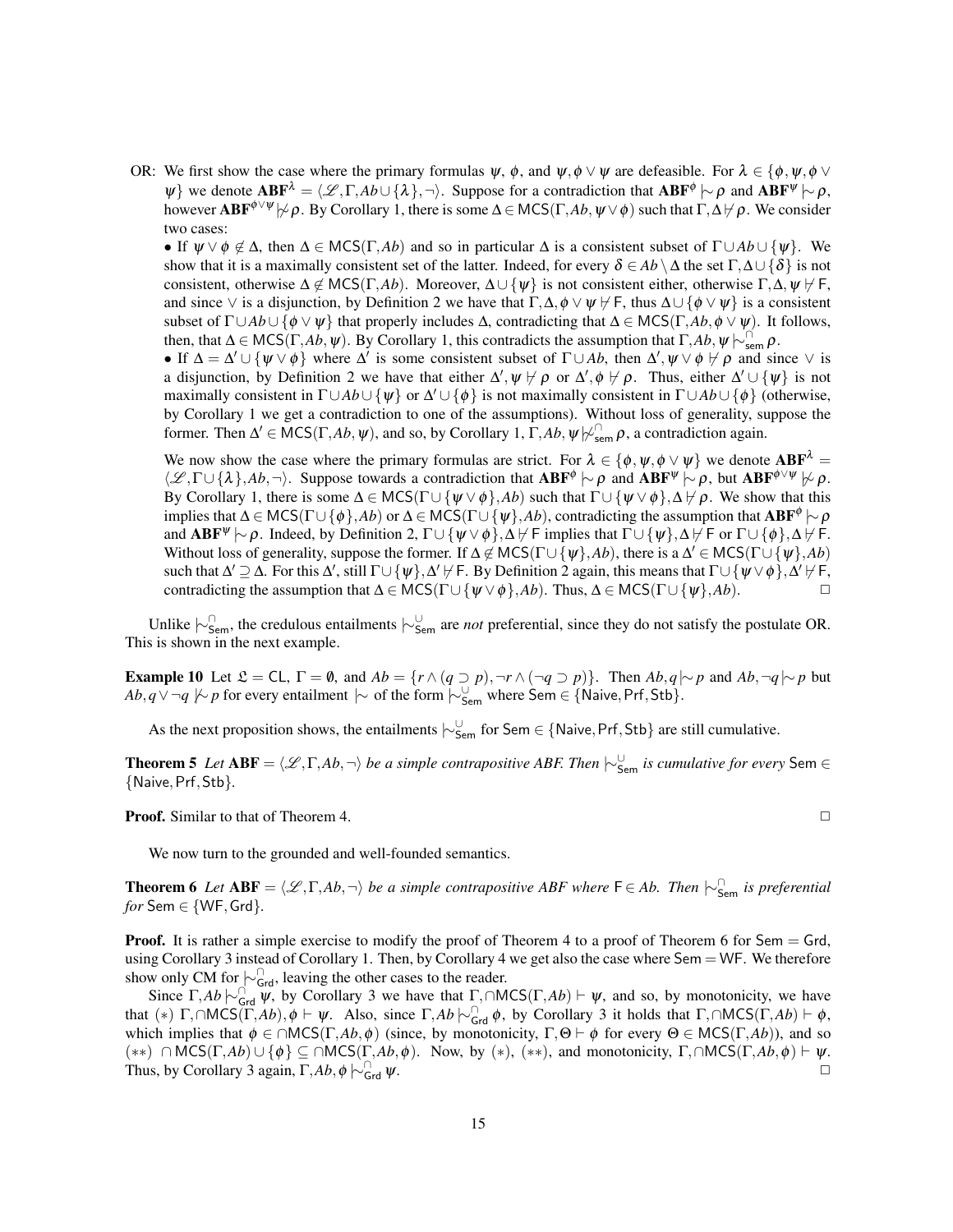OR: We first show the case where the primary formulas $\psi$, $\phi$, and $\psi, \phi \vee \psi$ are defeasible. For $\lambda \in \{\phi, \psi, \phi \vee \psi\}$ we denote $\mathbf{ABF}^{\lambda} = \langle \mathscr{L}, \Gamma, Ab \cup \{\lambda\}, \neg \rangle$. Suppose for a contradiction that $\mathbf{ABF}^{\phi} \mid\!\sim \rho$ and $\mathbf{ABF}^{\psi} \mid\!\sim \rho$, however $\mathbf{ABF}^{\phi \vee \psi} \not\mid\!\sim \rho$. By Corollary 1, there is some $\Delta \in \mathsf{MCS}(\Gamma, Ab, \psi \vee \phi)$ such that $\Gamma, \Delta \not\vdash \rho$. We consider two cases:

• If $\psi \vee \phi \notin \Delta$, then $\Delta \in \mathsf{MCS}(\Gamma, Ab)$ and so in particular $\Delta$ is a consistent subset of $\Gamma \cup Ab \cup \{\psi\}$. We show that it is a maximally consistent set of the latter. Indeed, for every $\delta \in Ab \setminus \Delta$ the set $\Gamma, \Delta \cup \{\delta\}$ is not consistent, otherwise $\Delta \notin \mathsf{MCS}(\Gamma, Ab)$. Moreover, $\Delta \cup \{\psi\}$ is not consistent either, otherwise $\Gamma, \Delta, \psi \not\vdash \mathsf{F}$, and since $\vee$ is a disjunction, by Definition 2 we have that $\Gamma, \Delta, \phi \vee \psi \not\vdash \mathsf{F}$, thus $\Delta \cup \{\phi \vee \psi\}$ is a consistent subset of $\Gamma \cup Ab \cup \{\phi \vee \psi\}$ that properly includes $\Delta$, contradicting that $\Delta \in \mathsf{MCS}(\Gamma, Ab, \phi \vee \psi)$. It follows, then, that $\Delta \in \mathsf{MCS}(\Gamma, Ab, \psi)$. By Corollary 1, this contradicts the assumption that $\Gamma, Ab, \psi \mid\!\sim^{\cap}_{\mathsf{sem}} \rho$.

• If $\Delta = \Delta' \cup \{\psi \vee \phi\}$ where $\Delta'$ is some consistent subset of $\Gamma \cup Ab$, then $\Delta', \psi \vee \phi \not\vdash \rho$ and since $\vee$ is a disjunction, by Definition 2 we have that either $\Delta', \psi \not\vdash \rho$ or $\Delta', \phi \not\vdash \rho$. Thus, either $\Delta' \cup \{\psi\}$ is not maximally consistent in $\Gamma \cup Ab \cup \{\psi\}$ or $\Delta' \cup \{\phi\}$ is not maximally consistent in $\Gamma \cup Ab \cup \{\phi\}$ (otherwise, by Corollary 1 we get a contradiction to one of the assumptions). Without loss of generality, suppose the former. Then $\Delta' \in \mathsf{MCS}(\Gamma, Ab, \psi)$, and so, by Corollary 1, $\Gamma, Ab, \psi \not\mid\!\sim^{\cap}_{\mathsf{sem}} \rho$, a contradiction again.

We now show the case where the primary formulas are strict. For $\lambda \in \{\phi, \psi, \phi \vee \psi\}$ we denote $\mathbf{ABF}^{\lambda} = \langle \mathscr{L}, \Gamma \cup \{\lambda\}, Ab, \neg \rangle$. Suppose towards a contradiction that $\mathbf{ABF}^{\phi} \mid\!\sim \rho$ and $\mathbf{ABF}^{\psi} \mid\!\sim \rho$, but $\mathbf{ABF}^{\phi \vee \psi} \not\mid\!\sim \rho$. By Corollary 1, there is some $\Delta \in \mathsf{MCS}(\Gamma \cup \{\psi \vee \phi\}, Ab)$ such that $\Gamma \cup \{\psi \vee \phi\}, \Delta \not\vdash \rho$. We show that this implies that $\Delta \in \mathsf{MCS}(\Gamma \cup \{\phi\}, Ab)$ or $\Delta \in \mathsf{MCS}(\Gamma \cup \{\psi\}, Ab)$, contradicting the assumption that $\mathbf{ABF}^{\phi} \mid\!\sim \rho$ and $\mathbf{ABF}^{\psi} \mid\!\sim \rho$. Indeed, by Definition 2, $\Gamma \cup \{\psi \vee \phi\}, \Delta \not\vdash \mathsf{F}$ implies that $\Gamma \cup \{\psi\}, \Delta \not\vdash \mathsf{F}$ or $\Gamma \cup \{\phi\}, \Delta \not\vdash \mathsf{F}$. Without loss of generality, suppose the former. If $\Delta \notin \mathsf{MCS}(\Gamma \cup \{\psi\}, Ab)$, there is a $\Delta' \in \mathsf{MCS}(\Gamma \cup \{\psi\}, Ab)$ such that $\Delta' \supsetneq \Delta$. For this $\Delta'$, still $\Gamma \cup \{\psi\}, \Delta' \not\vdash \mathsf{F}$. By Definition 2 again, this means that $\Gamma \cup \{\psi \vee \phi\}, \Delta' \not\vdash \mathsf{F}$, contradicting the assumption that $\Delta \in \mathsf{MCS}(\Gamma \cup \{\psi \vee \phi\}, Ab)$. Thus, $\Delta \in \mathsf{MCS}(\Gamma \cup \{\psi\}, Ab)$. □

Unlike $\mid\!\sim^{\cap}_{\mathsf{Sem}}$, the credulous entailments $\mid\!\sim^{\cup}_{\mathsf{Sem}}$ are *not* preferential, since they do not satisfy the postulate OR. This is shown in the next example.

**Example 10** Let $\mathfrak{L} = \mathsf{CL}$, $\Gamma = \emptyset$, and $Ab = \{r \wedge (q \supset p), \neg r \wedge (\neg q \supset p)\}$. Then $Ab, q \mid\!\sim p$ and $Ab, \neg q \mid\!\sim p$ but $Ab, q \vee \neg q \not\mid\!\sim p$ for every entailment $\mid\!\sim$ of the form $\mid\!\sim^{\cup}_{\mathsf{Sem}}$ where $\mathsf{Sem} \in \{\mathsf{Naive}, \mathsf{Prf}, \mathsf{Stb}\}$.

As the next proposition shows, the entailments $\mid\!\sim^{\cup}_{\mathsf{Sem}}$ for $\mathsf{Sem} \in \{\mathsf{Naive}, \mathsf{Prf}, \mathsf{Stb}\}$ are still cumulative.

**Theorem 5** *Let* $\mathbf{ABF} = \langle \mathscr{L}, \Gamma, Ab, \neg \rangle$ *be a simple contrapositive ABF. Then* $\mid\!\sim^{\cup}_{\mathsf{Sem}}$ *is cumulative for every* $\mathsf{Sem} \in \{\mathsf{Naive}, \mathsf{Prf}, \mathsf{Stb}\}$.

**Proof.** Similar to that of Theorem 4. □

We now turn to the grounded and well-founded semantics.

**Theorem 6** *Let* $\mathbf{ABF} = \langle \mathscr{L}, \Gamma, Ab, \neg \rangle$ *be a simple contrapositive ABF where* $\mathsf{F} \in Ab$*. Then* $\mid\!\sim^{\cap}_{\mathsf{Sem}}$ *is preferential for* $\mathsf{Sem} \in \{\mathsf{WF}, \mathsf{Grd}\}$.

**Proof.** It is rather a simple exercise to modify the proof of Theorem 4 to a proof of Theorem 6 for $\mathsf{Sem} = \mathsf{Grd}$, using Corollary 3 instead of Corollary 1. Then, by Corollary 4 we get also the case where $\mathsf{Sem} = \mathsf{WF}$. We therefore show only CM for $\mid\!\sim^{\cap}_{\mathsf{Grd}}$, leaving the other cases to the reader.

Since $\Gamma, Ab \mid\!\sim^{\cap}_{\mathsf{Grd}} \psi$, by Corollary 3 we have that $\Gamma, \cap\mathsf{MCS}(\Gamma, Ab) \vdash \psi$, and so, by monotonicity, we have that $(*)$ $\Gamma, \cap\mathsf{MCS}(\Gamma, Ab), \phi \vdash \psi$. Also, since $\Gamma, Ab \mid\!\sim^{\cap}_{\mathsf{Grd}} \phi$, by Corollary 3 it holds that $\Gamma, \cap\mathsf{MCS}(\Gamma, Ab) \vdash \phi$, which implies that $\phi \in \cap\mathsf{MCS}(\Gamma, Ab, \phi)$ (since, by monotonicity, $\Gamma, \Theta \vdash \phi$ for every $\Theta \in \mathsf{MCS}(\Gamma, Ab)$), and so $(**)$ $\cap\mathsf{MCS}(\Gamma, Ab) \cup \{\phi\} \subseteq \cap\mathsf{MCS}(\Gamma, Ab, \phi)$. Now, by $(*)$, $(**)$, and monotonicity, $\Gamma, \cap\mathsf{MCS}(\Gamma, Ab, \phi) \vdash \psi$. Thus, by Corollary 3 again, $\Gamma, Ab, \phi \mid\!\sim^{\cap}_{\mathsf{Grd}} \psi$. □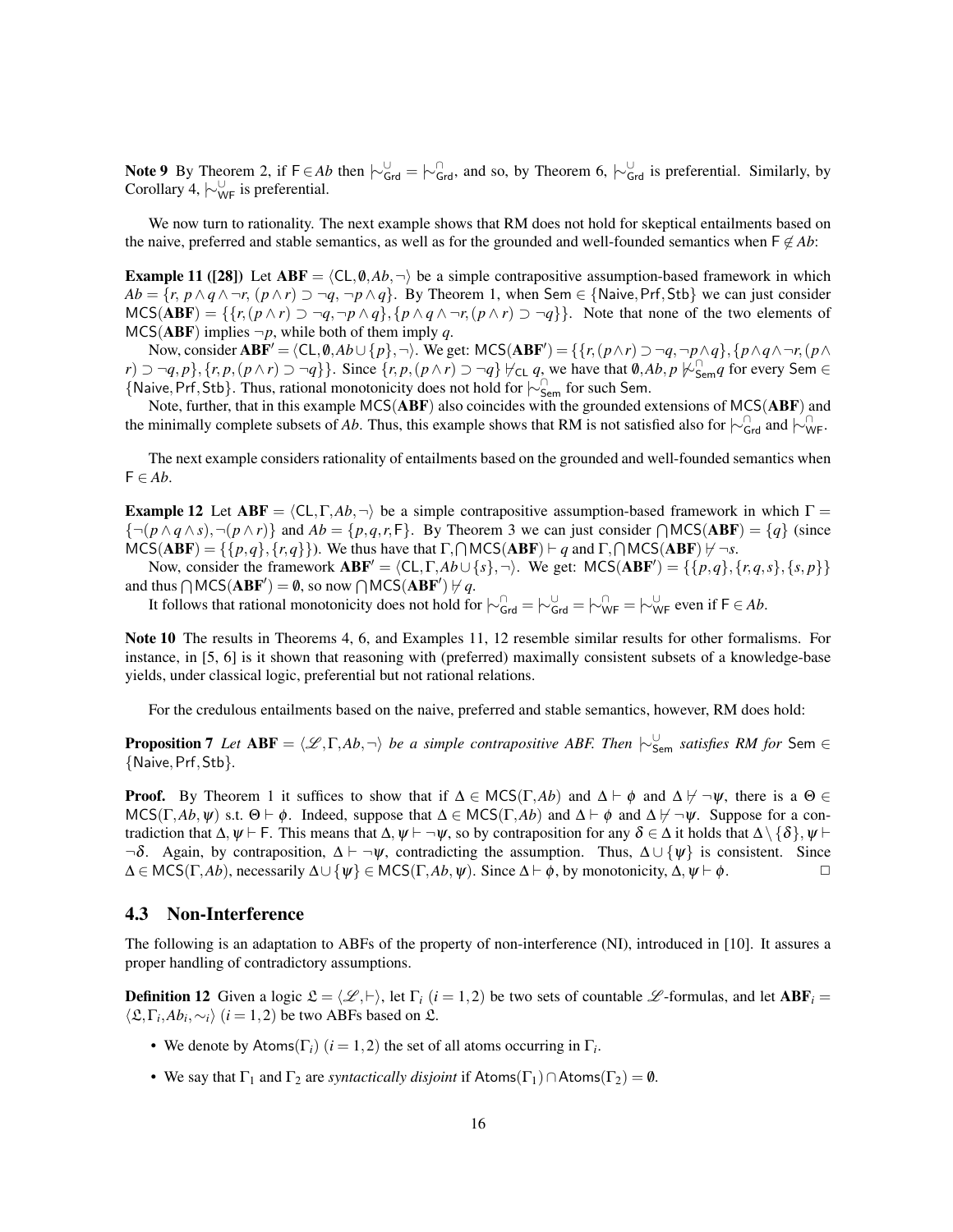**Note 9** By Theorem 2, if $\mathsf{F} \in Ab$ then $\mathrel{|\!\sim}^{\cup}_{\mathsf{Grd}} = \mathrel{|\!\sim}^{\cap}_{\mathsf{Grd}}$, and so, by Theorem 6, $\mathrel{|\!\sim}^{\cup}_{\mathsf{Grd}}$ is preferential. Similarly, by Corollary 4, $\mathrel{|\!\sim}^{\cup}_{\mathsf{WF}}$ is preferential.

We now turn to rationality. The next example shows that RM does not hold for skeptical entailments based on the naive, preferred and stable semantics, as well as for the grounded and well-founded semantics when $\mathsf{F} \notin Ab$:

**Example 11 ([28])** Let $\mathbf{ABF} = \langle \mathsf{CL}, \emptyset, Ab, \neg \rangle$ be a simple contrapositive assumption-based framework in which $Ab = \{r,\ p \wedge q \wedge \neg r,\ (p \wedge r) \supset \neg q,\ \neg p \wedge q\}$. By Theorem 1, when $\mathsf{Sem} \in \{\mathsf{Naive}, \mathsf{Prf}, \mathsf{Stb}\}$ we can just consider $\mathsf{MCS}(\mathbf{ABF}) = \{\{r, (p \wedge r) \supset \neg q, \neg p \wedge q\}, \{p \wedge q \wedge \neg r, (p \wedge r) \supset \neg q\}\}$. Note that none of the two elements of $\mathsf{MCS}(\mathbf{ABF})$ implies $\neg p$, while both of them imply $q$.

Now, consider $\mathbf{ABF}' = \langle \mathsf{CL}, \emptyset, Ab \cup \{p\}, \neg \rangle$. We get: $\mathsf{MCS}(\mathbf{ABF}') = \{\{r, (p \wedge r) \supset \neg q, \neg p \wedge q\}, \{p \wedge q \wedge \neg r, (p \wedge r) \supset \neg q, p\}, \{r, p, (p \wedge r) \supset \neg q\}\}$. Since $\{r, p, (p \wedge r) \supset \neg q\} \nvdash_{\mathsf{CL}} q$, we have that $\emptyset, Ab, p \not\mathrel{|\!\sim}^{\cap}_{\mathsf{Sem}} q$ for every $\mathsf{Sem} \in \{\mathsf{Naive}, \mathsf{Prf}, \mathsf{Stb}\}$. Thus, rational monotonicity does not hold for $\mathrel{|\!\sim}^{\cap}_{\mathsf{Sem}}$ for such Sem.

Note, further, that in this example $\mathsf{MCS}(\mathbf{ABF})$ also coincides with the grounded extensions of $\mathsf{MCS}(\mathbf{ABF})$ and the minimally complete subsets of $Ab$. Thus, this example shows that RM is not satisfied also for $\mathrel{|\!\sim}^{\cap}_{\mathsf{Grd}}$ and $\mathrel{|\!\sim}^{\cap}_{\mathsf{WF}}$.

The next example considers rationality of entailments based on the grounded and well-founded semantics when $\mathsf{F} \in Ab$.

**Example 12** Let $\mathbf{ABF} = \langle \mathsf{CL}, \Gamma, Ab, \neg \rangle$ be a simple contrapositive assumption-based framework in which $\Gamma = \{\neg(p \wedge q \wedge s), \neg(p \wedge r)\}$ and $Ab = \{p, q, r, \mathsf{F}\}$. By Theorem 3 we can just consider $\bigcap \mathsf{MCS}(\mathbf{ABF}) = \{q\}$ (since $\mathsf{MCS}(\mathbf{ABF}) = \{\{p, q\}, \{r, q\}\}$). We thus have that $\Gamma, \bigcap \mathsf{MCS}(\mathbf{ABF}) \vdash q$ and $\Gamma, \bigcap \mathsf{MCS}(\mathbf{ABF}) \nvdash \neg s$.

Now, consider the framework $\mathbf{ABF}' = \langle \mathsf{CL}, \Gamma, Ab \cup \{s\}, \neg \rangle$. We get: $\mathsf{MCS}(\mathbf{ABF}') = \{\{p, q\}, \{r, q, s\}, \{s, p\}\}$ and thus $\bigcap \mathsf{MCS}(\mathbf{ABF}') = \emptyset$, so now $\bigcap \mathsf{MCS}(\mathbf{ABF}') \nvdash q$.

It follows that rational monotonicity does not hold for $\mathrel{|\!\sim}^{\cap}_{\mathsf{Grd}} = \mathrel{|\!\sim}^{\cup}_{\mathsf{Grd}} = \mathrel{|\!\sim}^{\cap}_{\mathsf{WF}} = \mathrel{|\!\sim}^{\cup}_{\mathsf{WF}}$ even if $\mathsf{F} \in Ab$.

**Note 10** The results in Theorems 4, 6, and Examples 11, 12 resemble similar results for other formalisms. For instance, in [5, 6] is it shown that reasoning with (preferred) maximally consistent subsets of a knowledge-base yields, under classical logic, preferential but not rational relations.

For the credulous entailments based on the naive, preferred and stable semantics, however, RM does hold:

**Proposition 7** *Let $\mathbf{ABF} = \langle \mathscr{L}, \Gamma, Ab, \neg \rangle$ be a simple contrapositive ABF. Then $\mathrel{|\!\sim}^{\cup}_{\mathsf{Sem}}$ satisfies RM for $\mathsf{Sem} \in \{\mathsf{Naive}, \mathsf{Prf}, \mathsf{Stb}\}$.*

**Proof.** By Theorem 1 it suffices to show that if $\Delta \in \mathsf{MCS}(\Gamma, Ab)$ and $\Delta \vdash \phi$ and $\Delta \nvdash \neg\psi$, there is a $\Theta \in \mathsf{MCS}(\Gamma, Ab, \psi)$ s.t. $\Theta \vdash \phi$. Indeed, suppose that $\Delta \in \mathsf{MCS}(\Gamma, Ab)$ and $\Delta \vdash \phi$ and $\Delta \nvdash \neg\psi$. Suppose for a contradiction that $\Delta, \psi \vdash \mathsf{F}$. This means that $\Delta, \psi \vdash \neg\psi$, so by contraposition for any $\delta \in \Delta$ it holds that $\Delta \setminus \{\delta\}, \psi \vdash \neg\delta$. Again, by contraposition, $\Delta \vdash \neg\psi$, contradicting the assumption. Thus, $\Delta \cup \{\psi\}$ is consistent. Since $\Delta \in \mathsf{MCS}(\Gamma, Ab)$, necessarily $\Delta \cup \{\psi\} \in \mathsf{MCS}(\Gamma, Ab, \psi)$. Since $\Delta \vdash \phi$, by monotonicity, $\Delta, \psi \vdash \phi$. $\square$

### 4.3 Non-Interference

The following is an adaptation to ABFs of the property of non-interference (NI), introduced in [10]. It assures a proper handling of contradictory assumptions.

**Definition 12** Given a logic $\mathfrak{L} = \langle \mathscr{L}, \vdash \rangle$, let $\Gamma_i$ $(i = 1, 2)$ be two sets of countable $\mathscr{L}$-formulas, and let $\mathbf{ABF}_i = \langle \mathfrak{L}, \Gamma_i, Ab_i, \sim_i \rangle$ $(i = 1, 2)$ be two ABFs based on $\mathfrak{L}$.

- We denote by $\mathsf{Atoms}(\Gamma_i)$ $(i = 1, 2)$ the set of all atoms occurring in $\Gamma_i$.
- We say that $\Gamma_1$ and $\Gamma_2$ are *syntactically disjoint* if $\mathsf{Atoms}(\Gamma_1) \cap \mathsf{Atoms}(\Gamma_2) = \emptyset$.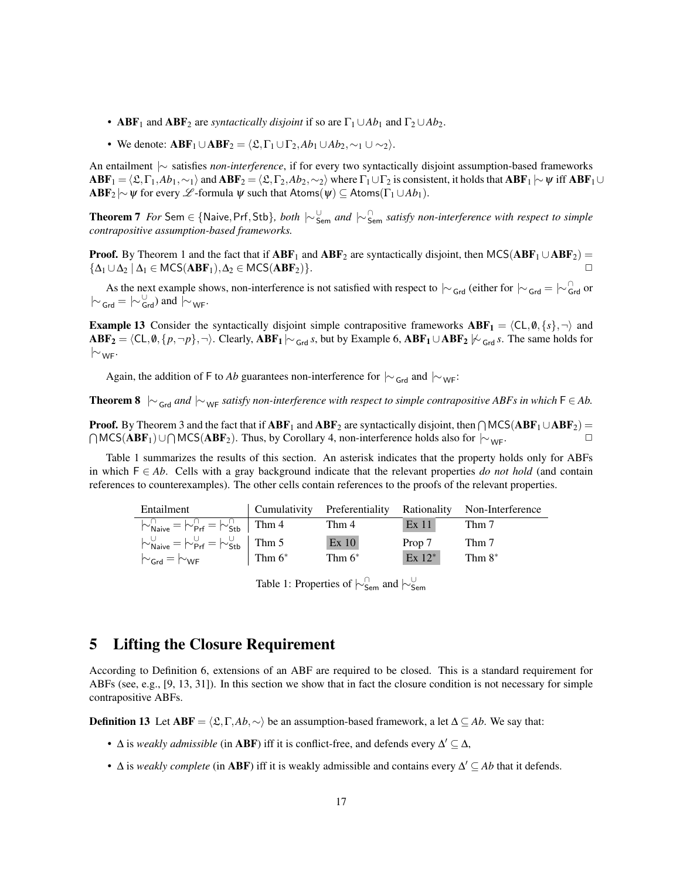- $\mathbf{ABF}_1$ and $\mathbf{ABF}_2$ are *syntactically disjoint* if so are $\Gamma_1 \cup Ab_1$ and $\Gamma_2 \cup Ab_2$.
- We denote: $\mathbf{ABF}_1 \cup \mathbf{ABF}_2 = \langle \mathfrak{L}, \Gamma_1 \cup \Gamma_2, Ab_1 \cup Ab_2, \sim_1 \cup \sim_2 \rangle$.

An entailment $\mid\!\sim$ satisfies *non-interference*, if for every two syntactically disjoint assumption-based frameworks $\mathbf{ABF}_1 = \langle \mathfrak{L}, \Gamma_1, Ab_1, \sim_1 \rangle$ and $\mathbf{ABF}_2 = \langle \mathfrak{L}, \Gamma_2, Ab_2, \sim_2 \rangle$ where $\Gamma_1 \cup \Gamma_2$ is consistent, it holds that $\mathbf{ABF}_1 \mid\!\sim \psi$ iff $\mathbf{ABF}_1 \cup \mathbf{ABF}_2 \mid\!\sim \psi$ for every $\mathscr{L}$-formula $\psi$ such that $\mathsf{Atoms}(\psi) \subseteq \mathsf{Atoms}(\Gamma_1 \cup Ab_1)$.

**Theorem 7** *For* $\mathsf{Sem} \in \{\mathsf{Naive}, \mathsf{Prf}, \mathsf{Stb}\}$*, both* $\mid\!\sim^{\cup}_{\mathsf{Sem}}$ *and* $\mid\!\sim^{\cap}_{\mathsf{Sem}}$ *satisfy non-interference with respect to simple contrapositive assumption-based frameworks.*

**Proof.** By Theorem 1 and the fact that if $\mathbf{ABF}_1$ and $\mathbf{ABF}_2$ are syntactically disjoint, then $\mathsf{MCS}(\mathbf{ABF}_1 \cup \mathbf{ABF}_2) = \{\Delta_1 \cup \Delta_2 \mid \Delta_1 \in \mathsf{MCS}(\mathbf{ABF}_1), \Delta_2 \in \mathsf{MCS}(\mathbf{ABF}_2)\}$. $\square$

As the next example shows, non-interference is not satisfied with respect to $\mid\!\sim_{\mathsf{Grd}}$ (either for $\mid\!\sim_{\mathsf{Grd}} = \mid\!\sim^{\cap}_{\mathsf{Grd}}$ or $\mid\!\sim_{\mathsf{Grd}} = \mid\!\sim^{\cup}_{\mathsf{Grd}}$) and $\mid\!\sim_{\mathsf{WF}}$.

**Example 13** Consider the syntactically disjoint simple contrapositive frameworks $\mathbf{ABF_1} = \langle \mathsf{CL}, \emptyset, \{s\}, \neg \rangle$ and $\mathbf{ABF_2} = \langle \mathsf{CL}, \emptyset, \{p, \neg p\}, \neg \rangle$. Clearly, $\mathbf{ABF_1} \mid\!\sim_{\mathsf{Grd}} s$, but by Example 6, $\mathbf{ABF_1} \cup \mathbf{ABF_2} \not\mid\!\sim_{\mathsf{Grd}} s$. The same holds for $\mid\!\sim_{\mathsf{WF}}$.

Again, the addition of $\mathsf{F}$ to $Ab$ guarantees non-interference for $\mid\!\sim_{\mathsf{Grd}}$ and $\mid\!\sim_{\mathsf{WF}}$:

**Theorem 8** $\mid\!\sim_{\mathsf{Grd}}$ *and* $\mid\!\sim_{\mathsf{WF}}$ *satisfy non-interference with respect to simple contrapositive ABFs in which* $\mathsf{F} \in Ab$*.*

**Proof.** By Theorem 3 and the fact that if $\mathbf{ABF}_1$ and $\mathbf{ABF}_2$ are syntactically disjoint, then $\bigcap \mathsf{MCS}(\mathbf{ABF}_1 \cup \mathbf{ABF}_2) = \bigcap \mathsf{MCS}(\mathbf{ABF}_1) \cup \bigcap \mathsf{MCS}(\mathbf{ABF}_2)$. Thus, by Corollary 4, non-interference holds also for $\mid\!\sim_{\mathsf{WF}}$. $\square$

Table 1 summarizes the results of this section. An asterisk indicates that the property holds only for ABFs in which $\mathsf{F} \in Ab$. Cells with a gray background indicate that the relevant properties *do not hold* (and contain references to counterexamples). The other cells contain references to the proofs of the relevant properties.

| Entailment | Cumulativity | Preferentiality | Rationality | Non-Interference |
|---|---|---|---|---|
| $\mid\!\sim^{\cap}_{\mathsf{Naive}} = \mid\!\sim^{\cap}_{\mathsf{Prf}} = \mid\!\sim^{\cap}_{\mathsf{Stb}}$ | Thm 4 | Thm 4 | Ex 11 | Thm 7 |
| $\mid\!\sim^{\cup}_{\mathsf{Naive}} = \mid\!\sim^{\cup}_{\mathsf{Prf}} = \mid\!\sim^{\cup}_{\mathsf{Stb}}$ | Thm 5 | Ex 10 | Prop 7 | Thm 7 |
| $\mid\!\sim_{\mathsf{Grd}} = \mid\!\sim_{\mathsf{WF}}$ | Thm 6* | Thm 6* | Ex 12* | Thm 8* |

Table 1: Properties of $\mid\!\sim^{\cap}_{\mathsf{Sem}}$ and $\mid\!\sim^{\cup}_{\mathsf{Sem}}$

## 5 Lifting the Closure Requirement

According to Definition 6, extensions of an ABF are required to be closed. This is a standard requirement for ABFs (see, e.g., [9, 13, 31]). In this section we show that in fact the closure condition is not necessary for simple contrapositive ABFs.

**Definition 13** Let $\mathbf{ABF} = \langle \mathfrak{L}, \Gamma, Ab, \sim \rangle$ be an assumption-based framework, a let $\Delta \subseteq Ab$. We say that:

- $\Delta$ is *weakly admissible* (in $\mathbf{ABF}$) iff it is conflict-free, and defends every $\Delta' \subseteq \Delta$,
- $\Delta$ is *weakly complete* (in $\mathbf{ABF}$) iff it is weakly admissible and contains every $\Delta' \subseteq Ab$ that it defends.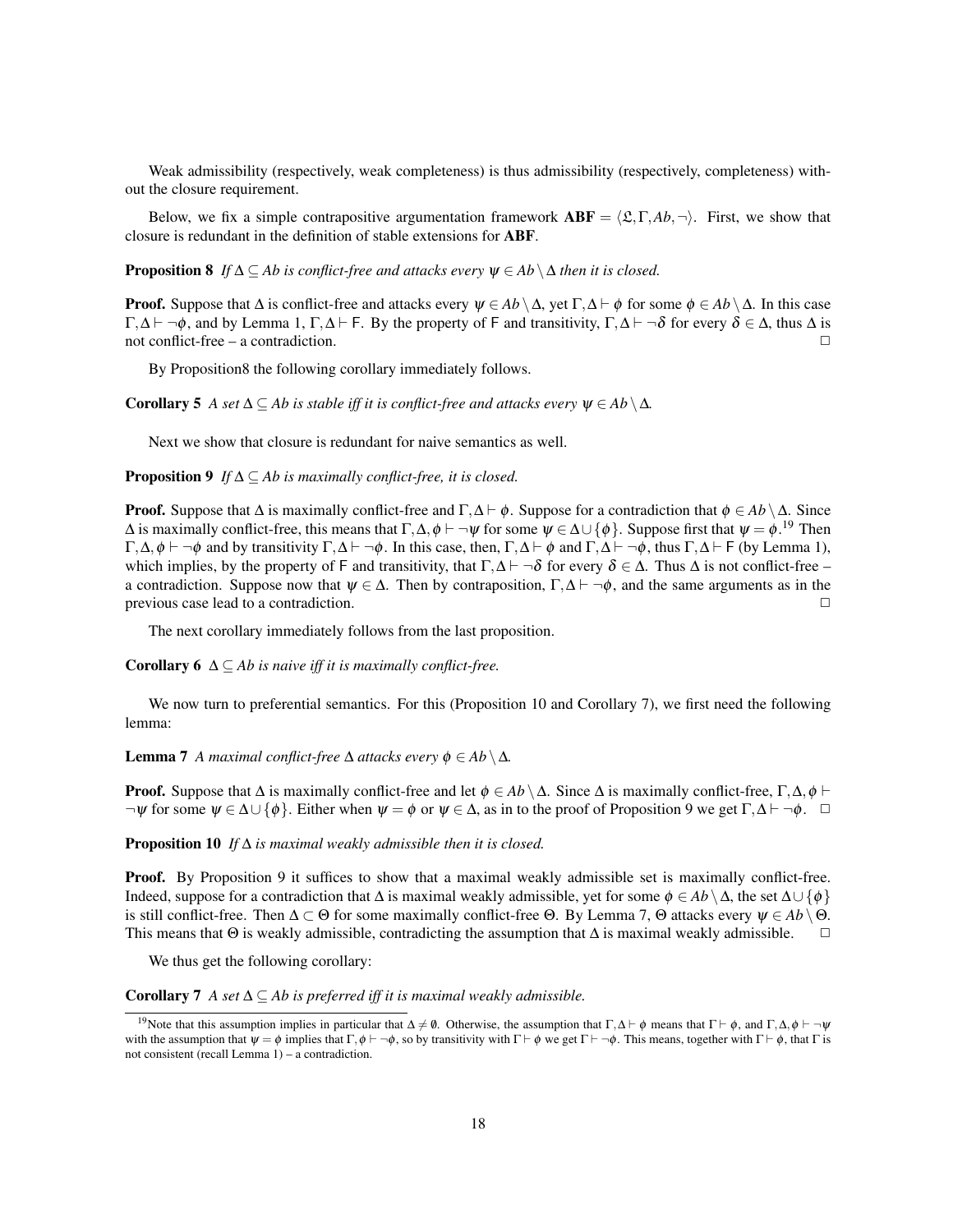Weak admissibility (respectively, weak completeness) is thus admissibility (respectively, completeness) without the closure requirement.

Below, we fix a simple contrapositive argumentation framework $\mathbf{ABF} = \langle \mathfrak{L}, \Gamma, Ab, \neg \rangle$. First, we show that closure is redundant in the definition of stable extensions for **ABF**.

**Proposition 8** *If $\Delta \subseteq Ab$ is conflict-free and attacks every $\psi \in Ab \setminus \Delta$ then it is closed.*

**Proof.** Suppose that $\Delta$ is conflict-free and attacks every $\psi \in Ab \setminus \Delta$, yet $\Gamma, \Delta \vdash \phi$ for some $\phi \in Ab \setminus \Delta$. In this case $\Gamma, \Delta \vdash \neg\phi$, and by Lemma 1, $\Gamma, \Delta \vdash \mathsf{F}$. By the property of $\mathsf{F}$ and transitivity, $\Gamma, \Delta \vdash \neg\delta$ for every $\delta \in \Delta$, thus $\Delta$ is not conflict-free – a contradiction. $\Box$

By Proposition8 the following corollary immediately follows.

**Corollary 5** *A set $\Delta \subseteq Ab$ is stable iff it is conflict-free and attacks every $\psi \in Ab \setminus \Delta$.*

Next we show that closure is redundant for naive semantics as well.

**Proposition 9** *If $\Delta \subseteq Ab$ is maximally conflict-free, it is closed.*

**Proof.** Suppose that $\Delta$ is maximally conflict-free and $\Gamma, \Delta \vdash \phi$. Suppose for a contradiction that $\phi \in Ab \setminus \Delta$. Since $\Delta$ is maximally conflict-free, this means that $\Gamma, \Delta, \phi \vdash \neg\psi$ for some $\psi \in \Delta \cup \{\phi\}$. Suppose first that $\psi = \phi$.[19] Then $\Gamma, \Delta, \phi \vdash \neg\phi$ and by transitivity $\Gamma, \Delta \vdash \neg\phi$. In this case, then, $\Gamma, \Delta \vdash \phi$ and $\Gamma, \Delta \vdash \neg\phi$, thus $\Gamma, \Delta \vdash \mathsf{F}$ (by Lemma 1), which implies, by the property of $\mathsf{F}$ and transitivity, that $\Gamma, \Delta \vdash \neg\delta$ for every $\delta \in \Delta$. Thus $\Delta$ is not conflict-free – a contradiction. Suppose now that $\psi \in \Delta$. Then by contraposition, $\Gamma, \Delta \vdash \neg\phi$, and the same arguments as in the previous case lead to a contradiction. $\Box$

The next corollary immediately follows from the last proposition.

**Corollary 6** *$\Delta \subseteq Ab$ is naive iff it is maximally conflict-free.*

We now turn to preferential semantics. For this (Proposition 10 and Corollary 7), we first need the following lemma:

**Lemma 7** *A maximal conflict-free $\Delta$ attacks every $\phi \in Ab \setminus \Delta$.*

**Proof.** Suppose that $\Delta$ is maximally conflict-free and let $\phi \in Ab \setminus \Delta$. Since $\Delta$ is maximally conflict-free, $\Gamma, \Delta, \phi \vdash \neg\psi$ for some $\psi \in \Delta \cup \{\phi\}$. Either when $\psi = \phi$ or $\psi \in \Delta$, as in to the proof of Proposition 9 we get $\Gamma, \Delta \vdash \neg\phi$. $\Box$

**Proposition 10** *If $\Delta$ is maximal weakly admissible then it is closed.*

**Proof.** By Proposition 9 it suffices to show that a maximal weakly admissible set is maximally conflict-free. Indeed, suppose for a contradiction that $\Delta$ is maximal weakly admissible, yet for some $\phi \in Ab \setminus \Delta$, the set $\Delta \cup \{\phi\}$ is still conflict-free. Then $\Delta \subset \Theta$ for some maximally conflict-free $\Theta$. By Lemma 7, $\Theta$ attacks every $\psi \in Ab \setminus \Theta$. This means that $\Theta$ is weakly admissible, contradicting the assumption that $\Delta$ is maximal weakly admissible. $\Box$

We thus get the following corollary:

**Corollary 7** *A set $\Delta \subseteq Ab$ is preferred iff it is maximal weakly admissible.*

---

[19] Note that this assumption implies in particular that $\Delta \neq \emptyset$. Otherwise, the assumption that $\Gamma, \Delta \vdash \phi$ means that $\Gamma \vdash \phi$, and $\Gamma, \Delta, \phi \vdash \neg\psi$ with the assumption that $\psi = \phi$ implies that $\Gamma, \phi \vdash \neg\phi$, so by transitivity with $\Gamma \vdash \phi$ we get $\Gamma \vdash \neg\phi$. This means, together with $\Gamma \vdash \phi$, that $\Gamma$ is not consistent (recall Lemma 1) – a contradiction.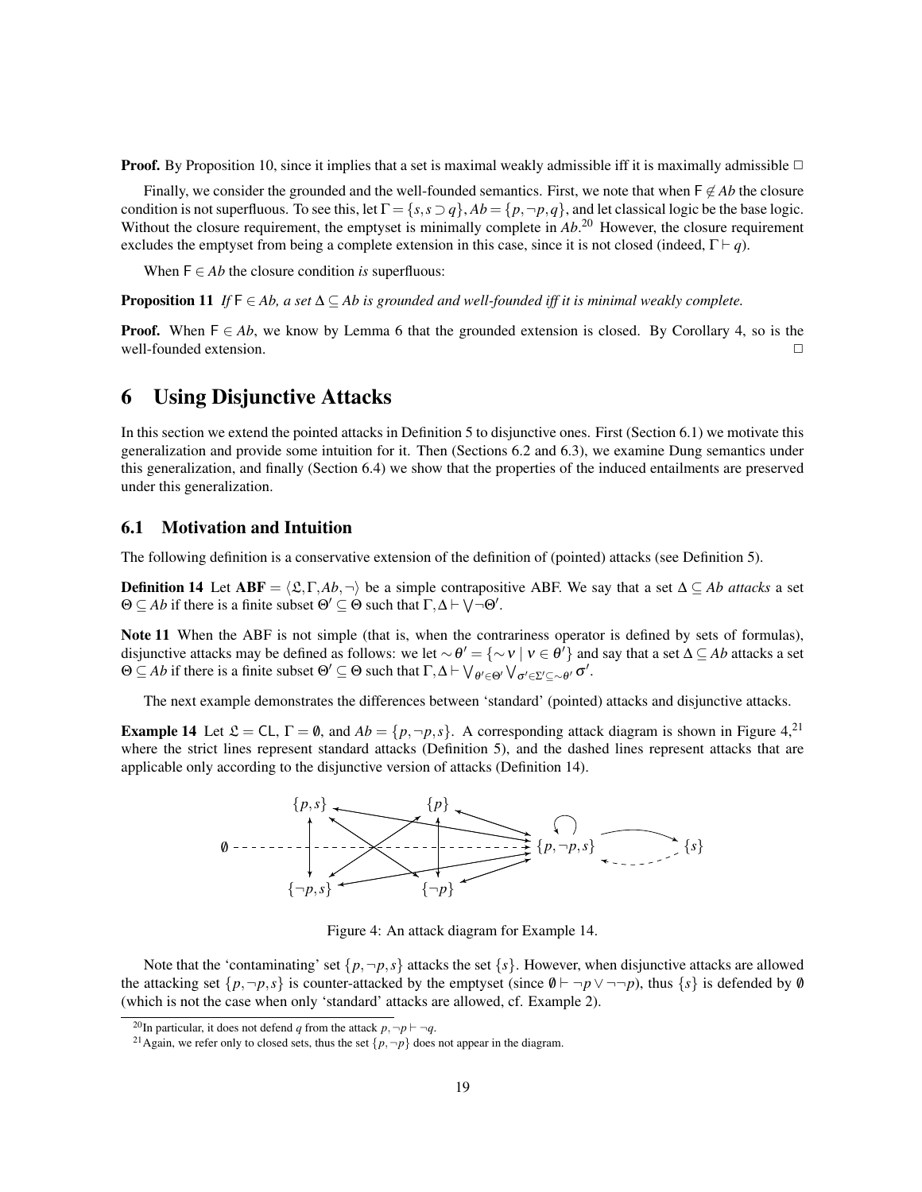**Proof.** By Proposition 10, since it implies that a set is maximal weakly admissible iff it is maximally admissible $\square$

Finally, we consider the grounded and the well-founded semantics. First, we note that when $\mathsf{F} \notin Ab$ the closure condition is not superfluous. To see this, let $\Gamma = \{s, s \supset q\}$, $Ab = \{p, \neg p, q\}$, and let classical logic be the base logic. Without the closure requirement, the emptyset is minimally complete in $Ab$.[20] However, the closure requirement excludes the emptyset from being a complete extension in this case, since it is not closed (indeed, $\Gamma \vdash q$).

When $\mathsf{F} \in Ab$ the closure condition *is* superfluous:

**Proposition 11** *If $\mathsf{F} \in Ab$, a set $\Delta \subseteq Ab$ is grounded and well-founded iff it is minimal weakly complete.*

**Proof.** When $\mathsf{F} \in Ab$, we know by Lemma 6 that the grounded extension is closed. By Corollary 4, so is the well-founded extension. $\square$

# 6 Using Disjunctive Attacks

In this section we extend the pointed attacks in Definition 5 to disjunctive ones. First (Section 6.1) we motivate this generalization and provide some intuition for it. Then (Sections 6.2 and 6.3), we examine Dung semantics under this generalization, and finally (Section 6.4) we show that the properties of the induced entailments are preserved under this generalization.

## 6.1 Motivation and Intuition

The following definition is a conservative extension of the definition of (pointed) attacks (see Definition 5).

**Definition 14** Let $\mathbf{ABF} = \langle \mathfrak{L}, \Gamma, Ab, \neg \rangle$ be a simple contrapositive ABF. We say that a set $\Delta \subseteq Ab$ *attacks* a set $\Theta \subseteq Ab$ if there is a finite subset $\Theta' \subseteq \Theta$ such that $\Gamma, \Delta \vdash \bigvee \neg \Theta'$.

**Note 11** When the ABF is not simple (that is, when the contrariness operator is defined by sets of formulas), disjunctive attacks may be defined as follows: we let $\sim\theta' = \{\sim\nu \mid \nu \in \theta'\}$ and say that a set $\Delta \subseteq Ab$ attacks a set $\Theta \subseteq Ab$ if there is a finite subset $\Theta' \subseteq \Theta$ such that $\Gamma, \Delta \vdash \bigvee_{\theta' \in \Theta'} \bigvee_{\sigma' \in \Sigma' \subseteq \sim\theta'} \sigma'$.

The next example demonstrates the differences between 'standard' (pointed) attacks and disjunctive attacks.

**Example 14** Let $\mathfrak{L} = \mathsf{CL}$, $\Gamma = \emptyset$, and $Ab = \{p, \neg p, s\}$. A corresponding attack diagram is shown in Figure 4,[21] where the strict lines represent standard attacks (Definition 5), and the dashed lines represent attacks that are applicable only according to the disjunctive version of attacks (Definition 14).

Figure 4: An attack diagram for Example 14.

Note that the 'contaminating' set $\{p, \neg p, s\}$ attacks the set $\{s\}$. However, when disjunctive attacks are allowed the attacking set $\{p, \neg p, s\}$ is counter-attacked by the emptyset (since $\emptyset \vdash \neg p \vee \neg\neg p$), thus $\{s\}$ is defended by $\emptyset$ (which is not the case when only 'standard' attacks are allowed, cf. Example 2).

[20] In particular, it does not defend $q$ from the attack $p, \neg p \vdash \neg q$.

[21] Again, we refer only to closed sets, thus the set $\{p, \neg p\}$ does not appear in the diagram.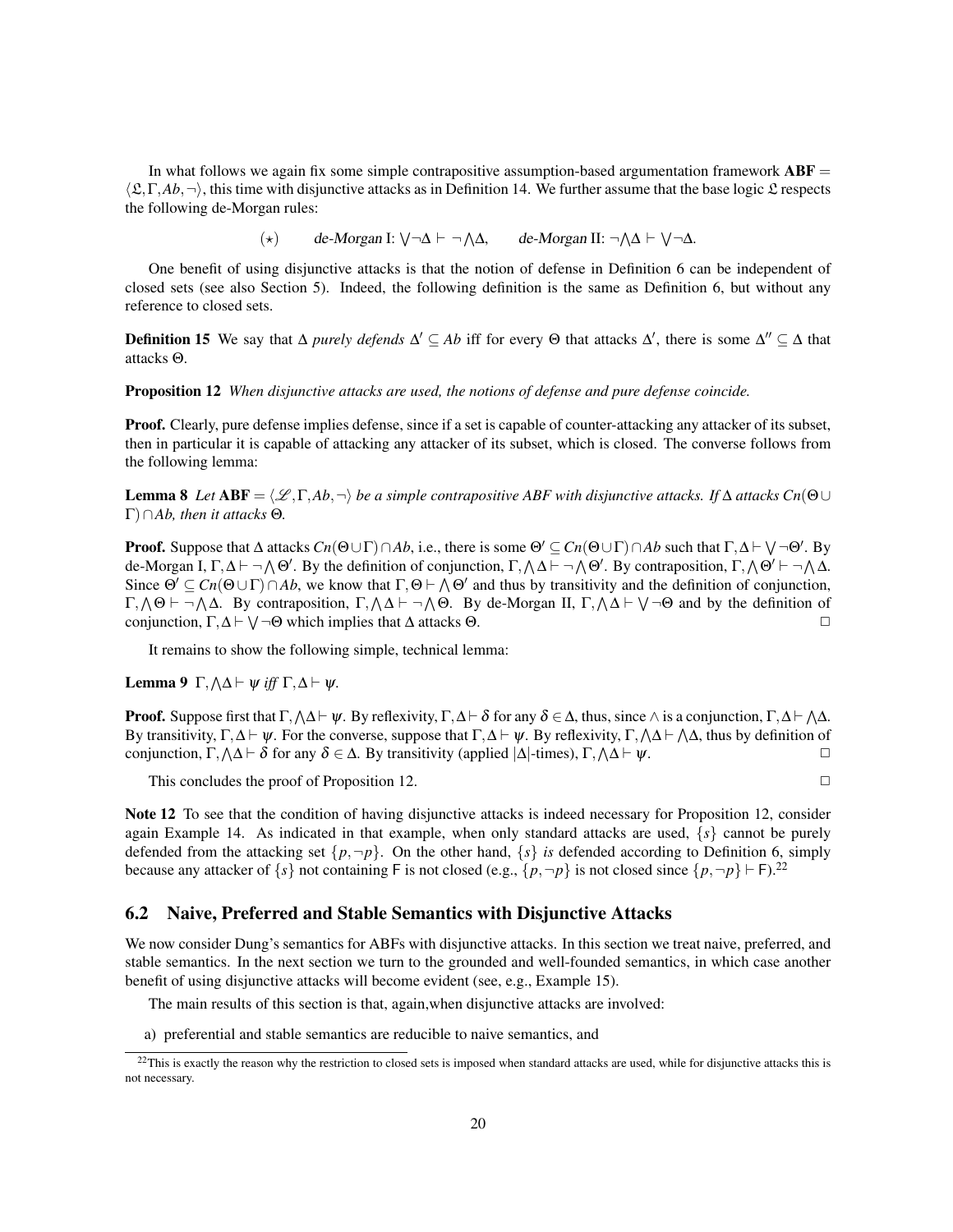In what follows we again fix some simple contrapositive assumption-based argumentation framework $\mathbf{ABF} = \langle \mathfrak{L}, \Gamma, Ab, \neg \rangle$, this time with disjunctive attacks as in Definition 14. We further assume that the base logic $\mathfrak{L}$ respects the following de-Morgan rules:

$$(\star) \qquad \textit{de-Morgan I: } \bigvee \neg \Delta \vdash \neg \bigwedge \Delta, \qquad \textit{de-Morgan II: } \neg \bigwedge \Delta \vdash \bigvee \neg \Delta.$$

One benefit of using disjunctive attacks is that the notion of defense in Definition 6 can be independent of closed sets (see also Section 5). Indeed, the following definition is the same as Definition 6, but without any reference to closed sets.

**Definition 15** We say that $\Delta$ *purely defends* $\Delta' \subseteq Ab$ iff for every $\Theta$ that attacks $\Delta'$, there is some $\Delta'' \subseteq \Delta$ that attacks $\Theta$.

**Proposition 12** *When disjunctive attacks are used, the notions of defense and pure defense coincide.*

**Proof.** Clearly, pure defense implies defense, since if a set is capable of counter-attacking any attacker of its subset, then in particular it is capable of attacking any attacker of its subset, which is closed. The converse follows from the following lemma:

**Lemma 8** *Let $\mathbf{ABF} = \langle \mathscr{L}, \Gamma, Ab, \neg \rangle$ be a simple contrapositive ABF with disjunctive attacks. If $\Delta$ attacks $Cn(\Theta \cup \Gamma) \cap Ab$, then it attacks $\Theta$.*

**Proof.** Suppose that $\Delta$ attacks $Cn(\Theta \cup \Gamma) \cap Ab$, i.e., there is some $\Theta' \subseteq Cn(\Theta \cup \Gamma) \cap Ab$ such that $\Gamma, \Delta \vdash \bigvee \neg \Theta'$. By de-Morgan I, $\Gamma, \Delta \vdash \neg \bigwedge \Theta'$. By the definition of conjunction, $\Gamma, \bigwedge \Delta \vdash \neg \bigwedge \Theta'$. By contraposition, $\Gamma, \bigwedge \Theta' \vdash \neg \bigwedge \Delta$. Since $\Theta' \subseteq Cn(\Theta \cup \Gamma) \cap Ab$, we know that $\Gamma, \Theta \vdash \bigwedge \Theta'$ and thus by transitivity and the definition of conjunction, $\Gamma, \bigwedge \Theta \vdash \neg \bigwedge \Delta$. By contraposition, $\Gamma, \bigwedge \Delta \vdash \neg \bigwedge \Theta$. By de-Morgan II, $\Gamma, \bigwedge \Delta \vdash \bigvee \neg \Theta$ and by the definition of conjunction, $\Gamma, \Delta \vdash \bigvee \neg \Theta$ which implies that $\Delta$ attacks $\Theta$. $\square$

It remains to show the following simple, technical lemma:

**Lemma 9** $\Gamma, \bigwedge \Delta \vdash \psi$ *iff* $\Gamma, \Delta \vdash \psi$.

**Proof.** Suppose first that $\Gamma, \bigwedge \Delta \vdash \psi$. By reflexivity, $\Gamma, \Delta \vdash \delta$ for any $\delta \in \Delta$, thus, since $\wedge$ is a conjunction, $\Gamma, \Delta \vdash \bigwedge \Delta$. By transitivity, $\Gamma, \Delta \vdash \psi$. For the converse, suppose that $\Gamma, \Delta \vdash \psi$. By reflexivity, $\Gamma, \bigwedge \Delta \vdash \bigwedge \Delta$, thus by definition of conjunction, $\Gamma, \bigwedge \Delta \vdash \delta$ for any $\delta \in \Delta$. By transitivity (applied $|\Delta|$-times), $\Gamma, \bigwedge \Delta \vdash \psi$. $\square$

This concludes the proof of Proposition 12. $\square$

**Note 12** To see that the condition of having disjunctive attacks is indeed necessary for Proposition 12, consider again Example 14. As indicated in that example, when only standard attacks are used, $\{s\}$ cannot be purely defended from the attacking set $\{p, \neg p\}$. On the other hand, $\{s\}$ *is* defended according to Definition 6, simply because any attacker of $\{s\}$ not containing $\mathsf{F}$ is not closed (e.g., $\{p, \neg p\}$ is not closed since $\{p, \neg p\} \vdash \mathsf{F}$).[22]

## 6.2 Naive, Preferred and Stable Semantics with Disjunctive Attacks

We now consider Dung's semantics for ABFs with disjunctive attacks. In this section we treat naive, preferred, and stable semantics. In the next section we turn to the grounded and well-founded semantics, in which case another benefit of using disjunctive attacks will become evident (see, e.g., Example 15).

The main results of this section is that, again,when disjunctive attacks are involved:

a) preferential and stable semantics are reducible to naive semantics, and

[22] This is exactly the reason why the restriction to closed sets is imposed when standard attacks are used, while for disjunctive attacks this is not necessary.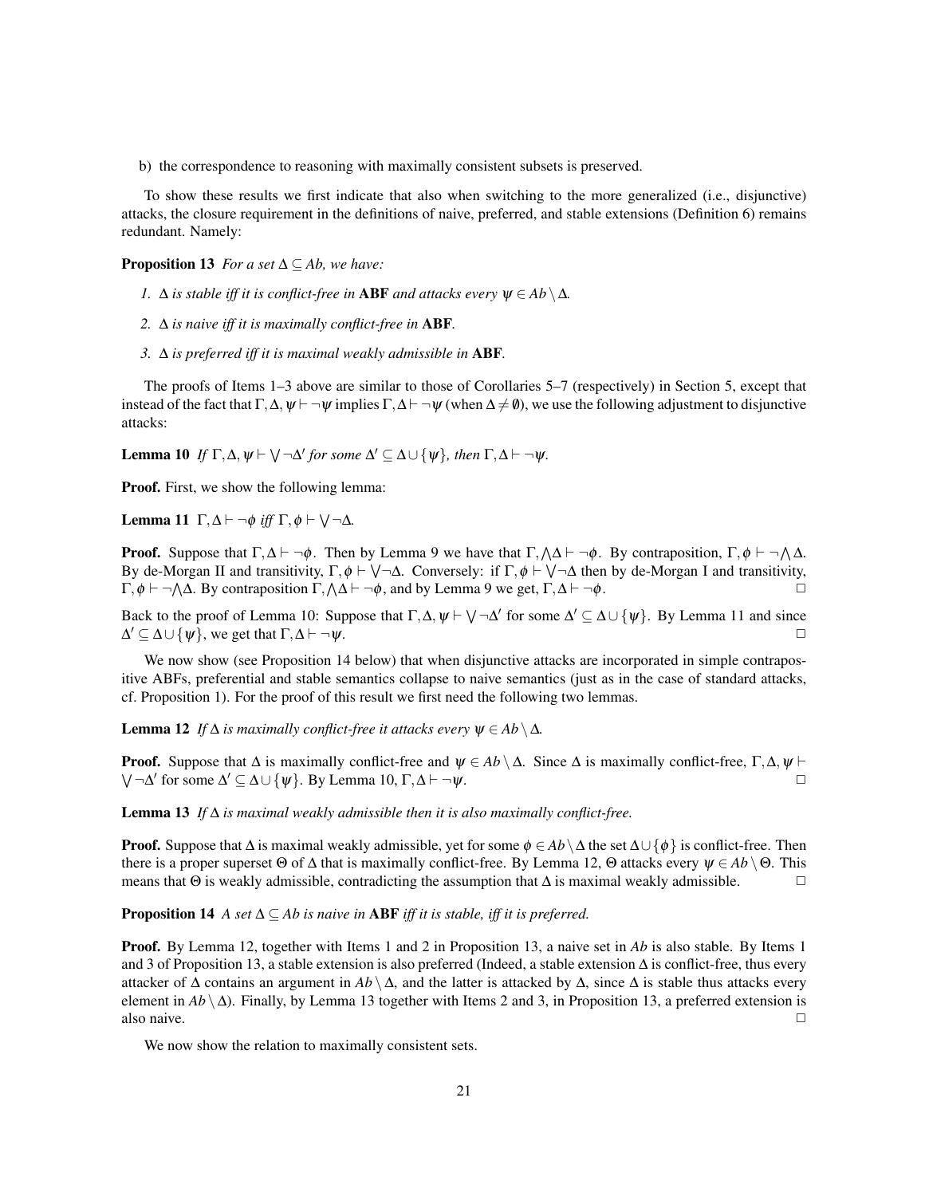b) the correspondence to reasoning with maximally consistent subsets is preserved.

To show these results we first indicate that also when switching to the more generalized (i.e., disjunctive) attacks, the closure requirement in the definitions of naive, preferred, and stable extensions (Definition 6) remains redundant. Namely:

**Proposition 13** *For a set $\Delta \subseteq Ab$, we have:*

1. *$\Delta$ is stable iff it is conflict-free in* **ABF** *and attacks every $\psi \in Ab \setminus \Delta$.*
2. *$\Delta$ is naive iff it is maximally conflict-free in* **ABF**.
3. *$\Delta$ is preferred iff it is maximal weakly admissible in* **ABF**.

The proofs of Items 1–3 above are similar to those of Corollaries 5–7 (respectively) in Section 5, except that instead of the fact that $\Gamma, \Delta, \psi \vdash \neg\psi$ implies $\Gamma, \Delta \vdash \neg\psi$ (when $\Delta \neq \emptyset$), we use the following adjustment to disjunctive attacks:

**Lemma 10** *If $\Gamma, \Delta, \psi \vdash \bigvee \neg\Delta'$ for some $\Delta' \subseteq \Delta \cup \{\psi\}$, then $\Gamma, \Delta \vdash \neg\psi$.*

**Proof.** First, we show the following lemma:

**Lemma 11** *$\Gamma, \Delta \vdash \neg\phi$ iff $\Gamma, \phi \vdash \bigvee \neg\Delta$.*

**Proof.** Suppose that $\Gamma, \Delta \vdash \neg\phi$. Then by Lemma 9 we have that $\Gamma, \bigwedge\Delta \vdash \neg\phi$. By contraposition, $\Gamma, \phi \vdash \neg\bigwedge\Delta$. By de-Morgan II and transitivity, $\Gamma, \phi \vdash \bigvee\neg\Delta$. Conversely: if $\Gamma, \phi \vdash \bigvee\neg\Delta$ then by de-Morgan I and transitivity, $\Gamma, \phi \vdash \neg\bigwedge\Delta$. By contraposition $\Gamma, \bigwedge\Delta \vdash \neg\phi$, and by Lemma 9 we get, $\Gamma, \Delta \vdash \neg\phi$. $\square$

Back to the proof of Lemma 10: Suppose that $\Gamma, \Delta, \psi \vdash \bigvee \neg\Delta'$ for some $\Delta' \subseteq \Delta \cup \{\psi\}$. By Lemma 11 and since $\Delta' \subseteq \Delta \cup \{\psi\}$, we get that $\Gamma, \Delta \vdash \neg\psi$. $\square$

We now show (see Proposition 14 below) that when disjunctive attacks are incorporated in simple contrapositive ABFs, preferential and stable semantics collapse to naive semantics (just as in the case of standard attacks, cf. Proposition 1). For the proof of this result we first need the following two lemmas.

**Lemma 12** *If $\Delta$ is maximally conflict-free it attacks every $\psi \in Ab \setminus \Delta$.*

**Proof.** Suppose that $\Delta$ is maximally conflict-free and $\psi \in Ab \setminus \Delta$. Since $\Delta$ is maximally conflict-free, $\Gamma, \Delta, \psi \vdash \bigvee \neg\Delta'$ for some $\Delta' \subseteq \Delta \cup \{\psi\}$. By Lemma 10, $\Gamma, \Delta \vdash \neg\psi$. $\square$

**Lemma 13** *If $\Delta$ is maximal weakly admissible then it is also maximally conflict-free.*

**Proof.** Suppose that $\Delta$ is maximal weakly admissible, yet for some $\phi \in Ab \setminus \Delta$ the set $\Delta \cup \{\phi\}$ is conflict-free. Then there is a proper superset $\Theta$ of $\Delta$ that is maximally conflict-free. By Lemma 12, $\Theta$ attacks every $\psi \in Ab \setminus \Theta$. This means that $\Theta$ is weakly admissible, contradicting the assumption that $\Delta$ is maximal weakly admissible. $\square$

**Proposition 14** *A set $\Delta \subseteq Ab$ is naive in* **ABF** *iff it is stable, iff it is preferred.*

**Proof.** By Lemma 12, together with Items 1 and 2 in Proposition 13, a naive set in $Ab$ is also stable. By Items 1 and 3 of Proposition 13, a stable extension is also preferred (Indeed, a stable extension $\Delta$ is conflict-free, thus every attacker of $\Delta$ contains an argument in $Ab \setminus \Delta$, and the latter is attacked by $\Delta$, since $\Delta$ is stable thus attacks every element in $Ab \setminus \Delta$). Finally, by Lemma 13 together with Items 2 and 3, in Proposition 13, a preferred extension is also naive. $\square$

We now show the relation to maximally consistent sets.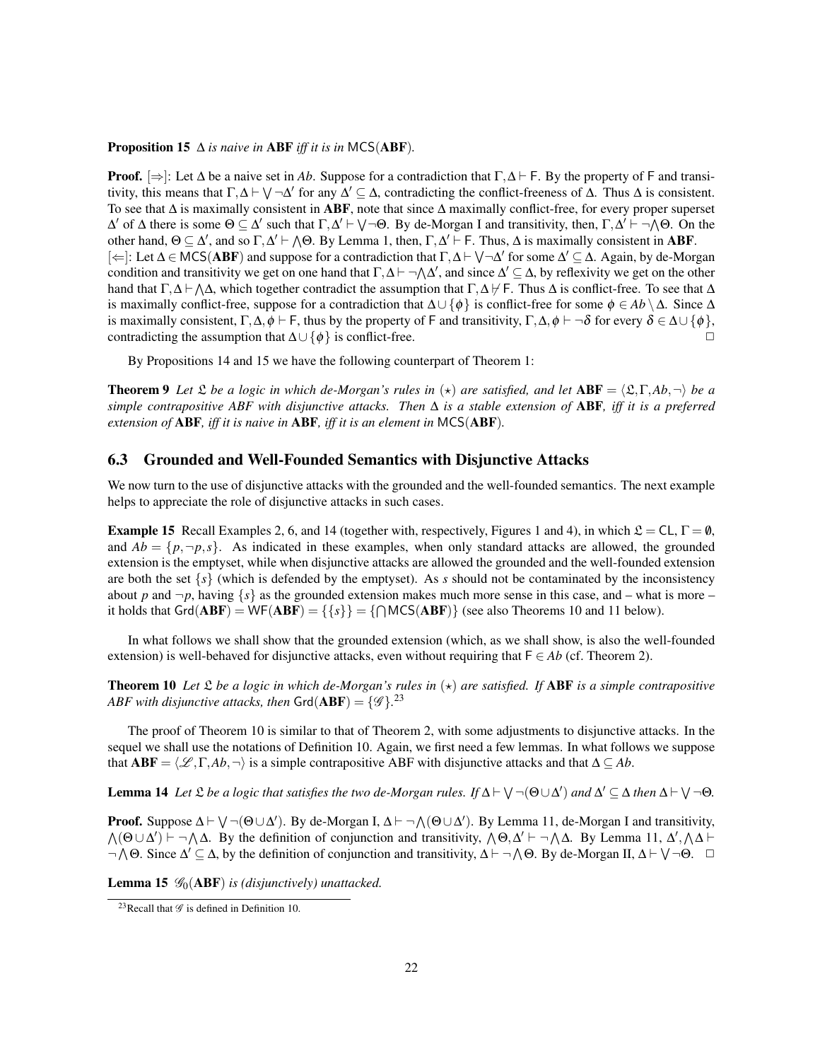**Proposition 15** *$\Delta$ is naive in* **ABF** *iff it is in* $\mathsf{MCS}(\mathbf{ABF})$.

**Proof.** [$\Rightarrow$]: Let $\Delta$ be a naive set in *Ab*. Suppose for a contradiction that $\Gamma, \Delta \vdash \mathsf{F}$. By the property of $\mathsf{F}$ and transitivity, this means that $\Gamma, \Delta \vdash \bigvee \neg \Delta'$ for any $\Delta' \subseteq \Delta$, contradicting the conflict-freeness of $\Delta$. Thus $\Delta$ is consistent. To see that $\Delta$ is maximally consistent in **ABF**, note that since $\Delta$ maximally conflict-free, for every proper superset $\Delta'$ of $\Delta$ there is some $\Theta \subseteq \Delta'$ such that $\Gamma, \Delta' \vdash \bigvee \neg \Theta$. By de-Morgan I and transitivity, then, $\Gamma, \Delta' \vdash \neg \bigwedge \Theta$. On the other hand, $\Theta \subseteq \Delta'$, and so $\Gamma, \Delta' \vdash \bigwedge \Theta$. By Lemma 1, then, $\Gamma, \Delta' \vdash \mathsf{F}$. Thus, $\Delta$ is maximally consistent in **ABF**.
[$\Leftarrow$]: Let $\Delta \in \mathsf{MCS}(\mathbf{ABF})$ and suppose for a contradiction that $\Gamma, \Delta \vdash \bigvee \neg \Delta'$ for some $\Delta' \subseteq \Delta$. Again, by de-Morgan condition and transitivity we get on one hand that $\Gamma, \Delta \vdash \neg \bigwedge \Delta'$, and since $\Delta' \subseteq \Delta$, by reflexivity we get on the other hand that $\Gamma, \Delta \vdash \bigwedge \Delta$, which together contradict the assumption that $\Gamma, \Delta \nvdash \mathsf{F}$. Thus $\Delta$ is conflict-free. To see that $\Delta$ is maximally conflict-free, suppose for a contradiction that $\Delta \cup \{\phi\}$ is conflict-free for some $\phi \in Ab \setminus \Delta$. Since $\Delta$ is maximally consistent, $\Gamma, \Delta, \phi \vdash \mathsf{F}$, thus by the property of $\mathsf{F}$ and transitivity, $\Gamma, \Delta, \phi \vdash \neg \delta$ for every $\delta \in \Delta \cup \{\phi\}$, contradicting the assumption that $\Delta \cup \{\phi\}$ is conflict-free. $\square$

By Propositions 14 and 15 we have the following counterpart of Theorem 1:

**Theorem 9** *Let $\mathfrak{L}$ be a logic in which de-Morgan's rules in ($\star$) are satisfied, and let $\mathbf{ABF} = \langle \mathfrak{L}, \Gamma, Ab, \neg \rangle$ be a simple contrapositive ABF with disjunctive attacks. Then $\Delta$ is a stable extension of* **ABF***, iff it is a preferred extension of* **ABF***, iff it is naive in* **ABF***, iff it is an element in* $\mathsf{MCS}(\mathbf{ABF})$.

## 6.3 Grounded and Well-Founded Semantics with Disjunctive Attacks

We now turn to the use of disjunctive attacks with the grounded and the well-founded semantics. The next example helps to appreciate the role of disjunctive attacks in such cases.

**Example 15** Recall Examples 2, 6, and 14 (together with, respectively, Figures 1 and 4), in which $\mathfrak{L} = \mathsf{CL}$, $\Gamma = \emptyset$, and $Ab = \{p, \neg p, s\}$. As indicated in these examples, when only standard attacks are allowed, the grounded extension is the emptyset, while when disjunctive attacks are allowed the grounded and the well-founded extension are both the set $\{s\}$ (which is defended by the emptyset). As $s$ should not be contaminated by the inconsistency about $p$ and $\neg p$, having $\{s\}$ as the grounded extension makes much more sense in this case, and – what is more – it holds that $\mathsf{Grd}(\mathbf{ABF}) = \mathsf{WF}(\mathbf{ABF}) = \{\{s\}\} = \{\bigcap \mathsf{MCS}(\mathbf{ABF})\}$ (see also Theorems 10 and 11 below).

In what follows we shall show that the grounded extension (which, as we shall show, is also the well-founded extension) is well-behaved for disjunctive attacks, even without requiring that $\mathsf{F} \in Ab$ (cf. Theorem 2).

**Theorem 10** *Let $\mathfrak{L}$ be a logic in which de-Morgan's rules in ($\star$) are satisfied. If* **ABF** *is a simple contrapositive ABF with disjunctive attacks, then* $\mathsf{Grd}(\mathbf{ABF}) = \{\mathscr{G}\}$.[23]

The proof of Theorem 10 is similar to that of Theorem 2, with some adjustments to disjunctive attacks. In the sequel we shall use the notations of Definition 10. Again, we first need a few lemmas. In what follows we suppose that $\mathbf{ABF} = \langle \mathscr{L}, \Gamma, Ab, \neg \rangle$ is a simple contrapositive ABF with disjunctive attacks and that $\Delta \subseteq Ab$.

**Lemma 14** *Let $\mathfrak{L}$ be a logic that satisfies the two de-Morgan rules. If $\Delta \vdash \bigvee \neg(\Theta \cup \Delta')$ and $\Delta' \subseteq \Delta$ then $\Delta \vdash \bigvee \neg \Theta$.*

**Proof.** Suppose $\Delta \vdash \bigvee \neg(\Theta \cup \Delta')$. By de-Morgan I, $\Delta \vdash \neg \bigwedge(\Theta \cup \Delta')$. By Lemma 11, de-Morgan I and transitivity, $\bigwedge(\Theta \cup \Delta') \vdash \neg \bigwedge \Delta$. By the definition of conjunction and transitivity, $\bigwedge \Theta, \Delta' \vdash \neg \bigwedge \Delta$. By Lemma 11, $\Delta', \bigwedge \Delta \vdash \neg \bigwedge \Theta$. Since $\Delta' \subseteq \Delta$, by the definition of conjunction and transitivity, $\Delta \vdash \neg \bigwedge \Theta$. By de-Morgan II, $\Delta \vdash \bigvee \neg \Theta$. $\square$

**Lemma 15** *$\mathscr{G}_0(\mathbf{ABF})$ is (disjunctively) unattacked.*

[23] Recall that $\mathscr{G}$ is defined in Definition 10.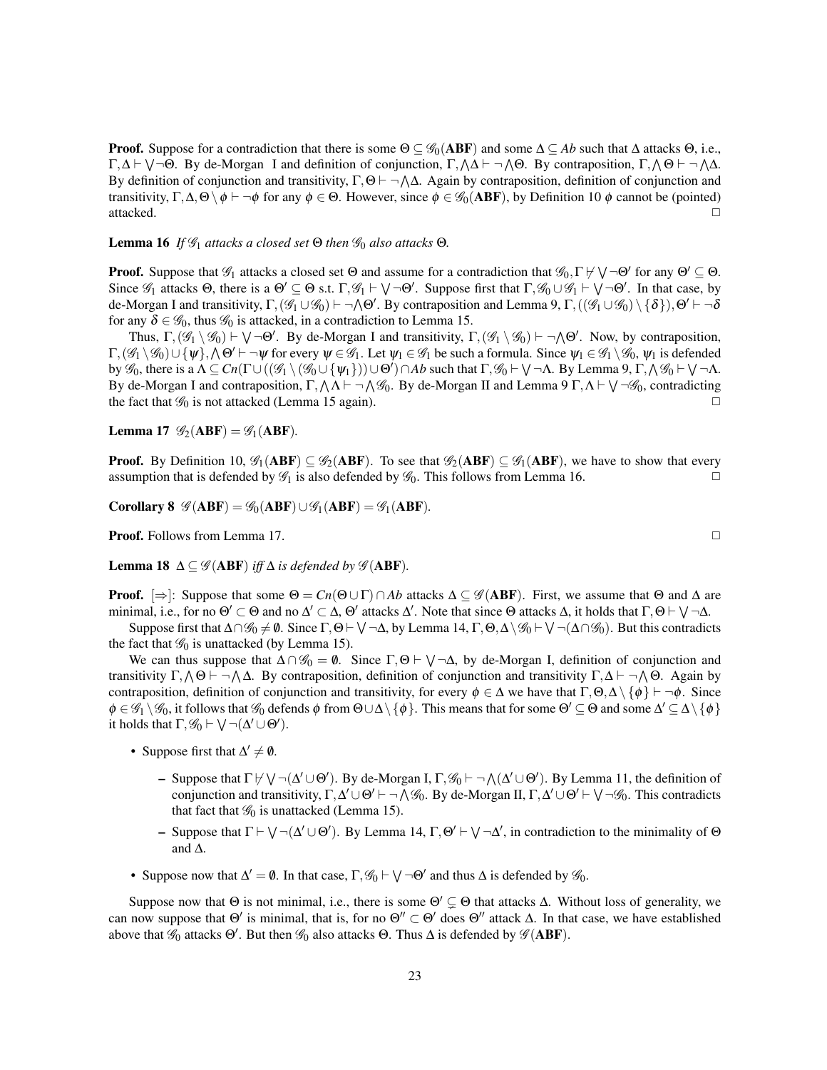**Proof.** Suppose for a contradiction that there is some $\Theta \subseteq \mathscr{G}_0(\mathbf{ABF})$ and some $\Delta \subseteq Ab$ such that $\Delta$ attacks $\Theta$, i.e., $\Gamma, \Delta \vdash \bigvee \neg \Theta$. By de-Morgan I and definition of conjunction, $\Gamma, \bigwedge \Delta \vdash \neg \bigwedge \Theta$. By contraposition, $\Gamma, \bigwedge \Theta \vdash \neg \bigwedge \Delta$. By definition of conjunction and transitivity, $\Gamma, \Theta \vdash \neg \bigwedge \Delta$. Again by contraposition, definition of conjunction and transitivity, $\Gamma, \Delta, \Theta \setminus \phi \vdash \neg \phi$ for any $\phi \in \Theta$. However, since $\phi \in \mathscr{G}_0(\mathbf{ABF})$, by Definition 10 $\phi$ cannot be (pointed) attacked. $\Box$

**Lemma 16** *If $\mathscr{G}_1$ attacks a closed set $\Theta$ then $\mathscr{G}_0$ also attacks $\Theta$.*

**Proof.** Suppose that $\mathscr{G}_1$ attacks a closed set $\Theta$ and assume for a contradiction that $\mathscr{G}_0, \Gamma \not\vdash \bigvee \neg \Theta'$ for any $\Theta' \subseteq \Theta$. Since $\mathscr{G}_1$ attacks $\Theta$, there is a $\Theta' \subseteq \Theta$ s.t. $\Gamma, \mathscr{G}_1 \vdash \bigvee \neg \Theta'$. Suppose first that $\Gamma, \mathscr{G}_0 \cup \mathscr{G}_1 \vdash \bigvee \neg \Theta'$. In that case, by de-Morgan I and transitivity, $\Gamma, (\mathscr{G}_1 \cup \mathscr{G}_0) \vdash \neg \bigwedge \Theta'$. By contraposition and Lemma 9, $\Gamma, ((\mathscr{G}_1 \cup \mathscr{G}_0) \setminus \{\delta\}), \Theta' \vdash \neg \delta$ for any $\delta \in \mathscr{G}_0$, thus $\mathscr{G}_0$ is attacked, in a contradiction to Lemma 15.

Thus, $\Gamma, (\mathscr{G}_1 \setminus \mathscr{G}_0) \vdash \bigvee \neg \Theta'$. By de-Morgan I and transitivity, $\Gamma, (\mathscr{G}_1 \setminus \mathscr{G}_0) \vdash \neg \bigwedge \Theta'$. Now, by contraposition, $\Gamma, (\mathscr{G}_1 \setminus \mathscr{G}_0) \cup \{\psi\}, \bigwedge \Theta' \vdash \neg \psi$ for every $\psi \in \mathscr{G}_1$. Let $\psi_1 \in \mathscr{G}_1$ be such a formula. Since $\psi_1 \in \mathscr{G}_1 \setminus \mathscr{G}_0$, $\psi_1$ is defended by $\mathscr{G}_0$, there is a $\Lambda \subseteq Cn(\Gamma \cup ((\mathscr{G}_1 \setminus (\mathscr{G}_0 \cup \{\psi_1\})) \cup \Theta') \cap Ab$ such that $\Gamma, \mathscr{G}_0 \vdash \bigvee \neg \Lambda$. By Lemma 9, $\Gamma, \bigwedge \mathscr{G}_0 \vdash \bigvee \neg \Lambda$. By de-Morgan I and contraposition, $\Gamma, \bigwedge \Lambda \vdash \neg \bigwedge \mathscr{G}_0$. By de-Morgan II and Lemma 9 $\Gamma, \Lambda \vdash \bigvee \neg \mathscr{G}_0$, contradicting the fact that $\mathscr{G}_0$ is not attacked (Lemma 15 again). $\Box$

**Lemma 17** $\mathscr{G}_2(\mathbf{ABF}) = \mathscr{G}_1(\mathbf{ABF})$.

**Proof.** By Definition 10, $\mathscr{G}_1(\mathbf{ABF}) \subseteq \mathscr{G}_2(\mathbf{ABF})$. To see that $\mathscr{G}_2(\mathbf{ABF}) \subseteq \mathscr{G}_1(\mathbf{ABF})$, we have to show that every assumption that is defended by $\mathscr{G}_1$ is also defended by $\mathscr{G}_0$. This follows from Lemma 16. $\Box$

**Corollary 8** $\mathscr{G}(\mathbf{ABF}) = \mathscr{G}_0(\mathbf{ABF}) \cup \mathscr{G}_1(\mathbf{ABF}) = \mathscr{G}_1(\mathbf{ABF})$.

**Proof.** Follows from Lemma 17. $\Box$

**Lemma 18** $\Delta \subseteq \mathscr{G}(\mathbf{ABF})$ *iff $\Delta$ is defended by $\mathscr{G}(\mathbf{ABF})$.*

**Proof.** [$\Rightarrow$]: Suppose that some $\Theta = Cn(\Theta \cup \Gamma) \cap Ab$ attacks $\Delta \subseteq \mathscr{G}(\mathbf{ABF})$. First, we assume that $\Theta$ and $\Delta$ are minimal, i.e., for no $\Theta' \subset \Theta$ and no $\Delta' \subset \Delta$, $\Theta'$ attacks $\Delta'$. Note that since $\Theta$ attacks $\Delta$, it holds that $\Gamma, \Theta \vdash \bigvee \neg \Delta$.

Suppose first that $\Delta \cap \mathscr{G}_0 \neq \emptyset$. Since $\Gamma, \Theta \vdash \bigvee \neg \Delta$, by Lemma 14, $\Gamma, \Theta, \Delta \setminus \mathscr{G}_0 \vdash \bigvee \neg (\Delta \cap \mathscr{G}_0)$. But this contradicts the fact that $\mathscr{G}_0$ is unattacked (by Lemma 15).

We can thus suppose that $\Delta \cap \mathscr{G}_0 = \emptyset$. Since $\Gamma, \Theta \vdash \bigvee \neg \Delta$, by de-Morgan I, definition of conjunction and transitivity $\Gamma, \bigwedge \Theta \vdash \neg \bigwedge \Delta$. By contraposition, definition of conjunction and transitivity $\Gamma, \Delta \vdash \neg \bigwedge \Theta$. Again by contraposition, definition of conjunction and transitivity, for every $\phi \in \Delta$ we have that $\Gamma, \Theta, \Delta \setminus \{\phi\} \vdash \neg \phi$. Since $\phi \in \mathscr{G}_1 \setminus \mathscr{G}_0$, it follows that $\mathscr{G}_0$ defends $\phi$ from $\Theta \cup \Delta \setminus \{\phi\}$. This means that for some $\Theta' \subseteq \Theta$ and some $\Delta' \subseteq \Delta \setminus \{\phi\}$ it holds that $\Gamma, \mathscr{G}_0 \vdash \bigvee \neg (\Delta' \cup \Theta')$.

- Suppose first that $\Delta' \neq \emptyset$.
  - Suppose that $\Gamma \not\vdash \bigvee \neg (\Delta' \cup \Theta')$. By de-Morgan I, $\Gamma, \mathscr{G}_0 \vdash \neg \bigwedge (\Delta' \cup \Theta')$. By Lemma 11, the definition of conjunction and transitivity, $\Gamma, \Delta' \cup \Theta' \vdash \neg \bigwedge \mathscr{G}_0$. By de-Morgan II, $\Gamma, \Delta' \cup \Theta' \vdash \bigvee \neg \mathscr{G}_0$. This contradicts that fact that $\mathscr{G}_0$ is unattacked (Lemma 15).
  - Suppose that $\Gamma \vdash \bigvee \neg (\Delta' \cup \Theta')$. By Lemma 14, $\Gamma, \Theta' \vdash \bigvee \neg \Delta'$, in contradiction to the minimality of $\Theta$ and $\Delta$.
- Suppose now that $\Delta' = \emptyset$. In that case, $\Gamma, \mathscr{G}_0 \vdash \bigvee \neg \Theta'$ and thus $\Delta$ is defended by $\mathscr{G}_0$.

Suppose now that $\Theta$ is not minimal, i.e., there is some $\Theta' \subsetneq \Theta$ that attacks $\Delta$. Without loss of generality, we can now suppose that $\Theta'$ is minimal, that is, for no $\Theta'' \subset \Theta'$ does $\Theta''$ attack $\Delta$. In that case, we have established above that $\mathscr{G}_0$ attacks $\Theta'$. But then $\mathscr{G}_0$ also attacks $\Theta$. Thus $\Delta$ is defended by $\mathscr{G}(\mathbf{ABF})$.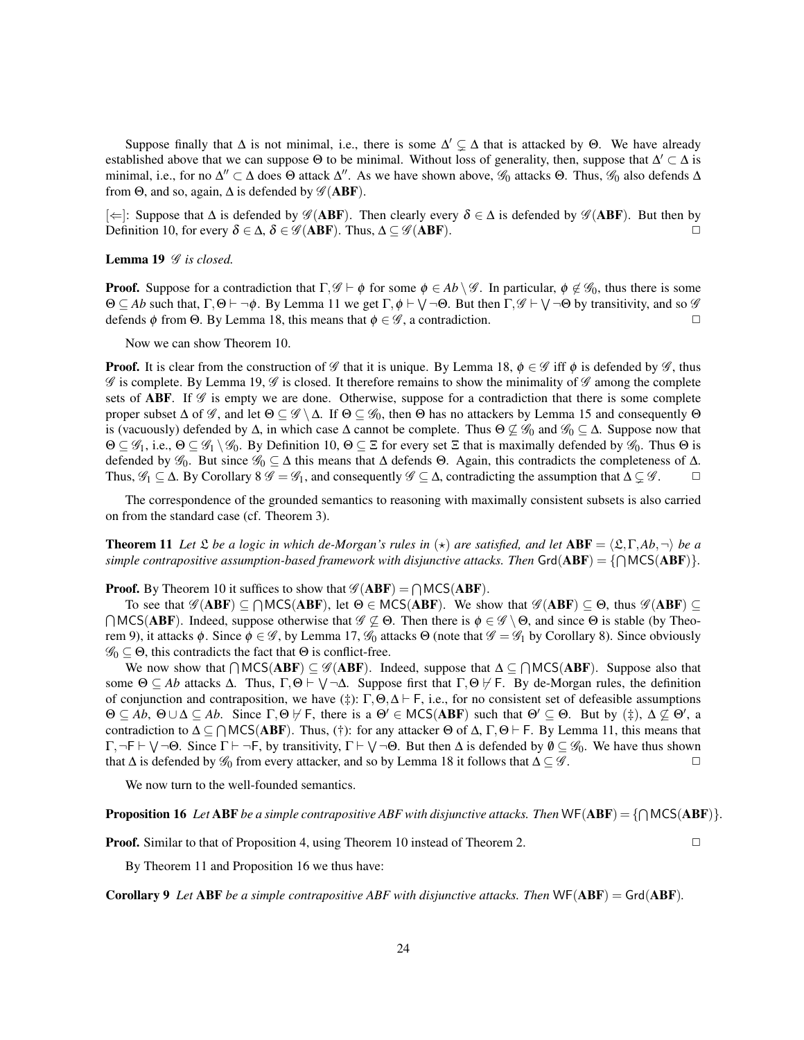Suppose finally that $\Delta$ is not minimal, i.e., there is some $\Delta' \subsetneq \Delta$ that is attacked by $\Theta$. We have already established above that we can suppose $\Theta$ to be minimal. Without loss of generality, then, suppose that $\Delta' \subset \Delta$ is minimal, i.e., for no $\Delta'' \subset \Delta$ does $\Theta$ attack $\Delta''$. As we have shown above, $\mathscr{G}_0$ attacks $\Theta$. Thus, $\mathscr{G}_0$ also defends $\Delta$ from $\Theta$, and so, again, $\Delta$ is defended by $\mathscr{G}(\mathbf{ABF})$.

[$\Leftarrow$]: Suppose that $\Delta$ is defended by $\mathscr{G}(\mathbf{ABF})$. Then clearly every $\delta \in \Delta$ is defended by $\mathscr{G}(\mathbf{ABF})$. But then by Definition 10, for every $\delta \in \Delta$, $\delta \in \mathscr{G}(\mathbf{ABF})$. Thus, $\Delta \subseteq \mathscr{G}(\mathbf{ABF})$. □

**Lemma 19** *$\mathscr{G}$ is closed.*

**Proof.** Suppose for a contradiction that $\Gamma, \mathscr{G} \vdash \phi$ for some $\phi \in Ab \setminus \mathscr{G}$. In particular, $\phi \notin \mathscr{G}_0$, thus there is some $\Theta \subseteq Ab$ such that, $\Gamma, \Theta \vdash \neg\phi$. By Lemma 11 we get $\Gamma, \phi \vdash \bigvee \neg\Theta$. But then $\Gamma, \mathscr{G} \vdash \bigvee \neg\Theta$ by transitivity, and so $\mathscr{G}$ defends $\phi$ from $\Theta$. By Lemma 18, this means that $\phi \in \mathscr{G}$, a contradiction. □

Now we can show Theorem 10.

**Proof.** It is clear from the construction of $\mathscr{G}$ that it is unique. By Lemma 18, $\phi \in \mathscr{G}$ iff $\phi$ is defended by $\mathscr{G}$, thus $\mathscr{G}$ is complete. By Lemma 19, $\mathscr{G}$ is closed. It therefore remains to show the minimality of $\mathscr{G}$ among the complete sets of $\mathbf{ABF}$. If $\mathscr{G}$ is empty we are done. Otherwise, suppose for a contradiction that there is some complete proper subset $\Delta$ of $\mathscr{G}$, and let $\Theta \subseteq \mathscr{G} \setminus \Delta$. If $\Theta \subseteq \mathscr{G}_0$, then $\Theta$ has no attackers by Lemma 15 and consequently $\Theta$ is (vacuously) defended by $\Delta$, in which case $\Delta$ cannot be complete. Thus $\Theta \not\subseteq \mathscr{G}_0$ and $\mathscr{G}_0 \subseteq \Delta$. Suppose now that $\Theta \subseteq \mathscr{G}_1$, i.e., $\Theta \subseteq \mathscr{G}_1 \setminus \mathscr{G}_0$. By Definition 10, $\Theta \subseteq \Xi$ for every set $\Xi$ that is maximally defended by $\mathscr{G}_0$. Thus $\Theta$ is defended by $\mathscr{G}_0$. But since $\mathscr{G}_0 \subseteq \Delta$ this means that $\Delta$ defends $\Theta$. Again, this contradicts the completeness of $\Delta$. Thus, $\mathscr{G}_1 \subseteq \Delta$. By Corollary 8 $\mathscr{G} = \mathscr{G}_1$, and consequently $\mathscr{G} \subseteq \Delta$, contradicting the assumption that $\Delta \subsetneq \mathscr{G}$. □

The correspondence of the grounded semantics to reasoning with maximally consistent subsets is also carried on from the standard case (cf. Theorem 3).

**Theorem 11** *Let $\mathfrak{L}$ be a logic in which de-Morgan's rules in ($\star$) are satisfied, and let $\mathbf{ABF} = \langle \mathfrak{L}, \Gamma, Ab, \neg \rangle$ be a simple contrapositive assumption-based framework with disjunctive attacks. Then $\mathsf{Grd}(\mathbf{ABF}) = \{\bigcap \mathsf{MCS}(\mathbf{ABF})\}$.*

**Proof.** By Theorem 10 it suffices to show that $\mathscr{G}(\mathbf{ABF}) = \bigcap \mathsf{MCS}(\mathbf{ABF})$.

To see that $\mathscr{G}(\mathbf{ABF}) \subseteq \bigcap \mathsf{MCS}(\mathbf{ABF})$, let $\Theta \in \mathsf{MCS}(\mathbf{ABF})$. We show that $\mathscr{G}(\mathbf{ABF}) \subseteq \Theta$, thus $\mathscr{G}(\mathbf{ABF}) \subseteq \bigcap \mathsf{MCS}(\mathbf{ABF})$. Indeed, suppose otherwise that $\mathscr{G} \not\subseteq \Theta$. Then there is $\phi \in \mathscr{G} \setminus \Theta$, and since $\Theta$ is stable (by Theorem 9), it attacks $\phi$. Since $\phi \in \mathscr{G}$, by Lemma 17, $\mathscr{G}_0$ attacks $\Theta$ (note that $\mathscr{G} = \mathscr{G}_1$ by Corollary 8). Since obviously $\mathscr{G}_0 \subseteq \Theta$, this contradicts the fact that $\Theta$ is conflict-free.

We now show that $\bigcap \mathsf{MCS}(\mathbf{ABF}) \subseteq \mathscr{G}(\mathbf{ABF})$. Indeed, suppose that $\Delta \subseteq \bigcap \mathsf{MCS}(\mathbf{ABF})$. Suppose also that some $\Theta \subseteq Ab$ attacks $\Delta$. Thus, $\Gamma, \Theta \vdash \bigvee \neg\Delta$. Suppose first that $\Gamma, \Theta \not\vdash \mathsf{F}$. By de-Morgan rules, the definition of conjunction and contraposition, we have (‡): $\Gamma, \Theta, \Delta \vdash \mathsf{F}$, i.e., for no consistent set of defeasible assumptions $\Theta \subseteq Ab$, $\Theta \cup \Delta \subseteq Ab$. Since $\Gamma, \Theta \not\vdash \mathsf{F}$, there is a $\Theta' \in \mathsf{MCS}(\mathbf{ABF})$ such that $\Theta' \subseteq \Theta$. But by (‡), $\Delta \not\subseteq \Theta'$, a contradiction to $\Delta \subseteq \bigcap \mathsf{MCS}(\mathbf{ABF})$. Thus, (†): for any attacker $\Theta$ of $\Delta$, $\Gamma, \Theta \vdash \mathsf{F}$. By Lemma 11, this means that $\Gamma, \neg\mathsf{F} \vdash \bigvee \neg\Theta$. Since $\Gamma \vdash \neg\mathsf{F}$, by transitivity, $\Gamma \vdash \bigvee \neg\Theta$. But then $\Delta$ is defended by $\emptyset \subseteq \mathscr{G}_0$. We have thus shown that $\Delta$ is defended by $\mathscr{G}_0$ from every attacker, and so by Lemma 18 it follows that $\Delta \subseteq \mathscr{G}$. □

We now turn to the well-founded semantics.

**Proposition 16** *Let $\mathbf{ABF}$ be a simple contrapositive ABF with disjunctive attacks. Then $\mathsf{WF}(\mathbf{ABF}) = \{\bigcap \mathsf{MCS}(\mathbf{ABF})\}$.*

**Proof.** Similar to that of Proposition 4, using Theorem 10 instead of Theorem 2. □

By Theorem 11 and Proposition 16 we thus have:

**Corollary 9** *Let $\mathbf{ABF}$ be a simple contrapositive ABF with disjunctive attacks. Then $\mathsf{WF}(\mathbf{ABF}) = \mathsf{Grd}(\mathbf{ABF})$.*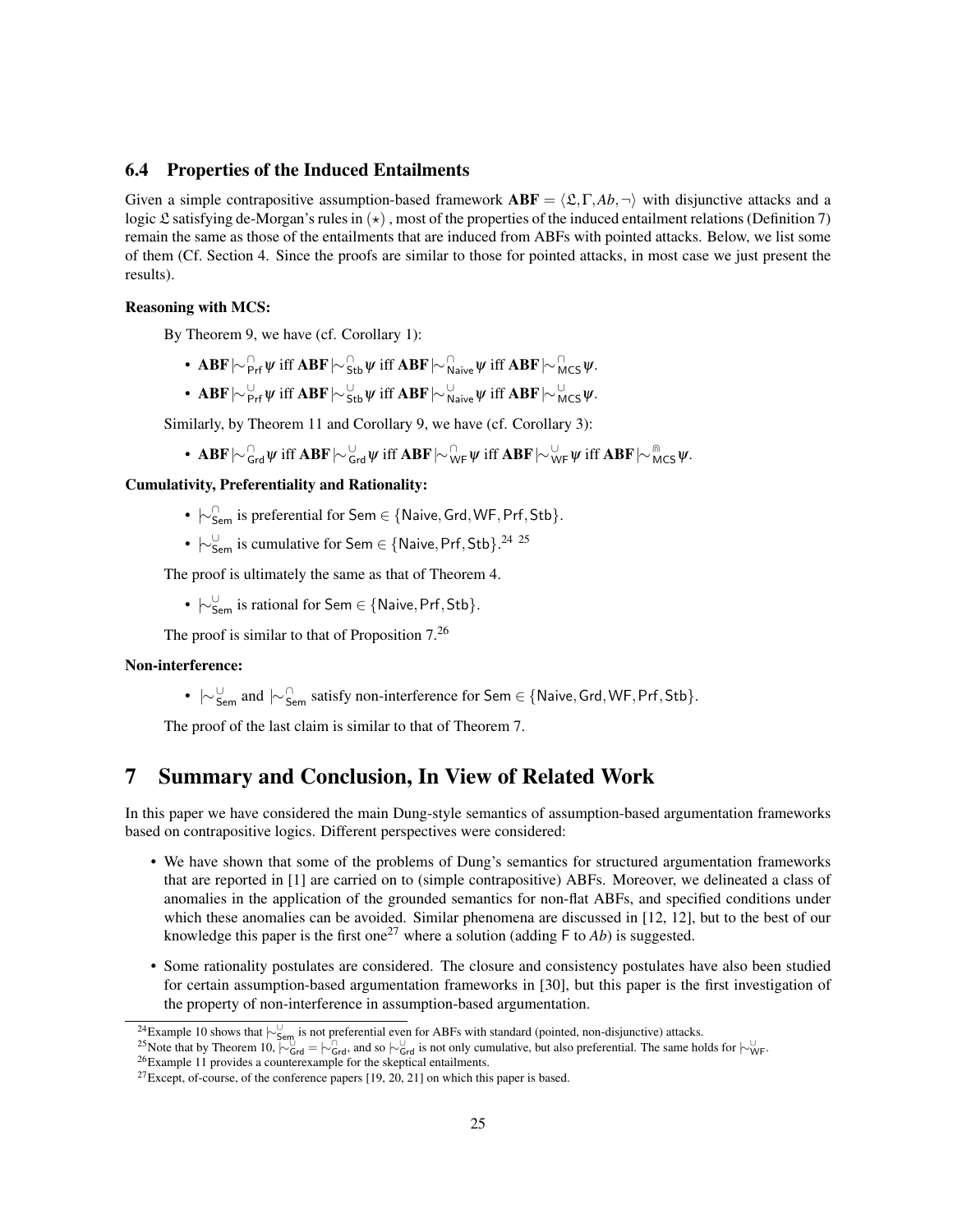### 6.4 Properties of the Induced Entailments

Given a simple contrapositive assumption-based framework $\mathbf{ABF} = \langle \mathfrak{L}, \Gamma, Ab, \neg \rangle$ with disjunctive attacks and a logic $\mathfrak{L}$ satisfying de-Morgan's rules in $(\star)$ , most of the properties of the induced entailment relations (Definition 7) remain the same as those of the entailments that are induced from ABFs with pointed attacks. Below, we list some of them (Cf. Section 4. Since the proofs are similar to those for pointed attacks, in most case we just present the results).

**Reasoning with MCS:**

By Theorem 9, we have (cf. Corollary 1):

- $\mathbf{ABF} \mid\!\sim^{\cap}_{\mathsf{Prf}} \psi$ iff $\mathbf{ABF} \mid\!\sim^{\cap}_{\mathsf{Stb}} \psi$ iff $\mathbf{ABF} \mid\!\sim^{\cap}_{\mathsf{Naive}} \psi$ iff $\mathbf{ABF} \mid\!\sim^{\cap}_{\mathsf{MCS}} \psi$.
- $\mathbf{ABF} \mid\!\sim^{\cup}_{\mathsf{Prf}} \psi$ iff $\mathbf{ABF} \mid\!\sim^{\cup}_{\mathsf{Stb}} \psi$ iff $\mathbf{ABF} \mid\!\sim^{\cup}_{\mathsf{Naive}} \psi$ iff $\mathbf{ABF} \mid\!\sim^{\cup}_{\mathsf{MCS}} \psi$.

Similarly, by Theorem 11 and Corollary 9, we have (cf. Corollary 3):

- $\mathbf{ABF} \mid\!\sim^{\cap}_{\mathsf{Grd}} \psi$ iff $\mathbf{ABF} \mid\!\sim^{\cup}_{\mathsf{Grd}} \psi$ iff $\mathbf{ABF} \mid\!\sim^{\cap}_{\mathsf{WF}} \psi$ iff $\mathbf{ABF} \mid\!\sim^{\cup}_{\mathsf{WF}} \psi$ iff $\mathbf{ABF} \mid\!\sim^{\Cap}_{\mathsf{MCS}} \psi$.

**Cumulativity, Preferentiality and Rationality:**

- $\mid\!\sim^{\cap}_{\mathsf{Sem}}$ is preferential for $\mathsf{Sem} \in \{\mathsf{Naive}, \mathsf{Grd}, \mathsf{WF}, \mathsf{Prf}, \mathsf{Stb}\}$.
- $\mid\!\sim^{\cup}_{\mathsf{Sem}}$ is cumulative for $\mathsf{Sem} \in \{\mathsf{Naive}, \mathsf{Prf}, \mathsf{Stb}\}$.[24] [25]

The proof is ultimately the same as that of Theorem 4.

- $\mid\!\sim^{\cup}_{\mathsf{Sem}}$ is rational for $\mathsf{Sem} \in \{\mathsf{Naive}, \mathsf{Prf}, \mathsf{Stb}\}$.

The proof is similar to that of Proposition 7.[26]

**Non-interference:**

- $\mid\!\sim^{\cup}_{\mathsf{Sem}}$ and $\mid\!\sim^{\cap}_{\mathsf{Sem}}$ satisfy non-interference for $\mathsf{Sem} \in \{\mathsf{Naive}, \mathsf{Grd}, \mathsf{WF}, \mathsf{Prf}, \mathsf{Stb}\}$.

The proof of the last claim is similar to that of Theorem 7.

# 7 Summary and Conclusion, In View of Related Work

In this paper we have considered the main Dung-style semantics of assumption-based argumentation frameworks based on contrapositive logics. Different perspectives were considered:

- We have shown that some of the problems of Dung's semantics for structured argumentation frameworks that are reported in [1] are carried on to (simple contrapositive) ABFs. Moreover, we delineated a class of anomalies in the application of the grounded semantics for non-flat ABFs, and specified conditions under which these anomalies can be avoided. Similar phenomena are discussed in [12, 12], but to the best of our knowledge this paper is the first one[27] where a solution (adding F to *Ab*) is suggested.
- Some rationality postulates are considered. The closure and consistency postulates have also been studied for certain assumption-based argumentation frameworks in [30], but this paper is the first investigation of the property of non-interference in assumption-based argumentation.

---

[24] Example 10 shows that $\mid\!\sim^{\cup}_{\mathsf{Sem}}$ is not preferential even for ABFs with standard (pointed, non-disjunctive) attacks.

[25] Note that by Theorem 10, $\mid\!\sim^{\cup}_{\mathsf{Grd}} = \mid\!\sim^{\cap}_{\mathsf{Grd}}$, and so $\mid\!\sim^{\cup}_{\mathsf{Grd}}$ is not only cumulative, but also preferential. The same holds for $\mid\!\sim^{\cup}_{\mathsf{WF}}$.

[26] Example 11 provides a counterexample for the skeptical entailments.

[27] Except, of-course, of the conference papers [19, 20, 21] on which this paper is based.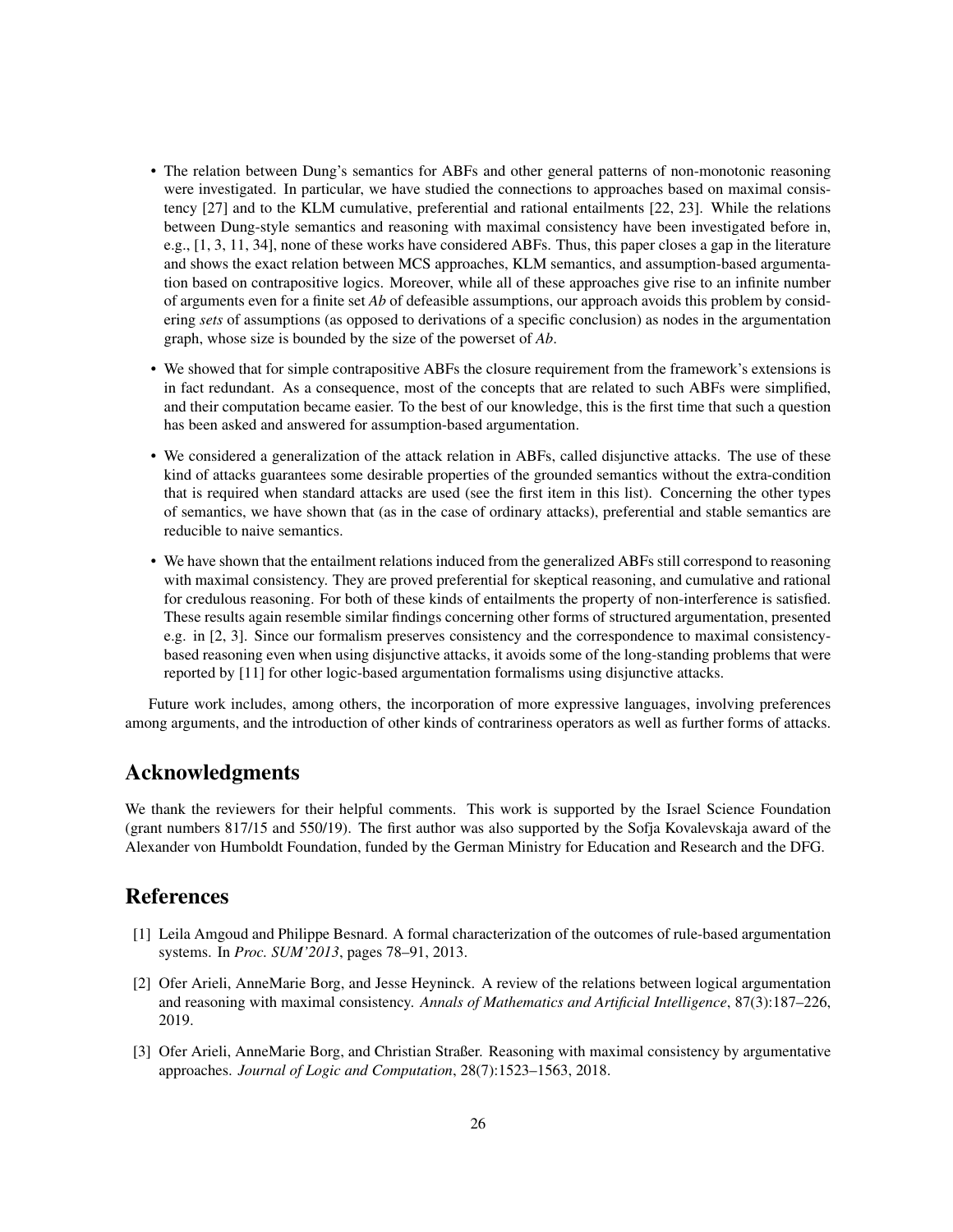- The relation between Dung's semantics for ABFs and other general patterns of non-monotonic reasoning were investigated. In particular, we have studied the connections to approaches based on maximal consistency [27] and to the KLM cumulative, preferential and rational entailments [22, 23]. While the relations between Dung-style semantics and reasoning with maximal consistency have been investigated before in, e.g., [1, 3, 11, 34], none of these works have considered ABFs. Thus, this paper closes a gap in the literature and shows the exact relation between MCS approaches, KLM semantics, and assumption-based argumentation based on contrapositive logics. Moreover, while all of these approaches give rise to an infinite number of arguments even for a finite set *Ab* of defeasible assumptions, our approach avoids this problem by considering *sets* of assumptions (as opposed to derivations of a specific conclusion) as nodes in the argumentation graph, whose size is bounded by the size of the powerset of *Ab*.
- We showed that for simple contrapositive ABFs the closure requirement from the framework's extensions is in fact redundant. As a consequence, most of the concepts that are related to such ABFs were simplified, and their computation became easier. To the best of our knowledge, this is the first time that such a question has been asked and answered for assumption-based argumentation.
- We considered a generalization of the attack relation in ABFs, called disjunctive attacks. The use of these kind of attacks guarantees some desirable properties of the grounded semantics without the extra-condition that is required when standard attacks are used (see the first item in this list). Concerning the other types of semantics, we have shown that (as in the case of ordinary attacks), preferential and stable semantics are reducible to naive semantics.
- We have shown that the entailment relations induced from the generalized ABFs still correspond to reasoning with maximal consistency. They are proved preferential for skeptical reasoning, and cumulative and rational for credulous reasoning. For both of these kinds of entailments the property of non-interference is satisfied. These results again resemble similar findings concerning other forms of structured argumentation, presented e.g. in [2, 3]. Since our formalism preserves consistency and the correspondence to maximal consistency-based reasoning even when using disjunctive attacks, it avoids some of the long-standing problems that were reported by [11] for other logic-based argumentation formalisms using disjunctive attacks.

Future work includes, among others, the incorporation of more expressive languages, involving preferences among arguments, and the introduction of other kinds of contrariness operators as well as further forms of attacks.

## Acknowledgments

We thank the reviewers for their helpful comments. This work is supported by the Israel Science Foundation (grant numbers 817/15 and 550/19). The first author was also supported by the Sofja Kovalevskaja award of the Alexander von Humboldt Foundation, funded by the German Ministry for Education and Research and the DFG.

## References

[1] Leila Amgoud and Philippe Besnard. A formal characterization of the outcomes of rule-based argumentation systems. In *Proc. SUM'2013*, pages 78–91, 2013.

[2] Ofer Arieli, AnneMarie Borg, and Jesse Heyninck. A review of the relations between logical argumentation and reasoning with maximal consistency. *Annals of Mathematics and Artificial Intelligence*, 87(3):187–226, 2019.

[3] Ofer Arieli, AnneMarie Borg, and Christian Straßer. Reasoning with maximal consistency by argumentative approaches. *Journal of Logic and Computation*, 28(7):1523–1563, 2018.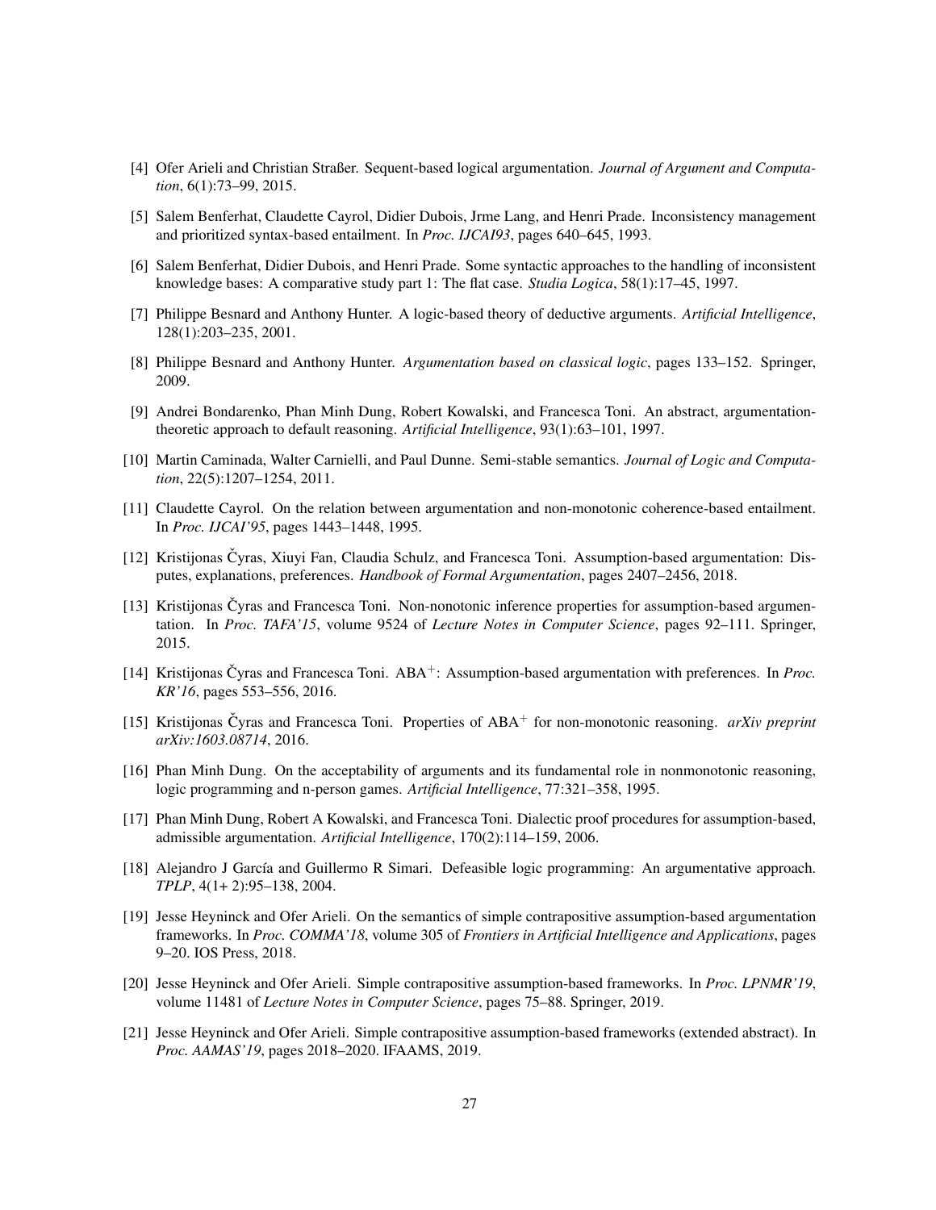[4] Ofer Arieli and Christian Straßer. Sequent-based logical argumentation. *Journal of Argument and Computation*, 6(1):73–99, 2015.

[5] Salem Benferhat, Claudette Cayrol, Didier Dubois, Jrme Lang, and Henri Prade. Inconsistency management and prioritized syntax-based entailment. In *Proc. IJCAI93*, pages 640–645, 1993.

[6] Salem Benferhat, Didier Dubois, and Henri Prade. Some syntactic approaches to the handling of inconsistent knowledge bases: A comparative study part 1: The flat case. *Studia Logica*, 58(1):17–45, 1997.

[7] Philippe Besnard and Anthony Hunter. A logic-based theory of deductive arguments. *Artificial Intelligence*, 128(1):203–235, 2001.

[8] Philippe Besnard and Anthony Hunter. *Argumentation based on classical logic*, pages 133–152. Springer, 2009.

[9] Andrei Bondarenko, Phan Minh Dung, Robert Kowalski, and Francesca Toni. An abstract, argumentation-theoretic approach to default reasoning. *Artificial Intelligence*, 93(1):63–101, 1997.

[10] Martin Caminada, Walter Carnielli, and Paul Dunne. Semi-stable semantics. *Journal of Logic and Computation*, 22(5):1207–1254, 2011.

[11] Claudette Cayrol. On the relation between argumentation and non-monotonic coherence-based entailment. In *Proc. IJCAI'95*, pages 1443–1448, 1995.

[12] Kristijonas Čyras, Xiuyi Fan, Claudia Schulz, and Francesca Toni. Assumption-based argumentation: Disputes, explanations, preferences. *Handbook of Formal Argumentation*, pages 2407–2456, 2018.

[13] Kristijonas Čyras and Francesca Toni. Non-nonotonic inference properties for assumption-based argumentation. In *Proc. TAFA'15*, volume 9524 of *Lecture Notes in Computer Science*, pages 92–111. Springer, 2015.

[14] Kristijonas Čyras and Francesca Toni. ABA$^+$: Assumption-based argumentation with preferences. In *Proc. KR'16*, pages 553–556, 2016.

[15] Kristijonas Čyras and Francesca Toni. Properties of ABA$^+$ for non-monotonic reasoning. *arXiv preprint arXiv:1603.08714*, 2016.

[16] Phan Minh Dung. On the acceptability of arguments and its fundamental role in nonmonotonic reasoning, logic programming and n-person games. *Artificial Intelligence*, 77:321–358, 1995.

[17] Phan Minh Dung, Robert A Kowalski, and Francesca Toni. Dialectic proof procedures for assumption-based, admissible argumentation. *Artificial Intelligence*, 170(2):114–159, 2006.

[18] Alejandro J García and Guillermo R Simari. Defeasible logic programming: An argumentative approach. *TPLP*, 4(1+ 2):95–138, 2004.

[19] Jesse Heyninck and Ofer Arieli. On the semantics of simple contrapositive assumption-based argumentation frameworks. In *Proc. COMMA'18*, volume 305 of *Frontiers in Artificial Intelligence and Applications*, pages 9–20. IOS Press, 2018.

[20] Jesse Heyninck and Ofer Arieli. Simple contrapositive assumption-based frameworks. In *Proc. LPNMR'19*, volume 11481 of *Lecture Notes in Computer Science*, pages 75–88. Springer, 2019.

[21] Jesse Heyninck and Ofer Arieli. Simple contrapositive assumption-based frameworks (extended abstract). In *Proc. AAMAS'19*, pages 2018–2020. IFAAMS, 2019.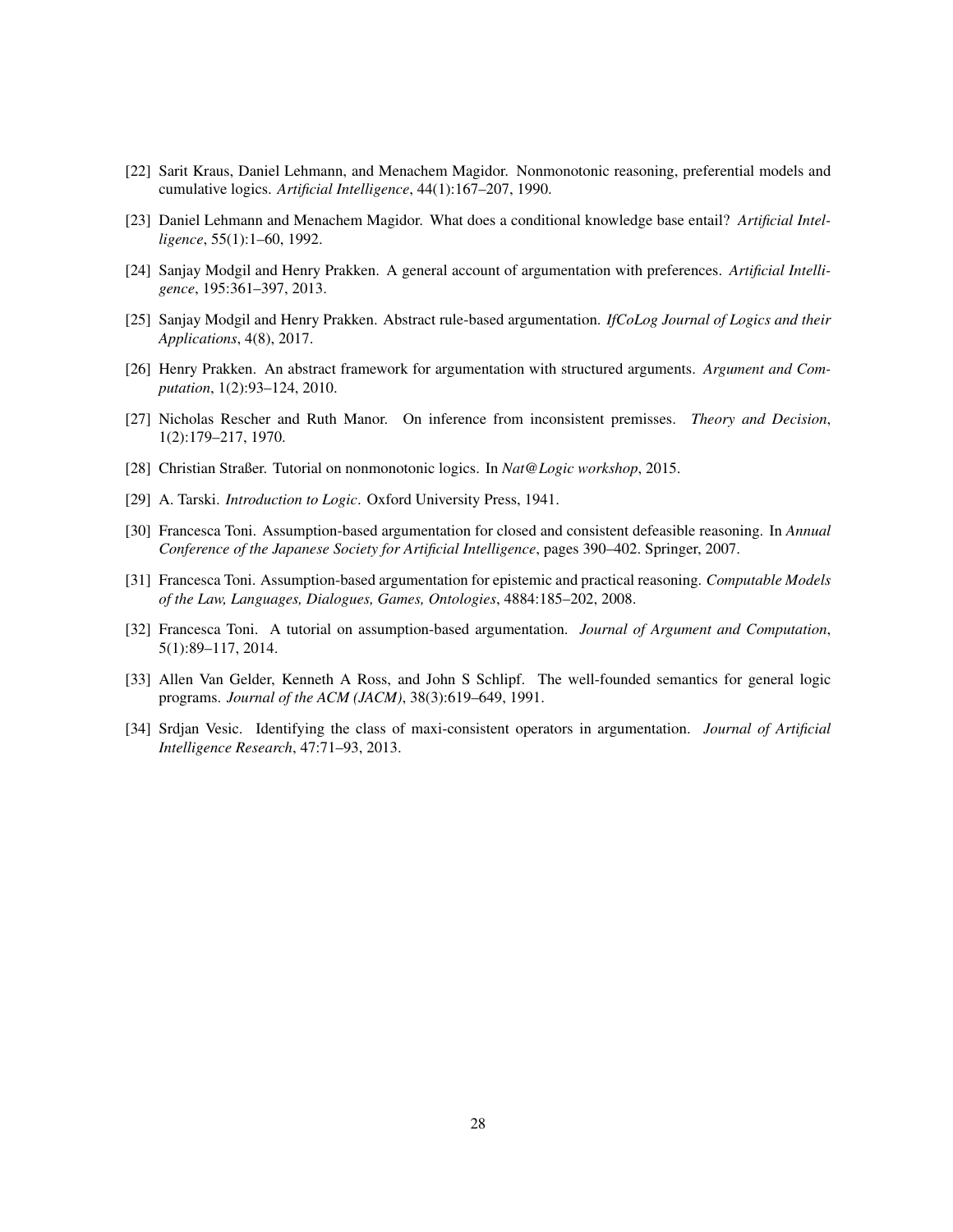[22] Sarit Kraus, Daniel Lehmann, and Menachem Magidor. Nonmonotonic reasoning, preferential models and cumulative logics. *Artificial Intelligence*, 44(1):167–207, 1990.

[23] Daniel Lehmann and Menachem Magidor. What does a conditional knowledge base entail? *Artificial Intelligence*, 55(1):1–60, 1992.

[24] Sanjay Modgil and Henry Prakken. A general account of argumentation with preferences. *Artificial Intelligence*, 195:361–397, 2013.

[25] Sanjay Modgil and Henry Prakken. Abstract rule-based argumentation. *IfCoLog Journal of Logics and their Applications*, 4(8), 2017.

[26] Henry Prakken. An abstract framework for argumentation with structured arguments. *Argument and Computation*, 1(2):93–124, 2010.

[27] Nicholas Rescher and Ruth Manor. On inference from inconsistent premisses. *Theory and Decision*, 1(2):179–217, 1970.

[28] Christian Straßer. Tutorial on nonmonotonic logics. In *Nat@Logic workshop*, 2015.

[29] A. Tarski. *Introduction to Logic*. Oxford University Press, 1941.

[30] Francesca Toni. Assumption-based argumentation for closed and consistent defeasible reasoning. In *Annual Conference of the Japanese Society for Artificial Intelligence*, pages 390–402. Springer, 2007.

[31] Francesca Toni. Assumption-based argumentation for epistemic and practical reasoning. *Computable Models of the Law, Languages, Dialogues, Games, Ontologies*, 4884:185–202, 2008.

[32] Francesca Toni. A tutorial on assumption-based argumentation. *Journal of Argument and Computation*, 5(1):89–117, 2014.

[33] Allen Van Gelder, Kenneth A Ross, and John S Schlipf. The well-founded semantics for general logic programs. *Journal of the ACM (JACM)*, 38(3):619–649, 1991.

[34] Srdjan Vesic. Identifying the class of maxi-consistent operators in argumentation. *Journal of Artificial Intelligence Research*, 47:71–93, 2013.